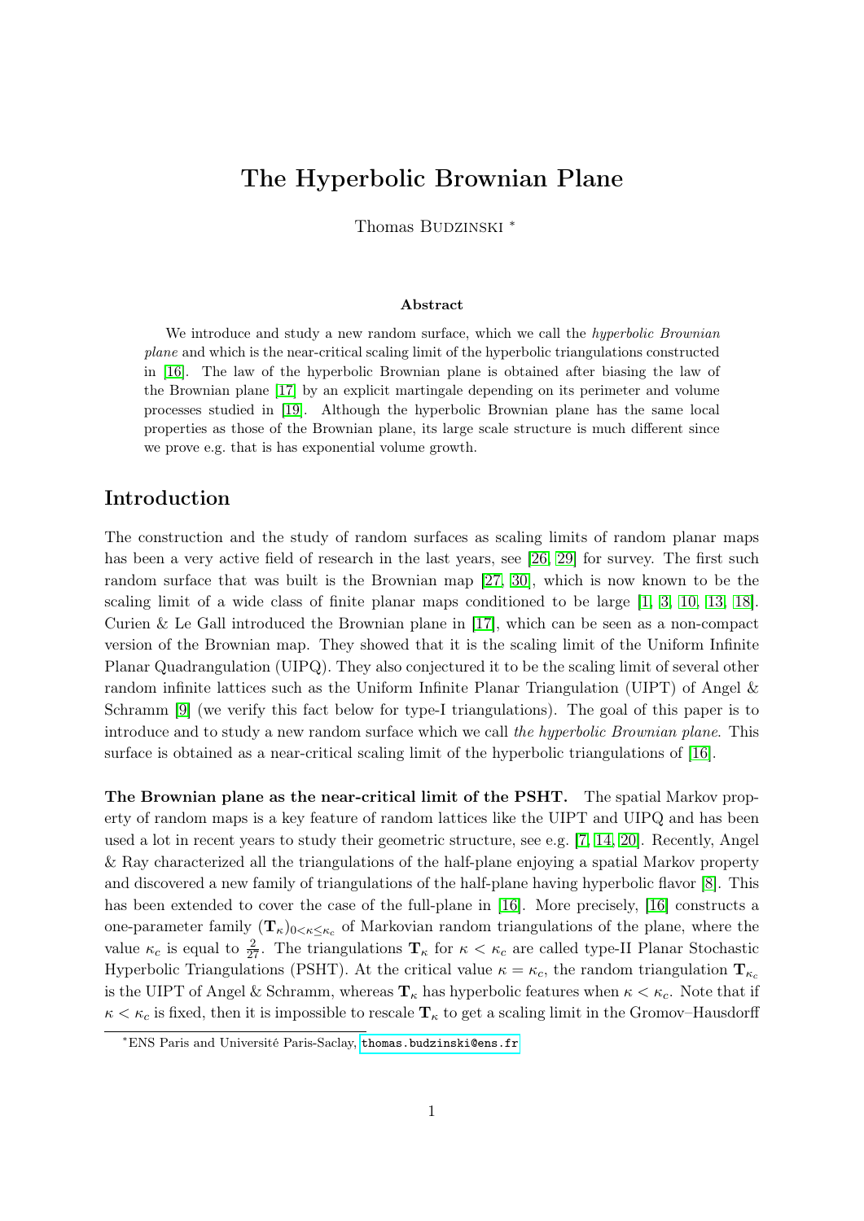# The Hyperbolic Brownian Plane

Thomas BUDZINSKI *

### Abstract

We introduce and study a new random surface, which we call the *hyperbolic Brownian plane* and which is the near-critical scaling limit of the hyperbolic triangulations constructed in [16]. The law of the hyperbolic Brownian plane is obtained after biasing the law of the Brownian plane [17] by an explicit martingale depending on its perimeter and volume processes studied in [19]. Although the hyperbolic Brownian plane has the same local properties as those of the Brownian plane, its large scale structure is much different since we prove e.g. that is has exponential volume growth.

## Introduction

The construction and the study of random surfaces as scaling limits of random planar maps has been a very active field of research in the last years, see [26, 29] for survey. The first such random surface that was built is the Brownian map [27, 30], which is now known to be the scaling limit of a wide class of finite planar maps conditioned to be large [1, 3, 10, 13, 18]. Curien & Le Gall introduced the Brownian plane in [17], which can be seen as a non-compact version of the Brownian map. They showed that it is the scaling limit of the Uniform Infinite Planar Quadrangulation (UIPQ). They also conjectured it to be the scaling limit of several other random infinite lattices such as the Uniform Infinite Planar Triangulation (UIPT) of Angel & Schramm [9] (we verify this fact below for type-I triangulations). The goal of this paper is to introduce and to study a new random surface which we call *the hyperbolic Brownian plane*. This surface is obtained as a near-critical scaling limit of the hyperbolic triangulations of [16].

**The Brownian plane as the near-critical limit of the PSHT.** The spatial Markov property of random maps is a key feature of random lattices like the UIPT and UIPQ and has been used a lot in recent years to study their geometric structure, see e.g. [7, 14, 20]. Recently, Angel & Ray characterized all the triangulations of the half-plane enjoying a spatial Markov property and discovered a new family of triangulations of the half-plane having hyperbolic flavor [8]. This has been extended to cover the case of the full-plane in [16]. More precisely, [16] constructs a one-parameter family $(\mathbf{T}_\kappa)_{0<\kappa\leq\kappa_c}$ of Markovian random triangulations of the plane, where the value $\kappa_c$ is equal to $\frac{2}{27}$. The triangulations $\mathbf{T}_\kappa$ for $\kappa < \kappa_c$ are called type-II Planar Stochastic Hyperbolic Triangulations (PSHT). At the critical value $\kappa = \kappa_c$, the random triangulation $\mathbf{T}_{\kappa_c}$ is the UIPT of Angel & Schramm, whereas $\mathbf{T}_\kappa$ has hyperbolic features when $\kappa < \kappa_c$. Note that if $\kappa < \kappa_c$ is fixed, then it is impossible to rescale $\mathbf{T}_\kappa$ to get a scaling limit in the Gromov–Hausdorff

*ENS Paris and Université Paris-Saclay, thomas.budzinski@ens.fr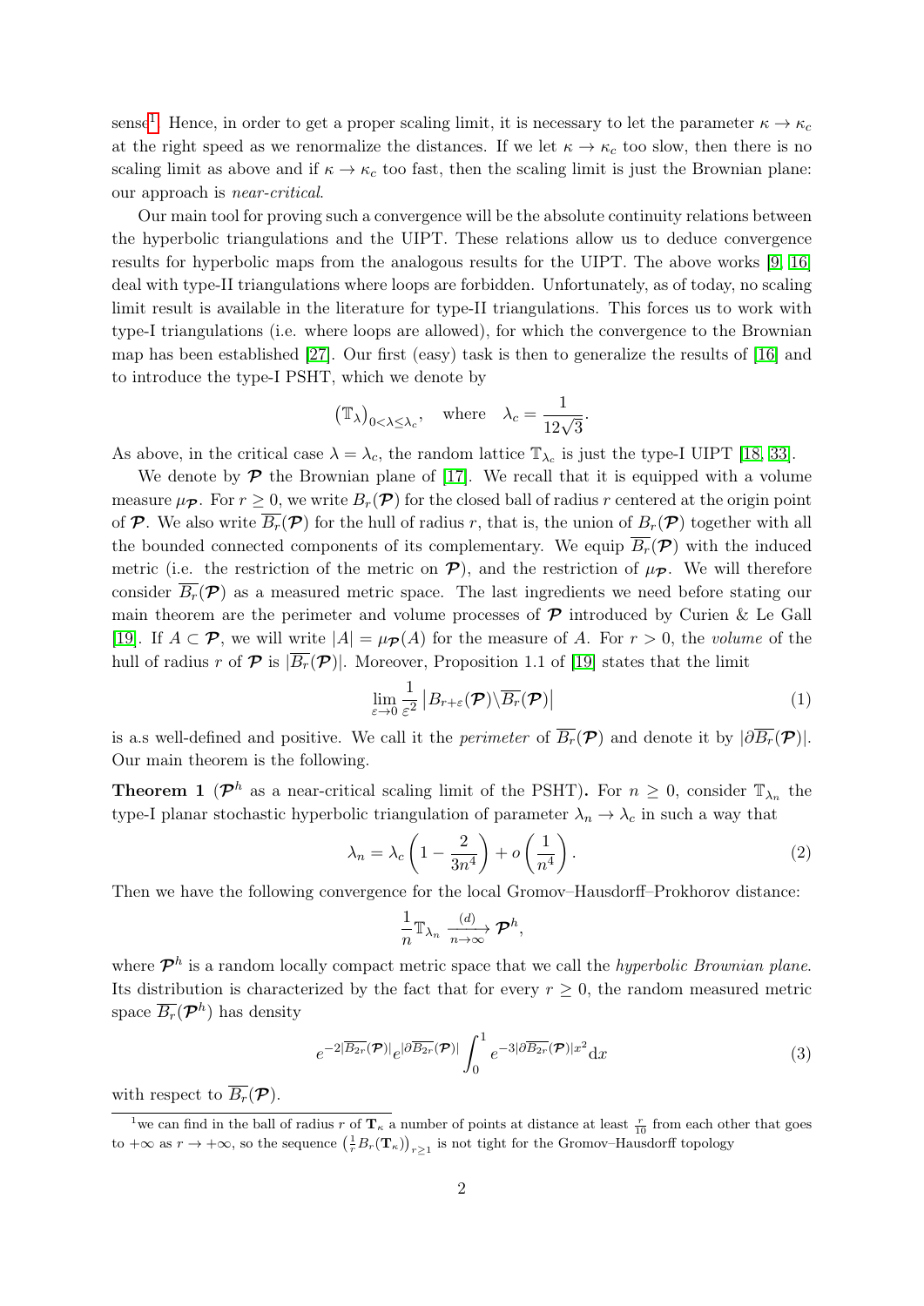sense[1]. Hence, in order to get a proper scaling limit, it is necessary to let the parameter $\kappa \to \kappa_c$ at the right speed as we renormalize the distances. If we let $\kappa \to \kappa_c$ too slow, then there is no scaling limit as above and if $\kappa \to \kappa_c$ too fast, then the scaling limit is just the Brownian plane: our approach is *near-critical*.

Our main tool for proving such a convergence will be the absolute continuity relations between the hyperbolic triangulations and the UIPT. These relations allow us to deduce convergence results for hyperbolic maps from the analogous results for the UIPT. The above works [9, 16] deal with type-II triangulations where loops are forbidden. Unfortunately, as of today, no scaling limit result is available in the literature for type-II triangulations. This forces us to work with type-I triangulations (i.e. where loops are allowed), for which the convergence to the Brownian map has been established [27]. Our first (easy) task is then to generalize the results of [16] and to introduce the type-I PSHT, which we denote by

$$\left(\mathbb{T}_\lambda\right)_{0<\lambda\leq\lambda_c}, \quad \text{where} \quad \lambda_c = \frac{1}{12\sqrt{3}}.$$

As above, in the critical case $\lambda = \lambda_c$, the random lattice $\mathbb{T}_{\lambda_c}$ is just the type-I UIPT [18, 33].

We denote by $\boldsymbol{\mathcal{P}}$ the Brownian plane of [17]. We recall that it is equipped with a volume measure $\mu_{\boldsymbol{\mathcal{P}}}$. For $r \geq 0$, we write $B_r(\boldsymbol{\mathcal{P}})$ for the closed ball of radius $r$ centered at the origin point of $\boldsymbol{\mathcal{P}}$. We also write $\overline{B_r}(\boldsymbol{\mathcal{P}})$ for the hull of radius $r$, that is, the union of $B_r(\boldsymbol{\mathcal{P}})$ together with all the bounded connected components of its complementary. We equip $\overline{B_r}(\boldsymbol{\mathcal{P}})$ with the induced metric (i.e. the restriction of the metric on $\boldsymbol{\mathcal{P}}$), and the restriction of $\mu_{\boldsymbol{\mathcal{P}}}$. We will therefore consider $\overline{B_r}(\boldsymbol{\mathcal{P}})$ as a measured metric space. The last ingredients we need before stating our main theorem are the perimeter and volume processes of $\boldsymbol{\mathcal{P}}$ introduced by Curien & Le Gall [19]. If $A \subset \boldsymbol{\mathcal{P}}$, we will write $|A| = \mu_{\boldsymbol{\mathcal{P}}}(A)$ for the measure of $A$. For $r > 0$, the *volume* of the hull of radius $r$ of $\boldsymbol{\mathcal{P}}$ is $|\overline{B_r}(\boldsymbol{\mathcal{P}})|$. Moreover, Proposition 1.1 of [19] states that the limit

$$\lim_{\varepsilon \to 0} \frac{1}{\varepsilon^2} \left| B_{r+\varepsilon}(\boldsymbol{\mathcal{P}}) \backslash \overline{B_r}(\boldsymbol{\mathcal{P}}) \right| \tag{1}$$

is a.s well-defined and positive. We call it the *perimeter* of $\overline{B_r}(\boldsymbol{\mathcal{P}})$ and denote it by $|\partial \overline{B_r}(\boldsymbol{\mathcal{P}})|$. Our main theorem is the following.

**Theorem 1** (**$\boldsymbol{\mathcal{P}}^h$ as a near-critical scaling limit of the PSHT).** For $n \geq 0$, consider $\mathbb{T}_{\lambda_n}$ the type-I planar stochastic hyperbolic triangulation of parameter $\lambda_n \to \lambda_c$ in such a way that

$$\lambda_n = \lambda_c \left(1 - \frac{2}{3n^4}\right) + o\left(\frac{1}{n^4}\right). \tag{2}$$

Then we have the following convergence for the local Gromov–Hausdorff–Prokhorov distance:

$$\frac{1}{n}\mathbb{T}_{\lambda_n} \xrightarrow[n\to\infty]{(d)} \boldsymbol{\mathcal{P}}^h,$$

where $\boldsymbol{\mathcal{P}}^h$ is a random locally compact metric space that we call the *hyperbolic Brownian plane*. Its distribution is characterized by the fact that for every $r \geq 0$, the random measured metric space $\overline{B_r}(\boldsymbol{\mathcal{P}}^h)$ has density

$$e^{-2|\overline{B_{2r}}(\boldsymbol{\mathcal{P}})|} e^{|\partial \overline{B_{2r}}(\boldsymbol{\mathcal{P}})|} \int_0^1 e^{-3|\partial \overline{B_{2r}}(\boldsymbol{\mathcal{P}})| x^2} \mathrm{d}x \tag{3}$$

with respect to $\overline{B_r}(\boldsymbol{\mathcal{P}})$.

[1] we can find in the ball of radius $r$ of $\mathbf{T}_\kappa$ a number of points at distance at least $\frac{r}{10}$ from each other that goes to $+\infty$ as $r \to +\infty$, so the sequence $\left(\frac{1}{r}B_r(\mathbf{T}_\kappa)\right)_{r\geq 1}$ is not tight for the Gromov–Hausdorff topology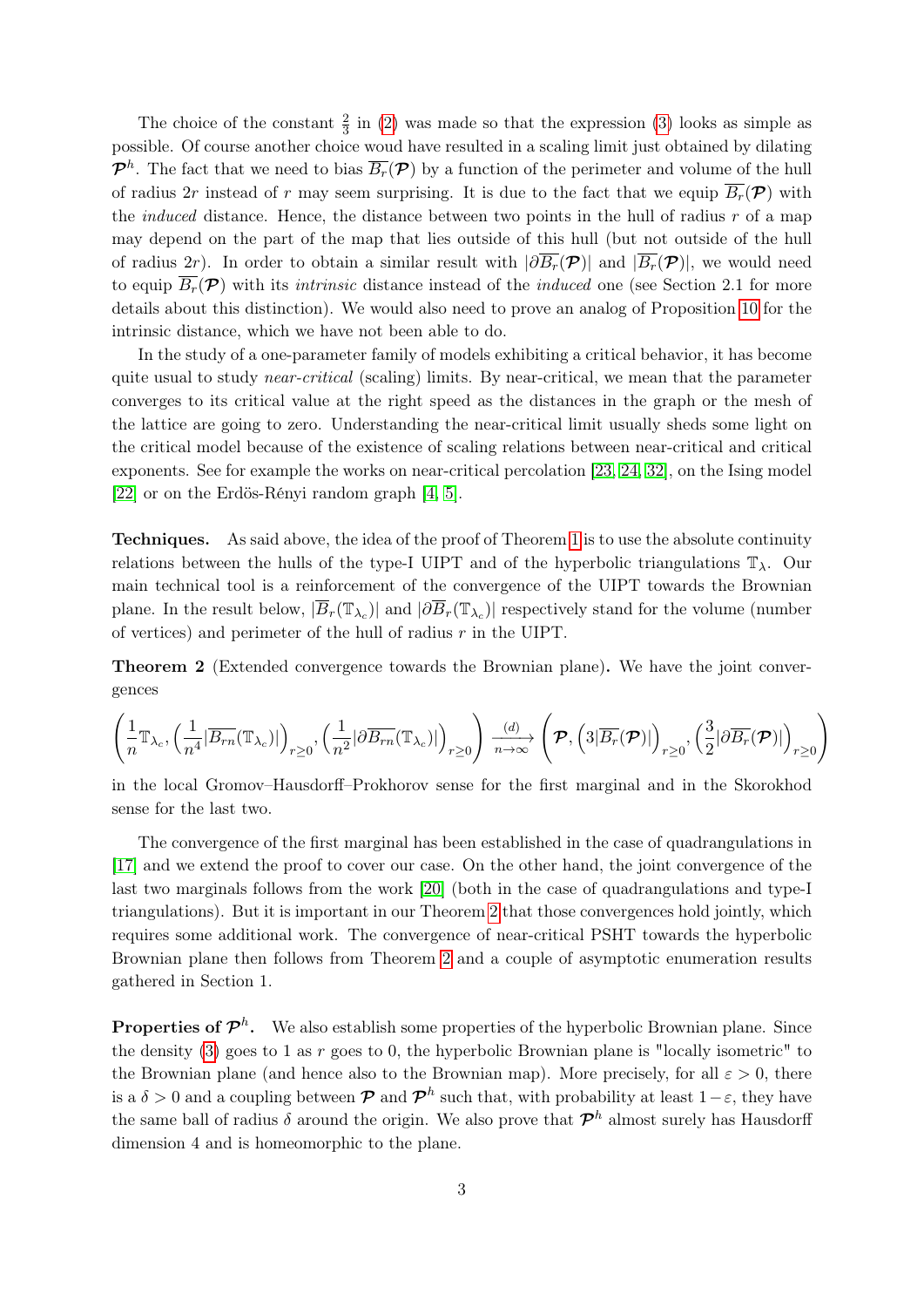The choice of the constant $\frac{2}{3}$ in (2) was made so that the expression (3) looks as simple as possible. Of course another choice woud have resulted in a scaling limit just obtained by dilating $\boldsymbol{\mathcal{P}}^h$. The fact that we need to bias $\overline{B_r}(\boldsymbol{\mathcal{P}})$ by a function of the perimeter and volume of the hull of radius $2r$ instead of $r$ may seem surprising. It is due to the fact that we equip $\overline{B_r}(\boldsymbol{\mathcal{P}})$ with the *induced* distance. Hence, the distance between two points in the hull of radius $r$ of a map may depend on the part of the map that lies outside of this hull (but not outside of the hull of radius $2r$). In order to obtain a similar result with $|\partial\overline{B_r}(\boldsymbol{\mathcal{P}})|$ and $|\overline{B_r}(\boldsymbol{\mathcal{P}})|$, we would need to equip $\overline{B_r}(\boldsymbol{\mathcal{P}})$ with its *intrinsic* distance instead of the *induced* one (see Section 2.1 for more details about this distinction). We would also need to prove an analog of Proposition 10 for the intrinsic distance, which we have not been able to do.

In the study of a one-parameter family of models exhibiting a critical behavior, it has become quite usual to study *near-critical* (scaling) limits. By near-critical, we mean that the parameter converges to its critical value at the right speed as the distances in the graph or the mesh of the lattice are going to zero. Understanding the near-critical limit usually sheds some light on the critical model because of the existence of scaling relations between near-critical and critical exponents. See for example the works on near-critical percolation [23, 24, 32], on the Ising model [22] or on the Erdös-Rényi random graph [4, 5].

**Techniques.** As said above, the idea of the proof of Theorem 1 is to use the absolute continuity relations between the hulls of the type-I UIPT and of the hyperbolic triangulations $\mathbb{T}_\lambda$. Our main technical tool is a reinforcement of the convergence of the UIPT towards the Brownian plane. In the result below, $|\overline{B}_r(\mathbb{T}_{\lambda_c})|$ and $|\partial\overline{B}_r(\mathbb{T}_{\lambda_c})|$ respectively stand for the volume (number of vertices) and perimeter of the hull of radius $r$ in the UIPT.

**Theorem 2** (Extended convergence towards the Brownian plane)**.** We have the joint convergences

$$\left(\frac{1}{n}\mathbb{T}_{\lambda_c}, \left(\frac{1}{n^4}|\overline{B_{rn}}(\mathbb{T}_{\lambda_c})|\right)_{r\geq 0}, \left(\frac{1}{n^2}|\partial\overline{B_{rn}}(\mathbb{T}_{\lambda_c})|\right)_{r\geq 0}\right) \xrightarrow[n\to\infty]{(d)} \left(\boldsymbol{\mathcal{P}}, \left(3|\overline{B_r}(\boldsymbol{\mathcal{P}})|\right)_{r\geq 0}, \left(\frac{3}{2}|\partial\overline{B_r}(\boldsymbol{\mathcal{P}})|\right)_{r\geq 0}\right)$$

in the local Gromov–Hausdorff–Prokhorov sense for the first marginal and in the Skorokhod sense for the last two.

The convergence of the first marginal has been established in the case of quadrangulations in [17] and we extend the proof to cover our case. On the other hand, the joint convergence of the last two marginals follows from the work [20] (both in the case of quadrangulations and type-I triangulations). But it is important in our Theorem 2 that those convergences hold jointly, which requires some additional work. The convergence of near-critical PSHT towards the hyperbolic Brownian plane then follows from Theorem 2 and a couple of asymptotic enumeration results gathered in Section 1.

**Properties of $\boldsymbol{\mathcal{P}}^h$.** We also establish some properties of the hyperbolic Brownian plane. Since the density (3) goes to 1 as $r$ goes to 0, the hyperbolic Brownian plane is "locally isometric" to the Brownian plane (and hence also to the Brownian map). More precisely, for all $\varepsilon > 0$, there is a $\delta > 0$ and a coupling between $\boldsymbol{\mathcal{P}}$ and $\boldsymbol{\mathcal{P}}^h$ such that, with probability at least $1-\varepsilon$, they have the same ball of radius $\delta$ around the origin. We also prove that $\boldsymbol{\mathcal{P}}^h$ almost surely has Hausdorff dimension 4 and is homeomorphic to the plane.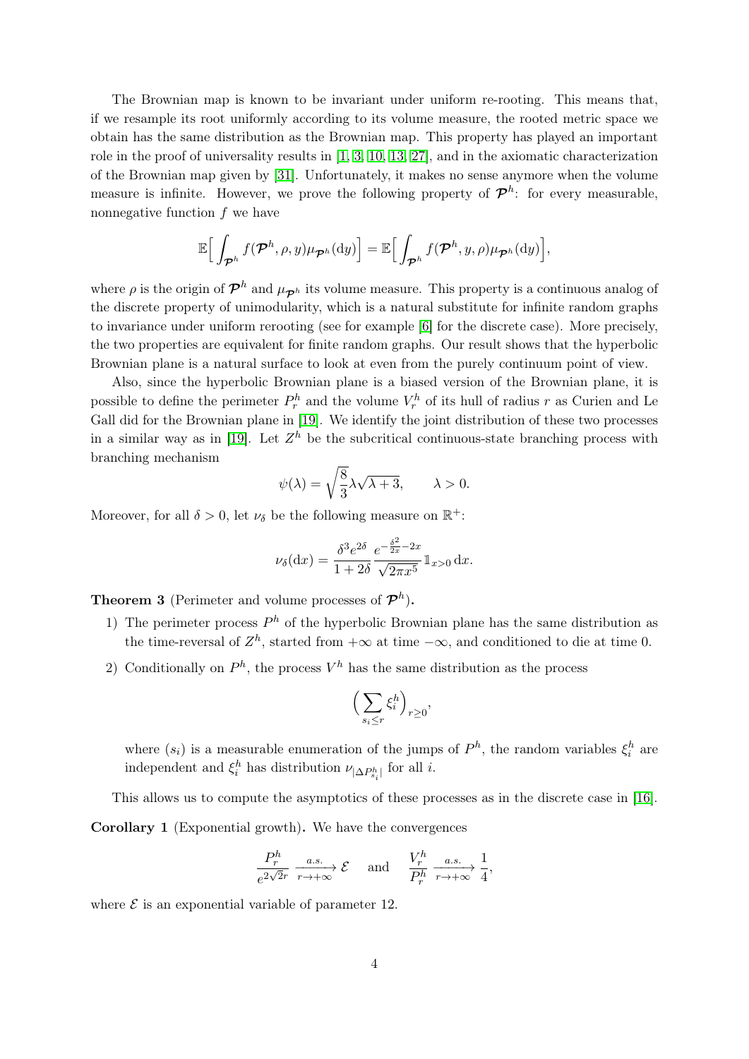The Brownian map is known to be invariant under uniform re-rooting. This means that, if we resample its root uniformly according to its volume measure, the rooted metric space we obtain has the same distribution as the Brownian map. This property has played an important role in the proof of universality results in [1, 3, 10, 13, 27], and in the axiomatic characterization of the Brownian map given by [31]. Unfortunately, it makes no sense anymore when the volume measure is infinite. However, we prove the following property of $\boldsymbol{\mathcal{P}}^h$: for every measurable, nonnegative function $f$ we have

$$\mathbb{E}\Big[\int_{\boldsymbol{\mathcal{P}}^h} f(\boldsymbol{\mathcal{P}}^h, \rho, y)\mu_{\boldsymbol{\mathcal{P}}^h}(\mathrm{d}y)\Big] = \mathbb{E}\Big[\int_{\boldsymbol{\mathcal{P}}^h} f(\boldsymbol{\mathcal{P}}^h, y, \rho)\mu_{\boldsymbol{\mathcal{P}}^h}(\mathrm{d}y)\Big],$$

where $\rho$ is the origin of $\boldsymbol{\mathcal{P}}^h$ and $\mu_{\boldsymbol{\mathcal{P}}^h}$ its volume measure. This property is a continuous analog of the discrete property of unimodularity, which is a natural substitute for infinite random graphs to invariance under uniform rerooting (see for example [6] for the discrete case). More precisely, the two properties are equivalent for finite random graphs. Our result shows that the hyperbolic Brownian plane is a natural surface to look at even from the purely continuum point of view.

Also, since the hyperbolic Brownian plane is a biased version of the Brownian plane, it is possible to define the perimeter $P_r^h$ and the volume $V_r^h$ of its hull of radius $r$ as Curien and Le Gall did for the Brownian plane in [19]. We identify the joint distribution of these two processes in a similar way as in [19]. Let $Z^h$ be the subcritical continuous-state branching process with branching mechanism

$$\psi(\lambda) = \sqrt{\frac{8}{3}}\lambda\sqrt{\lambda+3}, \qquad \lambda > 0.$$

Moreover, for all $\delta > 0$, let $\nu_\delta$ be the following measure on $\mathbb{R}^+$:

$$\nu_\delta(\mathrm{d}x) = \frac{\delta^3 e^{2\delta}}{1+2\delta}\frac{e^{-\frac{\delta^2}{2x}-2x}}{\sqrt{2\pi x^5}}\mathbb{1}_{x>0}\,\mathrm{d}x.$$

**Theorem 3** (Perimeter and volume processes of $\boldsymbol{\mathcal{P}}^h$)**.**

1) The perimeter process $P^h$ of the hyperbolic Brownian plane has the same distribution as the time-reversal of $Z^h$, started from $+\infty$ at time $-\infty$, and conditioned to die at time 0.

2) Conditionally on $P^h$, the process $V^h$ has the same distribution as the process

$$\Big(\sum_{s_i \le r} \xi_i^h\Big)_{r\ge 0},$$

where $(s_i)$ is a measurable enumeration of the jumps of $P^h$, the random variables $\xi_i^h$ are independent and $\xi_i^h$ has distribution $\nu_{|\Delta P^h_{s_i}|}$ for all $i$.

This allows us to compute the asymptotics of these processes as in the discrete case in [16].

**Corollary 1** (Exponential growth)**.** We have the convergences

$$\frac{P_r^h}{e^{2\sqrt{2}r}} \xrightarrow[r\to+\infty]{a.s.} \mathcal{E} \quad \text{and} \quad \frac{V_r^h}{P_r^h} \xrightarrow[r\to+\infty]{a.s.} \frac{1}{4},$$

where $\mathcal{E}$ is an exponential variable of parameter 12.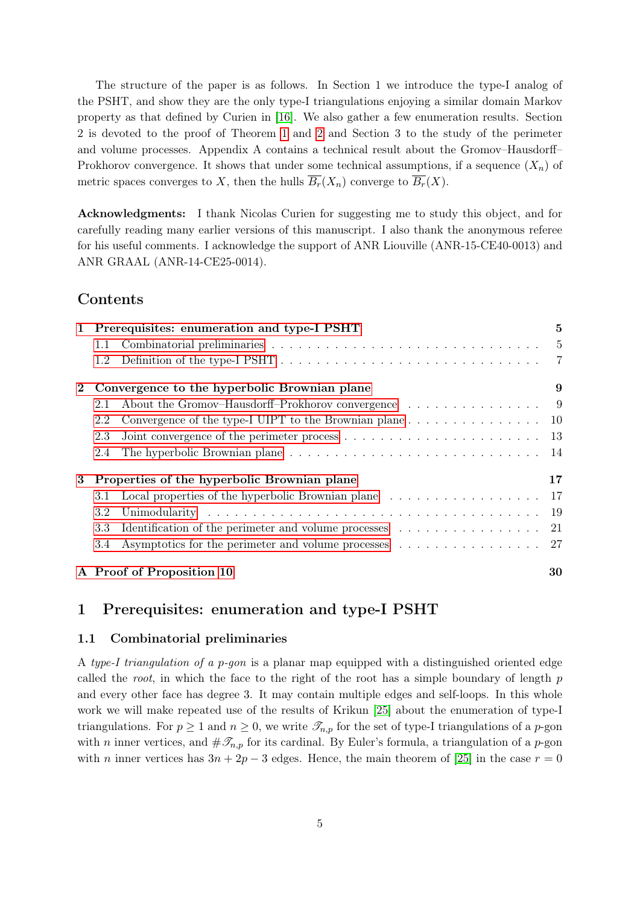The structure of the paper is as follows. In Section 1 we introduce the type-I analog of the PSHT, and show they are the only type-I triangulations enjoying a similar domain Markov property as that defined by Curien in [16]. We also gather a few enumeration results. Section 2 is devoted to the proof of Theorem 1 and 2 and Section 3 to the study of the perimeter and volume processes. Appendix A contains a technical result about the Gromov–Hausdorff–Prokhorov convergence. It shows that under some technical assumptions, if a sequence $(X_n)$ of metric spaces converges to $X$, then the hulls $\overline{B_r}(X_n)$ converge to $\overline{B_r}(X)$.

**Acknowledgments:** I thank Nicolas Curien for suggesting me to study this object, and for carefully reading many earlier versions of this manuscript. I also thank the anonymous referee for his useful comments. I acknowledge the support of ANR Liouville (ANR-15-CE40-0013) and ANR GRAAL (ANR-14-CE25-0014).

## Contents

- **1 Prerequisites: enumeration and type-I PSHT** — **5**
  - 1.1 Combinatorial preliminaries — 5
  - 1.2 Definition of the type-I PSHT — 7
- **2 Convergence to the hyperbolic Brownian plane** — **9**
  - 2.1 About the Gromov–Hausdorff–Prokhorov convergence — 9
  - 2.2 Convergence of the type-I UIPT to the Brownian plane — 10
  - 2.3 Joint convergence of the perimeter process — 13
  - 2.4 The hyperbolic Brownian plane — 14
- **3 Properties of the hyperbolic Brownian plane** — **17**
  - 3.1 Local properties of the hyperbolic Brownian plane — 17
  - 3.2 Unimodularity — 19
  - 3.3 Identification of the perimeter and volume processes — 21
  - 3.4 Asymptotics for the perimeter and volume processes — 27
- **A Proof of Proposition 10** — **30**

# 1 Prerequisites: enumeration and type-I PSHT

## 1.1 Combinatorial preliminaries

A *type-I triangulation of a $p$-gon* is a planar map equipped with a distinguished oriented edge called the *root*, in which the face to the right of the root has a simple boundary of length $p$ and every other face has degree 3. It may contain multiple edges and self-loops. In this whole work we will make repeated use of the results of Krikun [25] about the enumeration of type-I triangulations. For $p \geq 1$ and $n \geq 0$, we write $\mathscr{T}_{n,p}$ for the set of type-I triangulations of a $p$-gon with $n$ inner vertices, and $\#\mathscr{T}_{n,p}$ for its cardinal. By Euler's formula, a triangulation of a $p$-gon with $n$ inner vertices has $3n + 2p - 3$ edges. Hence, the main theorem of [25] in the case $r = 0$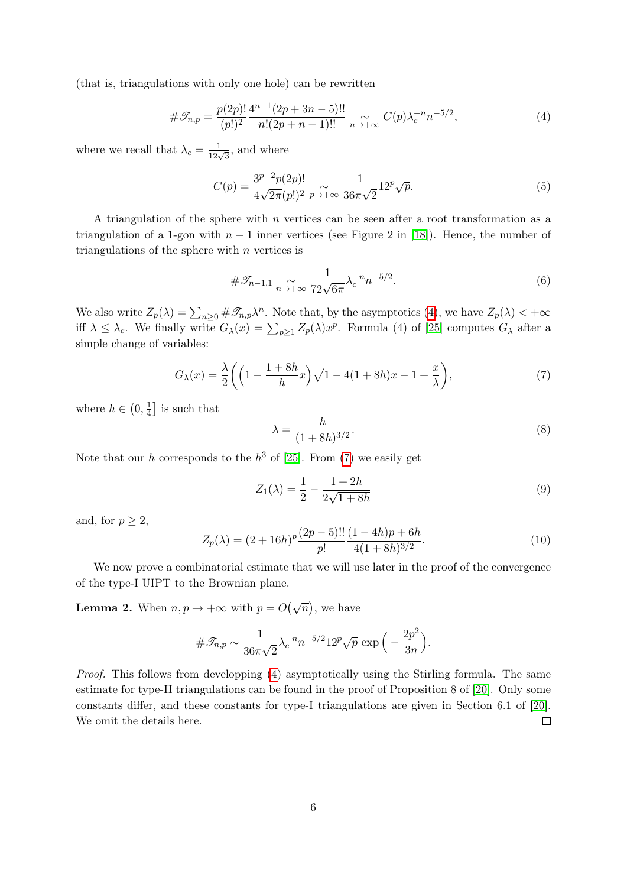(that is, triangulations with only one hole) can be rewritten

$$\#\mathscr{T}_{n,p} = \frac{p(2p)!}{(p!)^2} \frac{4^{n-1}(2p+3n-5)!!}{n!(2p+n-1)!!} \underset{n\to+\infty}{\sim} C(p)\lambda_c^{-n} n^{-5/2}, \tag{4}$$

where we recall that $\lambda_c = \frac{1}{12\sqrt{3}}$, and where

$$C(p) = \frac{3^{p-2}p(2p)!}{4\sqrt{2\pi}(p!)^2} \underset{p\to+\infty}{\sim} \frac{1}{36\pi\sqrt{2}} 12^p \sqrt{p}. \tag{5}$$

A triangulation of the sphere with $n$ vertices can be seen after a root transformation as a triangulation of a 1-gon with $n-1$ inner vertices (see Figure 2 in [18]). Hence, the number of triangulations of the sphere with $n$ vertices is

$$\#\mathscr{T}_{n-1,1} \underset{n\to+\infty}{\sim} \frac{1}{72\sqrt{6\pi}} \lambda_c^{-n} n^{-5/2}. \tag{6}$$

We also write $Z_p(\lambda) = \sum_{n\geq 0} \#\mathscr{T}_{n,p}\lambda^n$. Note that, by the asymptotics (4), we have $Z_p(\lambda) < +\infty$ iff $\lambda \leq \lambda_c$. We finally write $G_\lambda(x) = \sum_{p\geq 1} Z_p(\lambda)x^p$. Formula (4) of [25] computes $G_\lambda$ after a simple change of variables:

$$G_\lambda(x) = \frac{\lambda}{2}\bigg(\Big(1 - \frac{1+8h}{h}x\Big)\sqrt{1-4(1+8h)x} - 1 + \frac{x}{\lambda}\bigg), \tag{7}$$

where $h \in \big(0, \frac{1}{4}\big]$ is such that

$$\lambda = \frac{h}{(1+8h)^{3/2}}. \tag{8}$$

Note that our $h$ corresponds to the $h^3$ of [25]. From (7) we easily get

$$Z_1(\lambda) = \frac{1}{2} - \frac{1+2h}{2\sqrt{1+8h}} \tag{9}$$

and, for $p \geq 2$,

$$Z_p(\lambda) = (2+16h)^p \frac{(2p-5)!!}{p!} \frac{(1-4h)p + 6h}{4(1+8h)^{3/2}}. \tag{10}$$

We now prove a combinatorial estimate that we will use later in the proof of the convergence of the type-I UIPT to the Brownian plane.

**Lemma 2.** When $n, p \to +\infty$ with $p = O\big(\sqrt{n}\big)$, we have

$$\#\mathscr{T}_{n,p} \sim \frac{1}{36\pi\sqrt{2}} \lambda_c^{-n} n^{-5/2} 12^p \sqrt{p} \exp\Big(-\frac{2p^2}{3n}\Big).$$

*Proof.* This follows from developping (4) asymptotically using the Stirling formula. The same estimate for type-II triangulations can be found in the proof of Proposition 8 of [20]. Only some constants differ, and these constants for type-I triangulations are given in Section 6.1 of [20]. We omit the details here. $\square$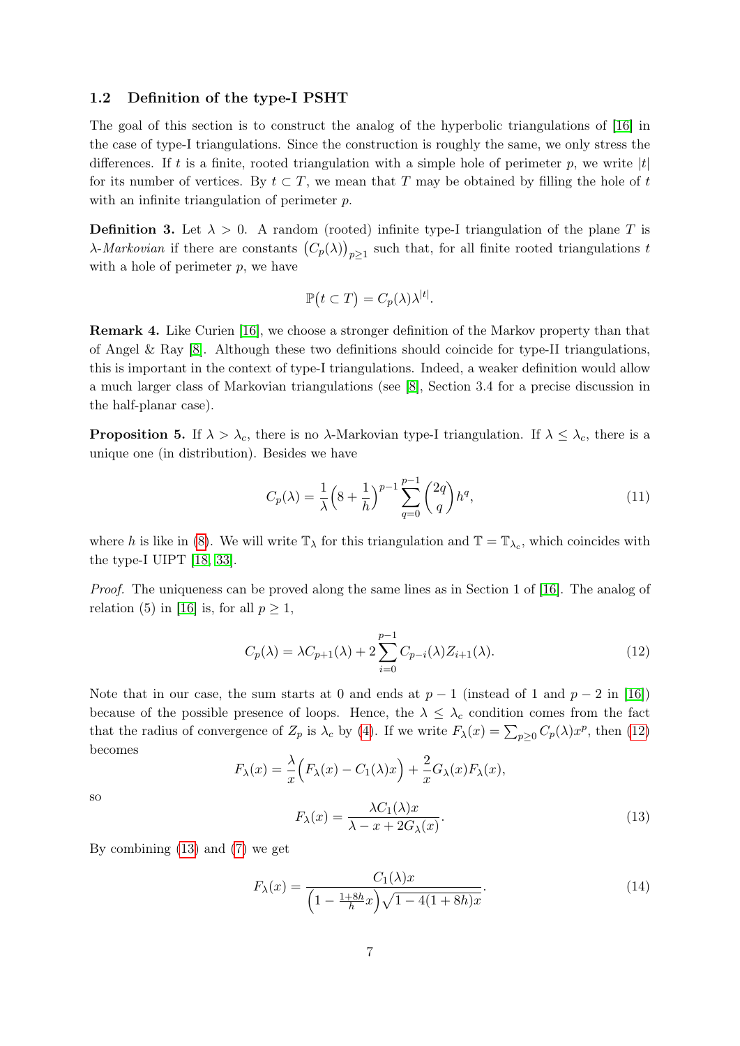### 1.2 Definition of the type-I PSHT

The goal of this section is to construct the analog of the hyperbolic triangulations of [16] in the case of type-I triangulations. Since the construction is roughly the same, we only stress the differences. If $t$ is a finite, rooted triangulation with a simple hole of perimeter $p$, we write $|t|$ for its number of vertices. By $t \subset T$, we mean that $T$ may be obtained by filling the hole of $t$ with an infinite triangulation of perimeter $p$.

**Definition 3.** Let $\lambda > 0$. A random (rooted) infinite type-I triangulation of the plane $T$ is *$\lambda$-Markovian* if there are constants $\left(C_p(\lambda)\right)_{p \geq 1}$ such that, for all finite rooted triangulations $t$ with a hole of perimeter $p$, we have

$$\mathbb{P}\big(t \subset T\big) = C_p(\lambda) \lambda^{|t|}.$$

**Remark 4.** Like Curien [16], we choose a stronger definition of the Markov property than that of Angel & Ray [8]. Although these two definitions should coincide for type-II triangulations, this is important in the context of type-I triangulations. Indeed, a weaker definition would allow a much larger class of Markovian triangulations (see [8], Section 3.4 for a precise discussion in the half-planar case).

**Proposition 5.** If $\lambda > \lambda_c$, there is no $\lambda$-Markovian type-I triangulation. If $\lambda \leq \lambda_c$, there is a unique one (in distribution). Besides we have

$$C_p(\lambda) = \frac{1}{\lambda}\Big(8 + \frac{1}{h}\Big)^{p-1} \sum_{q=0}^{p-1} \binom{2q}{q} h^q, \tag{11}$$

where $h$ is like in (8). We will write $\mathbb{T}_\lambda$ for this triangulation and $\mathbb{T} = \mathbb{T}_{\lambda_c}$, which coincides with the type-I UIPT [18, 33].

*Proof.* The uniqueness can be proved along the same lines as in Section 1 of [16]. The analog of relation (5) in [16] is, for all $p \geq 1$,

$$C_p(\lambda) = \lambda C_{p+1}(\lambda) + 2 \sum_{i=0}^{p-1} C_{p-i}(\lambda) Z_{i+1}(\lambda). \tag{12}$$

Note that in our case, the sum starts at 0 and ends at $p-1$ (instead of 1 and $p-2$ in [16]) because of the possible presence of loops. Hence, the $\lambda \leq \lambda_c$ condition comes from the fact that the radius of convergence of $Z_p$ is $\lambda_c$ by (4). If we write $F_\lambda(x) = \sum_{p \geq 0} C_p(\lambda) x^p$, then (12) becomes

$$F_\lambda(x) = \frac{\lambda}{x}\Big(F_\lambda(x) - C_1(\lambda) x\Big) + \frac{2}{x} G_\lambda(x) F_\lambda(x),$$

so

$$F_\lambda(x) = \frac{\lambda C_1(\lambda) x}{\lambda - x + 2G_\lambda(x)}. \tag{13}$$

By combining (13) and (7) we get

$$F_\lambda(x) = \frac{C_1(\lambda) x}{\Big(1 - \frac{1+8h}{h} x\Big)\sqrt{1 - 4(1+8h)x}}. \tag{14}$$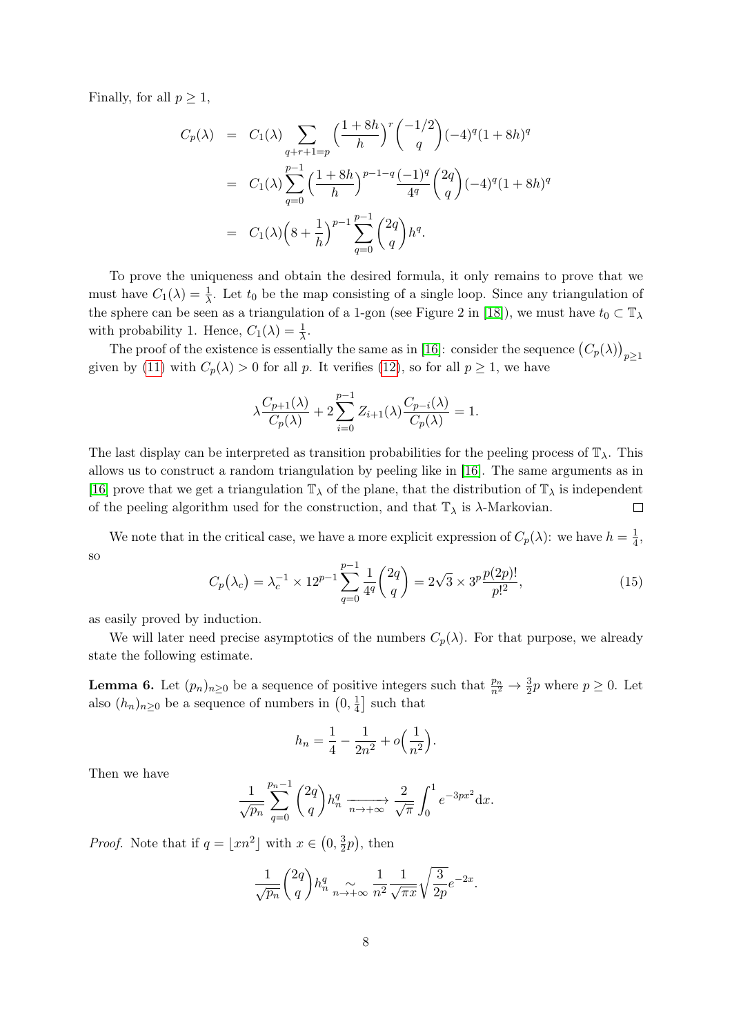Finally, for all $p \geq 1$,

$$
\begin{aligned}
C_p(\lambda) &= C_1(\lambda) \sum_{q+r+1=p} \Big(\frac{1+8h}{h}\Big)^r \binom{-1/2}{q} (-4)^q (1+8h)^q \\
&= C_1(\lambda) \sum_{q=0}^{p-1} \Big(\frac{1+8h}{h}\Big)^{p-1-q} \frac{(-1)^q}{4^q} \binom{2q}{q} (-4)^q (1+8h)^q \\
&= C_1(\lambda) \Big(8+\frac{1}{h}\Big)^{p-1} \sum_{q=0}^{p-1} \binom{2q}{q} h^q.
\end{aligned}
$$

To prove the uniqueness and obtain the desired formula, it only remains to prove that we must have $C_1(\lambda) = \frac{1}{\lambda}$. Let $t_0$ be the map consisting of a single loop. Since any triangulation of the sphere can be seen as a triangulation of a 1-gon (see Figure 2 in [18]), we must have $t_0 \subset \mathbb{T}_\lambda$ with probability 1. Hence, $C_1(\lambda) = \frac{1}{\lambda}$.

The proof of the existence is essentially the same as in [16]: consider the sequence $\big(C_p(\lambda)\big)_{p\geq 1}$ given by (11) with $C_p(\lambda) > 0$ for all $p$. It verifies (12), so for all $p \geq 1$, we have

$$
\lambda \frac{C_{p+1}(\lambda)}{C_p(\lambda)} + 2\sum_{i=0}^{p-1} Z_{i+1}(\lambda) \frac{C_{p-i}(\lambda)}{C_p(\lambda)} = 1.
$$

The last display can be interpreted as transition probabilities for the peeling process of $\mathbb{T}_\lambda$. This allows us to construct a random triangulation by peeling like in [16]. The same arguments as in [16] prove that we get a triangulation $\mathbb{T}_\lambda$ of the plane, that the distribution of $\mathbb{T}_\lambda$ is independent of the peeling algorithm used for the construction, and that $\mathbb{T}_\lambda$ is $\lambda$-Markovian. $\square$

We note that in the critical case, we have a more explicit expression of $C_p(\lambda)$: we have $h = \frac{1}{4}$, so

$$
C_p\big(\lambda_c\big) = \lambda_c^{-1} \times 12^{p-1} \sum_{q=0}^{p-1} \frac{1}{4^q} \binom{2q}{q} = 2\sqrt{3} \times 3^p \frac{p(2p)!}{p!^2}, \tag{15}
$$

as easily proved by induction.

We will later need precise asymptotics of the numbers $C_p(\lambda)$. For that purpose, we already state the following estimate.

**Lemma 6.** Let $(p_n)_{n\geq 0}$ be a sequence of positive integers such that $\frac{p_n}{n^2} \to \frac{3}{2}p$ where $p \geq 0$. Let also $(h_n)_{n\geq 0}$ be a sequence of numbers in $\big(0, \frac{1}{4}\big]$ such that

$$
h_n = \frac{1}{4} - \frac{1}{2n^2} + o\Big(\frac{1}{n^2}\Big).
$$

Then we have

$$
\frac{1}{\sqrt{p_n}} \sum_{q=0}^{p_n - 1} \binom{2q}{q} h_n^q \xrightarrow[n\to+\infty]{} \frac{2}{\sqrt{\pi}} \int_0^1 e^{-3px^2} \mathrm{d}x.
$$

*Proof.* Note that if $q = \lfloor xn^2 \rfloor$ with $x \in \big(0, \frac{3}{2}p\big)$, then

$$
\frac{1}{\sqrt{p_n}} \binom{2q}{q} h_n^q \underset{n\to+\infty}{\sim} \frac{1}{n^2} \frac{1}{\sqrt{\pi x}} \sqrt{\frac{3}{2p}} e^{-2x}.
$$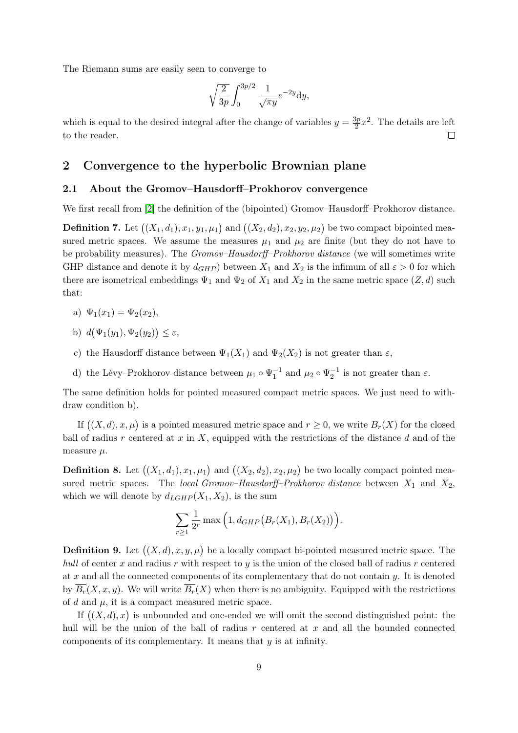The Riemann sums are easily seen to converge to

$$\sqrt{\frac{2}{3p}} \int_0^{3p/2} \frac{1}{\sqrt{\pi y}} e^{-2y} \mathrm{d}y,$$

which is equal to the desired integral after the change of variables $y = \frac{3p}{2}x^2$. The details are left to the reader. $\square$

## 2 Convergence to the hyperbolic Brownian plane

### 2.1 About the Gromov–Hausdorff–Prokhorov convergence

We first recall from [2] the definition of the (bipointed) Gromov–Hausdorff–Prokhorov distance.

**Definition 7.** Let $\big((X_1, d_1), x_1, y_1, \mu_1\big)$ and $\big((X_2, d_2), x_2, y_2, \mu_2\big)$ be two compact bipointed measured metric spaces. We assume the measures $\mu_1$ and $\mu_2$ are finite (but they do not have to be probability measures). The *Gromov–Hausdorff–Prokhorov distance* (we will sometimes write GHP distance and denote it by $d_{GHP}$) between $X_1$ and $X_2$ is the infimum of all $\varepsilon > 0$ for which there are isometrical embeddings $\Psi_1$ and $\Psi_2$ of $X_1$ and $X_2$ in the same metric space $(Z, d)$ such that:

a) $\Psi_1(x_1) = \Psi_2(x_2)$,

b) $d\big(\Psi_1(y_1), \Psi_2(y_2)\big) \leq \varepsilon$,

c) the Hausdorff distance between $\Psi_1(X_1)$ and $\Psi_2(X_2)$ is not greater than $\varepsilon$,

d) the Lévy–Prokhorov distance between $\mu_1 \circ \Psi_1^{-1}$ and $\mu_2 \circ \Psi_2^{-1}$ is not greater than $\varepsilon$.

The same definition holds for pointed measured compact metric spaces. We just need to withdraw condition b).

If $\big((X, d), x, \mu\big)$ is a pointed measured metric space and $r \geq 0$, we write $B_r(X)$ for the closed ball of radius $r$ centered at $x$ in $X$, equipped with the restrictions of the distance $d$ and of the measure $\mu$.

**Definition 8.** Let $\big((X_1, d_1), x_1, \mu_1\big)$ and $\big((X_2, d_2), x_2, \mu_2\big)$ be two locally compact pointed measured metric spaces. The *local Gromov–Hausdorff–Prokhorov distance* between $X_1$ and $X_2$, which we will denote by $d_{LGHP}(X_1, X_2)$, is the sum

$$\sum_{r \geq 1} \frac{1}{2^r} \max\Big(1, d_{GHP}\big(B_r(X_1), B_r(X_2)\big)\Big).$$

**Definition 9.** Let $\big((X, d), x, y, \mu\big)$ be a locally compact bi-pointed measured metric space. The *hull* of center $x$ and radius $r$ with respect to $y$ is the union of the closed ball of radius $r$ centered at $x$ and all the connected components of its complementary that do not contain $y$. It is denoted by $\overline{B_r}(X, x, y)$. We will write $\overline{B_r}(X)$ when there is no ambiguity. Equipped with the restrictions of $d$ and $\mu$, it is a compact measured metric space.

If $\big((X, d), x\big)$ is unbounded and one-ended we will omit the second distinguished point: the hull will be the union of the ball of radius $r$ centered at $x$ and all the bounded connected components of its complementary. It means that $y$ is at infinity.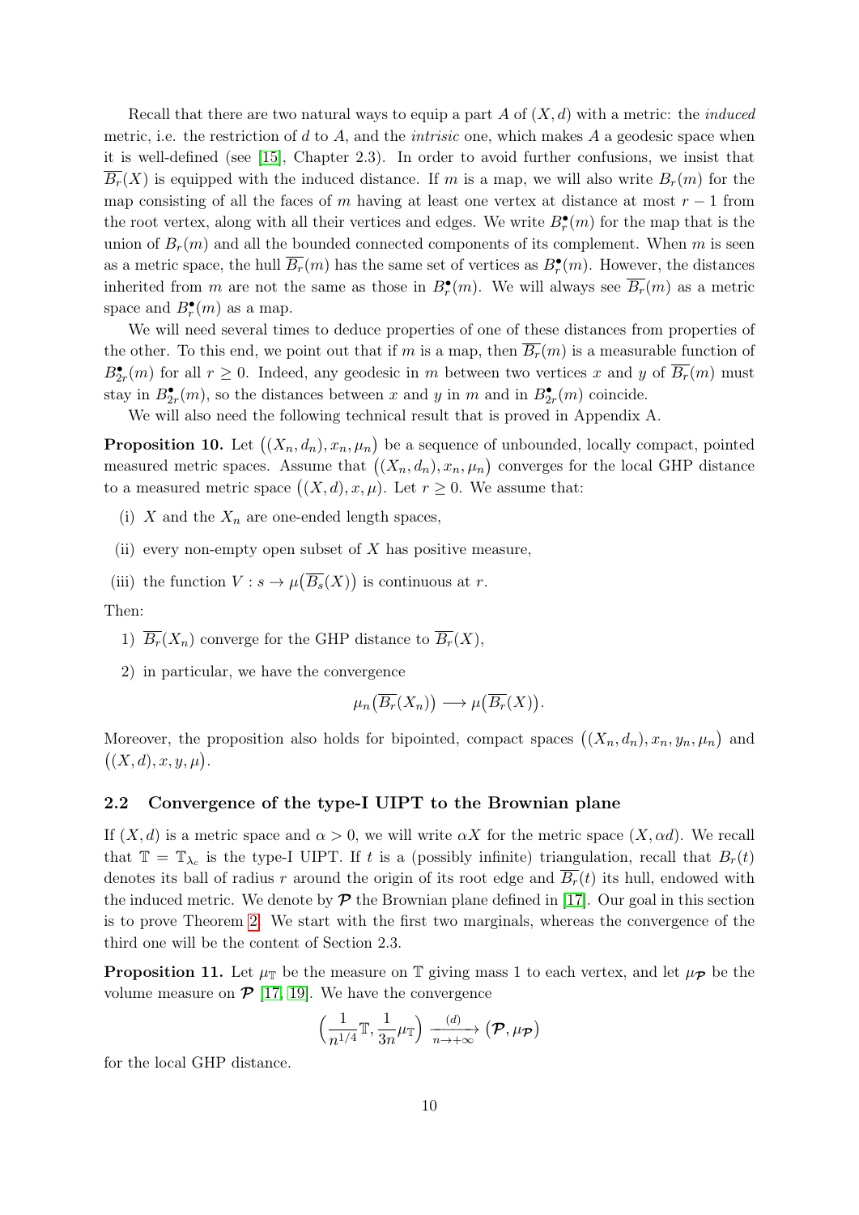Recall that there are two natural ways to equip a part $A$ of $(X,d)$ with a metric: the *induced* metric, i.e. the restriction of $d$ to $A$, and the *intrisic* one, which makes $A$ a geodesic space when it is well-defined (see [15], Chapter 2.3). In order to avoid further confusions, we insist that $\overline{B_r}(X)$ is equipped with the induced distance. If $m$ is a map, we will also write $B_r(m)$ for the map consisting of all the faces of $m$ having at least one vertex at distance at most $r-1$ from the root vertex, along with all their vertices and edges. We write $B_r^\bullet(m)$ for the map that is the union of $B_r(m)$ and all the bounded connected components of its complement. When $m$ is seen as a metric space, the hull $\overline{B_r}(m)$ has the same set of vertices as $B_r^\bullet(m)$. However, the distances inherited from $m$ are not the same as those in $B_r^\bullet(m)$. We will always see $\overline{B_r}(m)$ as a metric space and $B_r^\bullet(m)$ as a map.

We will need several times to deduce properties of one of these distances from properties of the other. To this end, we point out that if $m$ is a map, then $\overline{B_r}(m)$ is a measurable function of $B_{2r}^\bullet(m)$ for all $r \geq 0$. Indeed, any geodesic in $m$ between two vertices $x$ and $y$ of $\overline{B_r}(m)$ must stay in $B_{2r}^\bullet(m)$, so the distances between $x$ and $y$ in $m$ and in $B_{2r}^\bullet(m)$ coincide.

We will also need the following technical result that is proved in Appendix A.

**Proposition 10.** Let $\big((X_n,d_n),x_n,\mu_n\big)$ be a sequence of unbounded, locally compact, pointed measured metric spaces. Assume that $\big((X_n,d_n),x_n,\mu_n\big)$ converges for the local GHP distance to a measured metric space $\big((X,d),x,\mu\big)$. Let $r \geq 0$. We assume that:

(i) $X$ and the $X_n$ are one-ended length spaces,

(ii) every non-empty open subset of $X$ has positive measure,

(iii) the function $V : s \to \mu\big(\overline{B_s}(X)\big)$ is continuous at $r$.

Then:

1) $\overline{B_r}(X_n)$ converge for the GHP distance to $\overline{B_r}(X)$,

2) in particular, we have the convergence

$$\mu_n\big(\overline{B_r}(X_n)\big) \longrightarrow \mu\big(\overline{B_r}(X)\big).$$

Moreover, the proposition also holds for bipointed, compact spaces $\big((X_n,d_n),x_n,y_n,\mu_n\big)$ and $\big((X,d),x,y,\mu\big)$.

### 2.2 Convergence of the type-I UIPT to the Brownian plane

If $(X,d)$ is a metric space and $\alpha > 0$, we will write $\alpha X$ for the metric space $(X,\alpha d)$. We recall that $\mathbb{T} = \mathbb{T}_{\lambda_c}$ is the type-I UIPT. If $t$ is a (possibly infinite) triangulation, recall that $B_r(t)$ denotes its ball of radius $r$ around the origin of its root edge and $\overline{B_r}(t)$ its hull, endowed with the induced metric. We denote by $\boldsymbol{\mathcal{P}}$ the Brownian plane defined in [17]. Our goal in this section is to prove Theorem 2. We start with the first two marginals, whereas the convergence of the third one will be the content of Section 2.3.

**Proposition 11.** Let $\mu_{\mathbb{T}}$ be the measure on $\mathbb{T}$ giving mass 1 to each vertex, and let $\mu_{\boldsymbol{\mathcal{P}}}$ be the volume measure on $\boldsymbol{\mathcal{P}}$ [17, 19]. We have the convergence

$$\left(\frac{1}{n^{1/4}}\mathbb{T}, \frac{1}{3n}\mu_{\mathbb{T}}\right) \xrightarrow[n\to+\infty]{(d)} \big(\boldsymbol{\mathcal{P}}, \mu_{\boldsymbol{\mathcal{P}}}\big)$$

for the local GHP distance.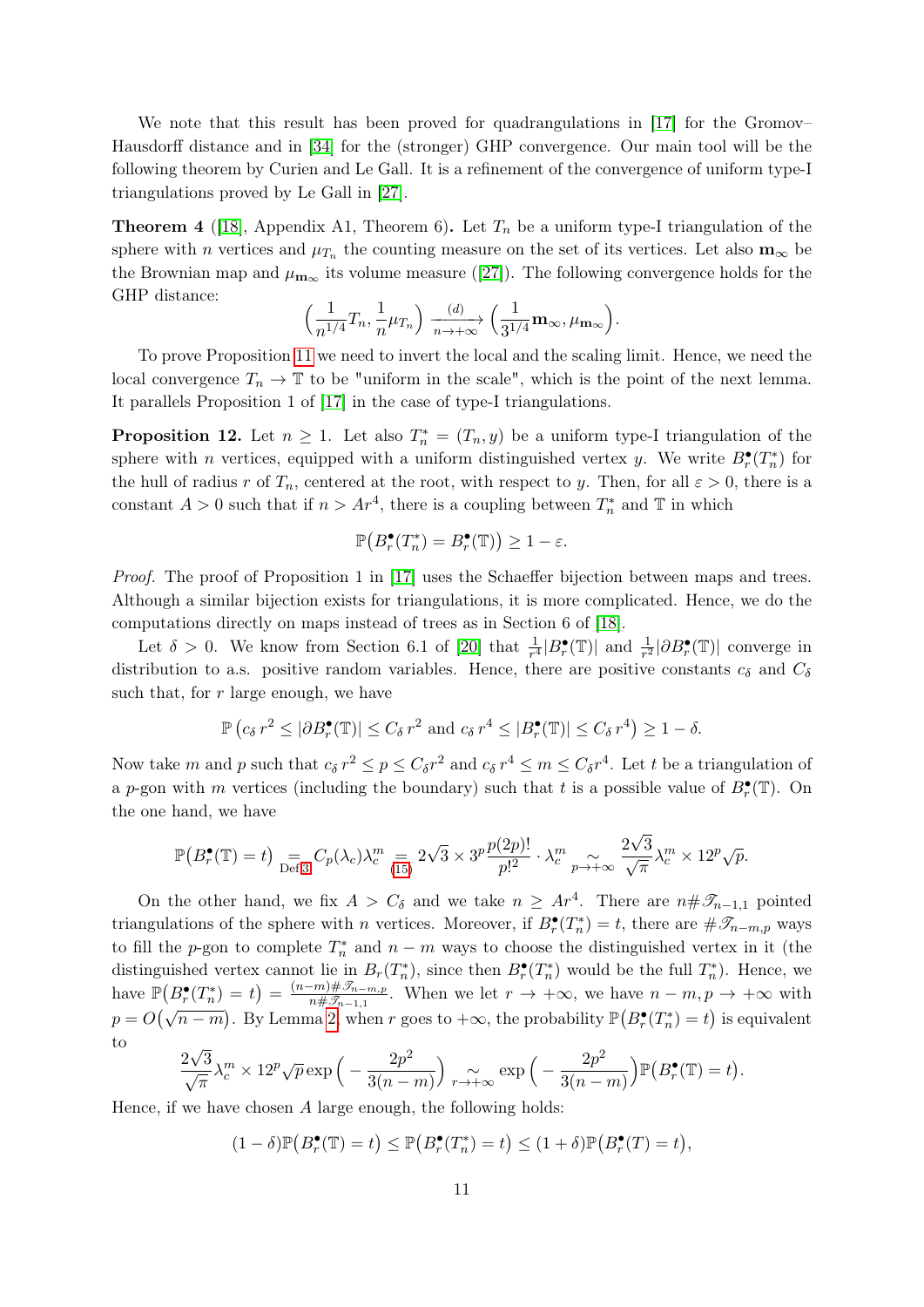We note that this result has been proved for quadrangulations in [17] for the Gromov–Hausdorff distance and in [34] for the (stronger) GHP convergence. Our main tool will be the following theorem by Curien and Le Gall. It is a refinement of the convergence of uniform type-I triangulations proved by Le Gall in [27].

**Theorem 4** ([18], Appendix A1, Theorem 6)**.** Let $T_n$ be a uniform type-I triangulation of the sphere with $n$ vertices and $\mu_{T_n}$ the counting measure on the set of its vertices. Let also $\mathbf{m}_\infty$ be the Brownian map and $\mu_{\mathbf{m}_\infty}$ its volume measure ([27]). The following convergence holds for the GHP distance:

$$\Big(\frac{1}{n^{1/4}}T_n, \frac{1}{n}\mu_{T_n}\Big) \xrightarrow[n\to+\infty]{(d)} \Big(\frac{1}{3^{1/4}}\mathbf{m}_\infty, \mu_{\mathbf{m}_\infty}\Big).$$

To prove Proposition 11 we need to invert the local and the scaling limit. Hence, we need the local convergence $T_n \to \mathbb{T}$ to be "uniform in the scale", which is the point of the next lemma. It parallels Proposition 1 of [17] in the case of type-I triangulations.

**Proposition 12.** Let $n \geq 1$. Let also $T_n^* = (T_n, y)$ be a uniform type-I triangulation of the sphere with $n$ vertices, equipped with a uniform distinguished vertex $y$. We write $B_r^\bullet(T_n^*)$ for the hull of radius $r$ of $T_n$, centered at the root, with respect to $y$. Then, for all $\varepsilon > 0$, there is a constant $A > 0$ such that if $n > Ar^4$, there is a coupling between $T_n^*$ and $\mathbb{T}$ in which

$$\mathbb{P}\big(B_r^\bullet(T_n^*) = B_r^\bullet(\mathbb{T})\big) \geq 1 - \varepsilon.$$

*Proof.* The proof of Proposition 1 in [17] uses the Schaeffer bijection between maps and trees. Although a similar bijection exists for triangulations, it is more complicated. Hence, we do the computations directly on maps instead of trees as in Section 6 of [18].

Let $\delta > 0$. We know from Section 6.1 of [20] that $\frac{1}{r^4}|B_r^\bullet(\mathbb{T})|$ and $\frac{1}{r^2}|\partial B_r^\bullet(\mathbb{T})|$ converge in distribution to a.s. positive random variables. Hence, there are positive constants $c_\delta$ and $C_\delta$ such that, for $r$ large enough, we have

$$\mathbb{P}\left(c_\delta\, r^2 \leq |\partial B_r^\bullet(\mathbb{T})| \leq C_\delta\, r^2 \text{ and } c_\delta\, r^4 \leq |B_r^\bullet(\mathbb{T})| \leq C_\delta\, r^4\right) \geq 1 - \delta.$$

Now take $m$ and $p$ such that $c_\delta\, r^2 \leq p \leq C_\delta r^2$ and $c_\delta\, r^4 \leq m \leq C_\delta r^4$. Let $t$ be a triangulation of a $p$-gon with $m$ vertices (including the boundary) such that $t$ is a possible value of $B_r^\bullet(\mathbb{T})$. On the one hand, we have

$$\mathbb{P}\big(B_r^\bullet(\mathbb{T}) = t\big) \underset{\text{Def 3}}{=} C_p(\lambda_c)\lambda_c^m \underset{(15)}{=} 2\sqrt{3} \times 3^p \frac{p(2p)!}{p!^2} \cdot \lambda_c^m \underset{p\to+\infty}{\sim} \frac{2\sqrt{3}}{\sqrt{\pi}}\lambda_c^m \times 12^p \sqrt{p}.$$

On the other hand, we fix $A > C_\delta$ and we take $n \geq Ar^4$. There are $n\#\mathscr{T}_{n-1,1}$ pointed triangulations of the sphere with $n$ vertices. Moreover, if $B_r^\bullet(T_n^*) = t$, there are $\#\mathscr{T}_{n-m,p}$ ways to fill the $p$-gon to complete $T_n^*$ and $n - m$ ways to choose the distinguished vertex in it (the distinguished vertex cannot lie in $B_r(T_n^*)$, since then $B_r^\bullet(T_n^*)$ would be the full $T_n^*$). Hence, we have $\mathbb{P}\big(B_r^\bullet(T_n^*) = t\big) = \frac{(n-m)\#\mathscr{T}_{n-m,p}}{n\#\mathscr{T}_{n-1,1}}$. When we let $r \to +\infty$, we have $n - m, p \to +\infty$ with $p = O\big(\sqrt{n-m}\big)$. By Lemma 2, when $r$ goes to $+\infty$, the probability $\mathbb{P}\big(B_r^\bullet(T_n^*) = t\big)$ is equivalent to

$$\frac{2\sqrt{3}}{\sqrt{\pi}}\lambda_c^m \times 12^p \sqrt{p} \exp\Big(-\frac{2p^2}{3(n-m)}\Big) \underset{r\to+\infty}{\sim} \exp\Big(-\frac{2p^2}{3(n-m)}\Big)\mathbb{P}\big(B_r^\bullet(\mathbb{T}) = t\big).$$

Hence, if we have chosen $A$ large enough, the following holds:

$$(1-\delta)\mathbb{P}\big(B_r^\bullet(\mathbb{T}) = t\big) \leq \mathbb{P}\big(B_r^\bullet(T_n^*) = t\big) \leq (1+\delta)\mathbb{P}\big(B_r^\bullet(T) = t\big),$$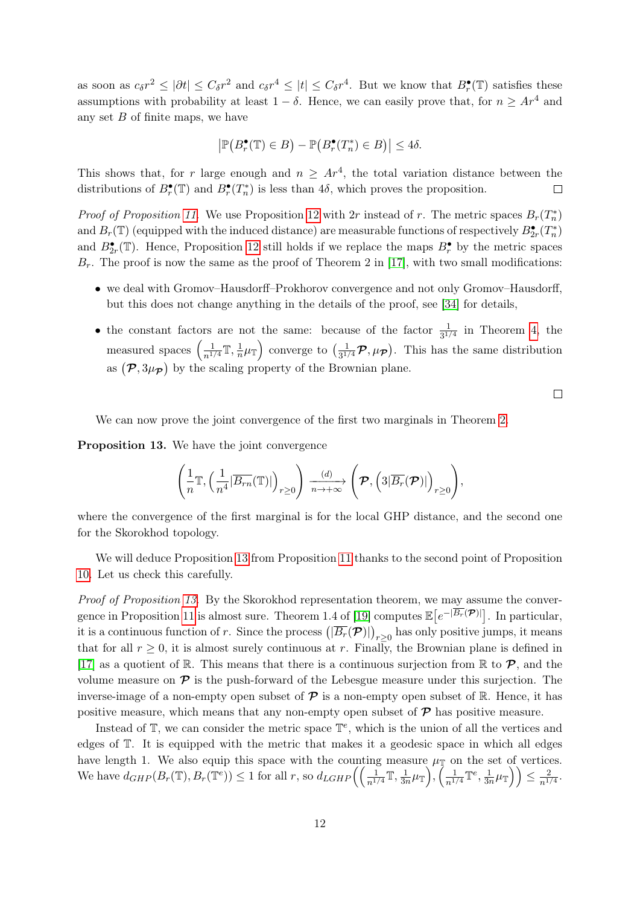as soon as $c_\delta r^2 \leq |\partial t| \leq C_\delta r^2$ and $c_\delta r^4 \leq |t| \leq C_\delta r^4$. But we know that $B_r^\bullet(\mathbb{T})$ satisfies these assumptions with probability at least $1-\delta$. Hence, we can easily prove that, for $n \geq Ar^4$ and any set $B$ of finite maps, we have

$$\left|\mathbb{P}\big(B_r^\bullet(\mathbb{T}) \in B\big) - \mathbb{P}\big(B_r^\bullet(T_n^*) \in B\big)\right| \leq 4\delta.$$

This shows that, for $r$ large enough and $n \geq Ar^4$, the total variation distance between the distributions of $B_r^\bullet(\mathbb{T})$ and $B_r^\bullet(T_n^*)$ is less than $4\delta$, which proves the proposition. $\square$

*Proof of Proposition 11.* We use Proposition 12 with $2r$ instead of $r$. The metric spaces $B_r(T_n^*)$ and $B_r(\mathbb{T})$ (equipped with the induced distance) are measurable functions of respectively $B_{2r}^\bullet(T_n^*)$ and $B_{2r}^\bullet(\mathbb{T})$. Hence, Proposition 12 still holds if we replace the maps $B_r^\bullet$ by the metric spaces $B_r$. The proof is now the same as the proof of Theorem 2 in [17], with two small modifications:

- we deal with Gromov–Hausdorff–Prokhorov convergence and not only Gromov–Hausdorff, but this does not change anything in the details of the proof, see [34] for details,
- the constant factors are not the same: because of the factor $\frac{1}{3^{1/4}}$ in Theorem 4, the measured spaces $\left(\frac{1}{n^{1/4}}\mathbb{T}, \frac{1}{n}\mu_{\mathbb{T}}\right)$ converge to $\left(\frac{1}{3^{1/4}}\boldsymbol{\mathcal{P}}, \mu_{\boldsymbol{\mathcal{P}}}\right)$. This has the same distribution as $\left(\boldsymbol{\mathcal{P}}, 3\mu_{\boldsymbol{\mathcal{P}}}\right)$ by the scaling property of the Brownian plane.

$\square$

We can now prove the joint convergence of the first two marginals in Theorem 2.

**Proposition 13.** We have the joint convergence

$$\left(\frac{1}{n}\mathbb{T}, \left(\frac{1}{n^4}|\overline{B_{rn}}(\mathbb{T})|\right)_{r\geq 0}\right) \xrightarrow[n\to+\infty]{(d)} \left(\boldsymbol{\mathcal{P}}, \left(3|\overline{B_r}(\boldsymbol{\mathcal{P}})|\right)_{r\geq 0}\right),$$

where the convergence of the first marginal is for the local GHP distance, and the second one for the Skorokhod topology.

We will deduce Proposition 13 from Proposition 11 thanks to the second point of Proposition 10. Let us check this carefully.

*Proof of Proposition 13.* By the Skorokhod representation theorem, we may assume the convergence in Proposition 11 is almost sure. Theorem 1.4 of [19] computes $\mathbb{E}\big[e^{-|\overline{B_r}(\boldsymbol{\mathcal{P}})|}\big]$. In particular, it is a continuous function of $r$. Since the process $\left(|\overline{B_r}(\boldsymbol{\mathcal{P}})|\right)_{r\geq 0}$ has only positive jumps, it means that for all $r \geq 0$, it is almost surely continuous at $r$. Finally, the Brownian plane is defined in [17] as a quotient of $\mathbb{R}$. This means that there is a continuous surjection from $\mathbb{R}$ to $\boldsymbol{\mathcal{P}}$, and the volume measure on $\boldsymbol{\mathcal{P}}$ is the push-forward of the Lebesgue measure under this surjection. The inverse-image of a non-empty open subset of $\boldsymbol{\mathcal{P}}$ is a non-empty open subset of $\mathbb{R}$. Hence, it has positive measure, which means that any non-empty open subset of $\boldsymbol{\mathcal{P}}$ has positive measure.

Instead of $\mathbb{T}$, we can consider the metric space $\mathbb{T}^e$, which is the union of all the vertices and edges of $\mathbb{T}$. It is equipped with the metric that makes it a geodesic space in which all edges have length 1. We also equip this space with the counting measure $\mu_{\mathbb{T}}$ on the set of vertices. We have $d_{GHP}(B_r(\mathbb{T}), B_r(\mathbb{T}^e)) \leq 1$ for all $r$, so $d_{LGHP}\left(\left(\frac{1}{n^{1/4}}\mathbb{T}, \frac{1}{3n}\mu_{\mathbb{T}}\right), \left(\frac{1}{n^{1/4}}\mathbb{T}^e, \frac{1}{3n}\mu_{\mathbb{T}}\right)\right) \leq \frac{2}{n^{1/4}}$.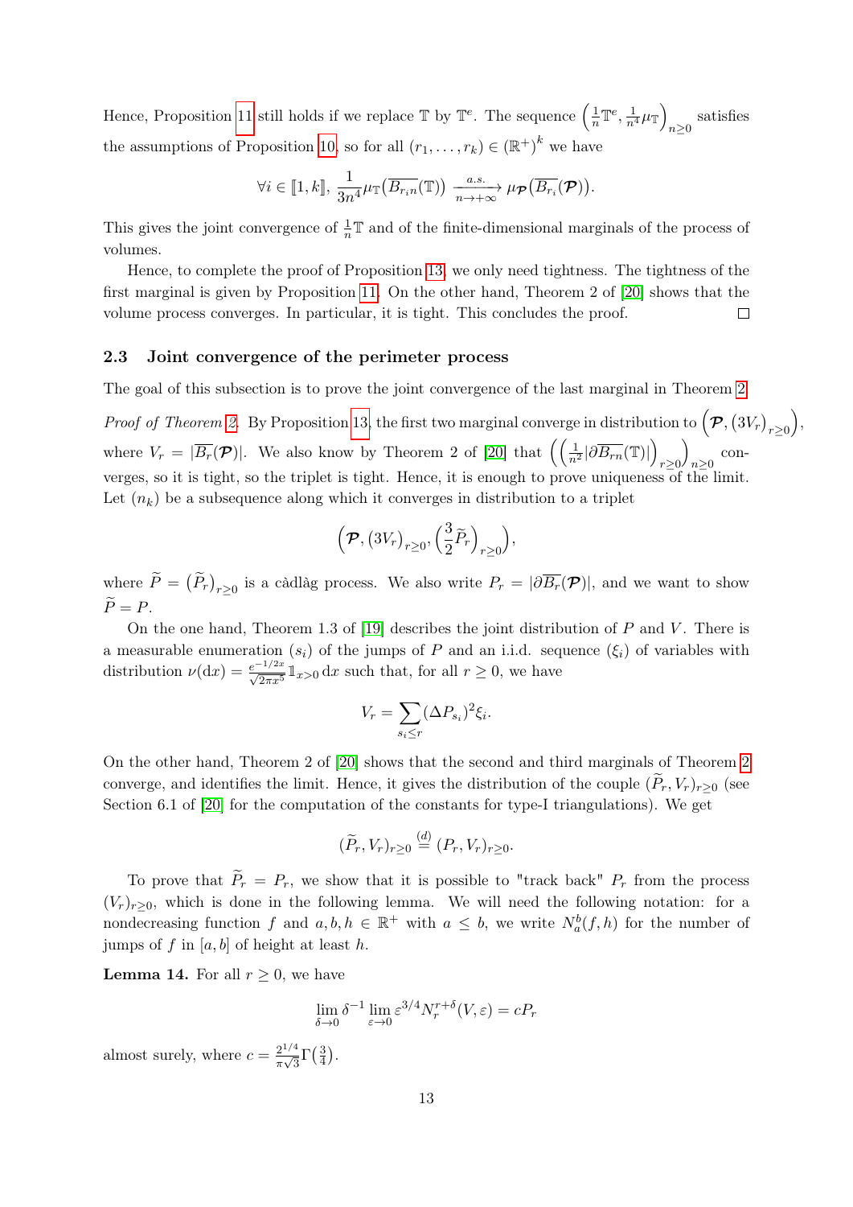Hence, Proposition 11 still holds if we replace $\mathbb{T}$ by $\mathbb{T}^e$. The sequence $\left(\frac{1}{n}\mathbb{T}^e, \frac{1}{n^4}\mu_{\mathbb{T}}\right)_{n\geq 0}$ satisfies the assumptions of Proposition 10, so for all $(r_1, \dots, r_k) \in (\mathbb{R}^+)^k$ we have

$$\forall i \in [\![1, k]\!],\ \frac{1}{3n^4}\mu_{\mathbb{T}}\big(\overline{B_{r_i n}}(\mathbb{T})\big) \xrightarrow[n\to+\infty]{a.s.} \mu_{\boldsymbol{\mathcal{P}}}\big(\overline{B_{r_i}}(\boldsymbol{\mathcal{P}})\big).$$

This gives the joint convergence of $\frac{1}{n}\mathbb{T}$ and of the finite-dimensional marginals of the process of volumes.

Hence, to complete the proof of Proposition 13, we only need tightness. The tightness of the first marginal is given by Proposition 11. On the other hand, Theorem 2 of [20] shows that the volume process converges. In particular, it is tight. This concludes the proof. □

### 2.3 Joint convergence of the perimeter process

The goal of this subsection is to prove the joint convergence of the last marginal in Theorem 2.

*Proof of Theorem 2.* By Proposition 13, the first two marginal converge in distribution to $\left(\boldsymbol{\mathcal{P}}, (3V_r)_{r\geq 0}\right)$, where $V_r = |\overline{B_r}(\boldsymbol{\mathcal{P}})|$. We also know by Theorem 2 of [20] that $\left(\left(\frac{1}{n^2}|\partial\overline{B_{rn}}(\mathbb{T})|\right)_{r\geq 0}\right)_{n\geq 0}$ converges, so it is tight, so the triplet is tight. Hence, it is enough to prove uniqueness of the limit. Let $(n_k)$ be a subsequence along which it converges in distribution to a triplet

$$\left(\boldsymbol{\mathcal{P}}, (3V_r)_{r\geq 0}, \left(\frac{3}{2}\widetilde{P}_r\right)_{r\geq 0}\right),$$

where $\widetilde{P} = \big(\widetilde{P}_r\big)_{r\geq 0}$ is a càdlàg process. We also write $P_r = |\partial\overline{B_r}(\boldsymbol{\mathcal{P}})|$, and we want to show $\widetilde{P} = P$.

On the one hand, Theorem 1.3 of [19] describes the joint distribution of $P$ and $V$. There is a measurable enumeration $(s_i)$ of the jumps of $P$ and an i.i.d. sequence $(\xi_i)$ of variables with distribution $\nu(\mathrm{d}x) = \frac{e^{-1/2x}}{\sqrt{2\pi x^5}}\mathbb{1}_{x>0}\,\mathrm{d}x$ such that, for all $r \geq 0$, we have

$$V_r = \sum_{s_i \leq r} (\Delta P_{s_i})^2 \xi_i.$$

On the other hand, Theorem 2 of [20] shows that the second and third marginals of Theorem 2 converge, and identifies the limit. Hence, it gives the distribution of the couple $(\widetilde{P}_r, V_r)_{r\geq 0}$ (see Section 6.1 of [20] for the computation of the constants for type-I triangulations). We get

$$(\widetilde{P}_r, V_r)_{r\geq 0} \overset{(d)}{=} (P_r, V_r)_{r\geq 0}.$$

To prove that $\widetilde{P}_r = P_r$, we show that it is possible to "track back" $P_r$ from the process $(V_r)_{r\geq 0}$, which is done in the following lemma. We will need the following notation: for a nondecreasing function $f$ and $a, b, h \in \mathbb{R}^+$ with $a \leq b$, we write $N_a^b(f, h)$ for the number of jumps of $f$ in $[a, b]$ of height at least $h$.

**Lemma 14.** For all $r \geq 0$, we have

$$\lim_{\delta\to 0} \delta^{-1} \lim_{\varepsilon\to 0} \varepsilon^{3/4} N_r^{r+\delta}(V, \varepsilon) = cP_r$$

almost surely, where $c = \frac{2^{1/4}}{\pi\sqrt{3}}\Gamma\big(\frac{3}{4}\big)$.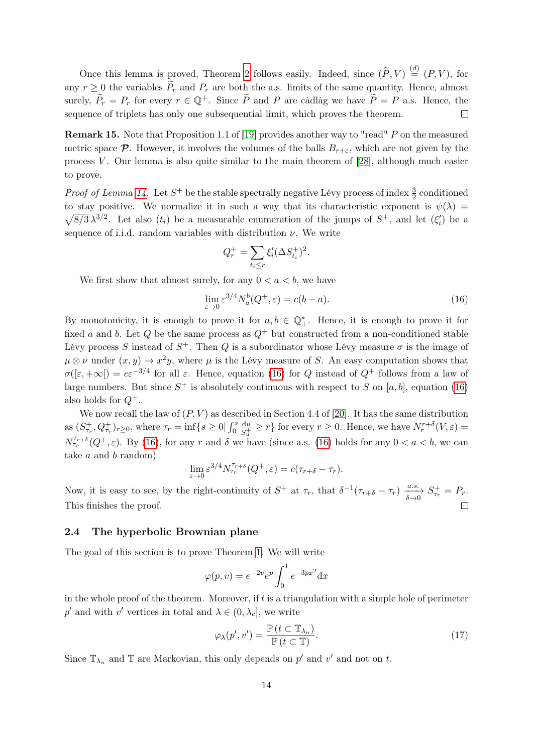Once this lemma is proved, Theorem 2 follows easily. Indeed, since $(\widetilde{P}, V) \stackrel{(d)}{=} (P, V)$, for any $r \geq 0$ the variables $\widetilde{P}_r$ and $P_r$ are both the a.s. limits of the same quantity. Hence, almost surely, $\widetilde{P}_r = P_r$ for every $r \in \mathbb{Q}^+$. Since $\widetilde{P}$ and $P$ are càdlàg we have $\widetilde{P} = P$ a.s. Hence, the sequence of triplets has only one subsequential limit, which proves the theorem. ☐

**Remark 15.** Note that Proposition 1.1 of [19] provides another way to "read" $P$ on the measured metric space $\boldsymbol{\mathcal{P}}$. However, it involves the volumes of the balls $B_{r+\varepsilon}$, which are not given by the process $V$. Our lemma is also quite similar to the main theorem of [28], although much easier to prove.

*Proof of Lemma 14.* Let $S^+$ be the stable spectrally negative Lévy process of index $\frac{3}{2}$ conditioned to stay positive. We normalize it in such a way that its characteristic exponent is $\psi(\lambda) = \sqrt{8/3}\,\lambda^{3/2}$. Let also $(t_i)$ be a measurable enumeration of the jumps of $S^+$, and let $(\xi'_i)$ be a sequence of i.i.d. random variables with distribution $\nu$. We write

$$Q^+_r = \sum_{t_i \leq r} \xi'_i (\Delta S^+_{t_i})^2.$$

We first show that almost surely, for any $0 < a < b$, we have

$$\lim_{\varepsilon \to 0} \varepsilon^{3/4} N_a^b(Q^+, \varepsilon) = c(b-a). \tag{16}$$

By monotonicity, it is enough to prove it for $a, b \in \mathbb{Q}^*_+$. Hence, it is enough to prove it for fixed $a$ and $b$. Let $Q$ be the same process as $Q^+$ but constructed from a non-conditioned stable Lévy process $S$ instead of $S^+$. Then $Q$ is a subordinator whose Lévy measure $\sigma$ is the image of $\mu \otimes \nu$ under $(x, y) \to x^2 y$, where $\mu$ is the Lévy measure of $S$. An easy computation shows that $\sigma([\varepsilon, +\infty[) = c\varepsilon^{-3/4}$ for all $\varepsilon$. Hence, equation (16) for $Q$ instead of $Q^+$ follows from a law of large numbers. But since $S^+$ is absolutely continuous with respect to $S$ on $[a, b]$, equation (16) also holds for $Q^+$.

We now recall the law of $(P, V)$ as described in Section 4.4 of [20]. It has the same distribution as $(S^+_{\tau_r}, Q^+_{\tau_r})_{r \geq 0}$, where $\tau_r = \inf\{s \geq 0 | \int_0^s \frac{\mathrm{d}u}{S^+_u} \geq r\}$ for every $r \geq 0$. Hence, we have $N_r^{r+\delta}(V, \varepsilon) = N_{\tau_r}^{\tau_{r+\delta}}(Q^+, \varepsilon)$. By (16), for any $r$ and $\delta$ we have (since a.s. (16) holds for any $0 < a < b$, we can take $a$ and $b$ random)

$$\lim_{\varepsilon \to 0} \varepsilon^{3/4} N_{\tau_r}^{\tau_{r+\delta}}(Q^+, \varepsilon) = c(\tau_{r+\delta} - \tau_r).$$

Now, it is easy to see, by the right-continuity of $S^+$ at $\tau_r$, that $\delta^{-1}(\tau_{r+\delta} - \tau_r) \xrightarrow[\delta \to 0]{a.s.} S^+_{\tau_r} = P_r$. This finishes the proof. ☐

### 2.4 The hyperbolic Brownian plane

The goal of this section is to prove Theorem 1. We will write

$$\varphi(p, v) = e^{-2v} e^{p} \int_0^1 e^{-3px^2} \mathrm{d}x$$

in the whole proof of the theorem. Moreover, if $t$ is a triangulation with a simple hole of perimeter $p'$ and with $v'$ vertices in total and $\lambda \in (0, \lambda_c]$, we write

$$\varphi_\lambda(p', v') = \frac{\mathbb{P}\left(t \subset \mathbb{T}_{\lambda_n}\right)}{\mathbb{P}\left(t \subset \mathbb{T}\right)}. \tag{17}$$

Since $\mathbb{T}_{\lambda_n}$ and $\mathbb{T}$ are Markovian, this only depends on $p'$ and $v'$ and not on $t$.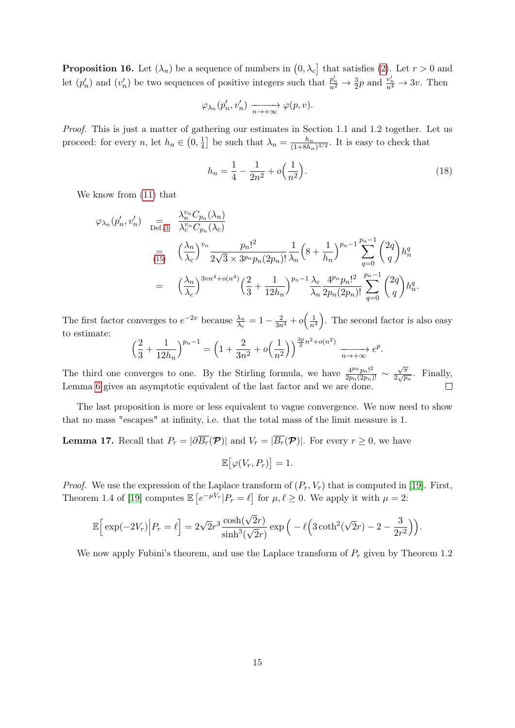**Proposition 16.** Let $(\lambda_n)$ be a sequence of numbers in $(0, \lambda_c]$ that satisfies (2). Let $r > 0$ and let $(p'_n)$ and $(v'_n)$ be two sequences of positive integers such that $\frac{p'_n}{n^2} \to \frac{3}{2}p$ and $\frac{v'_n}{n^4} \to 3v$. Then

$$\varphi_{\lambda_n}(p'_n, v'_n) \xrightarrow[n\to+\infty]{} \varphi(p, v).$$

*Proof.* This is just a matter of gathering our estimates in Section 1.1 and 1.2 together. Let us proceed: for every $n$, let $h_n \in (0, \frac{1}{4}]$ be such that $\lambda_n = \frac{h_n}{(1+8h_n)^{3/2}}$. It is easy to check that

$$h_n = \frac{1}{4} - \frac{1}{2n^2} + o\Big(\frac{1}{n^2}\Big). \tag{18}$$

We know from (11) that

$$\begin{aligned}
\varphi_{\lambda_n}(p'_n, v'_n) &\underset{\text{Def. 3}}{=} \frac{\lambda_n^{v_n} C_{p_n}(\lambda_n)}{\lambda_c^{v_n} C_{p_n}(\lambda_c)} \\
&\underset{(15)}{=} \Big(\frac{\lambda_n}{\lambda_c}\Big)^{v_n} \frac{p_n!^2}{2\sqrt{3}\times 3^{p_n} p_n (2p_n)!} \frac{1}{\lambda_n}\Big(8 + \frac{1}{h_n}\Big)^{p_n - 1} \sum_{q=0}^{p_n-1} \binom{2q}{q} h_n^q \\
&= \Big(\frac{\lambda_n}{\lambda_c}\Big)^{3vn^4 + o(n^4)} \Big(\frac{2}{3} + \frac{1}{12h_n}\Big)^{p_n-1} \frac{\lambda_c}{\lambda_n} \frac{4^{p_n} p_n!^2}{2p_n(2p_n)!} \sum_{q=0}^{p_n-1} \binom{2q}{q} h_n^q.
\end{aligned}$$

The first factor converges to $e^{-2v}$ because $\frac{\lambda_n}{\lambda_c} = 1 - \frac{2}{3n^4} + o\Big(\frac{1}{n^4}\Big)$. The second factor is also easy to estimate:

$$\Big(\frac{2}{3} + \frac{1}{12h_n}\Big)^{p_n - 1} = \Big(1 + \frac{2}{3n^2} + o\Big(\frac{1}{n^2}\Big)\Big)^{\frac{3p}{2}n^2 + o(n^2)} \xrightarrow[n\to+\infty]{} e^p.$$

The third one converges to one. By the Stirling formula, we have $\frac{4^{p_n} p_n!^2}{2p_n(2p_n)!} \sim \frac{\sqrt{\pi}}{2\sqrt{p_n}}$. Finally, Lemma 6 gives an asymptotic equivalent of the last factor and we are done. $\square$

The last proposition is more or less equivalent to vague convergence. We now need to show that no mass "escapes" at infinity, i.e. that the total mass of the limit measure is 1.

**Lemma 17.** Recall that $P_r = |\partial \overline{B_r}(\boldsymbol{\mathcal{P}})|$ and $V_r = |\overline{B_r}(\boldsymbol{\mathcal{P}})|$. For every $r \geq 0$, we have

$$\mathbb{E}\big[\varphi(V_r, P_r)\big] = 1.$$

*Proof.* We use the expression of the Laplace transform of $(P_r, V_r)$ that is computed in [19]. First, Theorem 1.4 of [19] computes $\mathbb{E}\left[e^{-\mu V_r} | P_r = \ell\right]$ for $\mu, \ell \geq 0$. We apply it with $\mu = 2$:

$$\mathbb{E}\Big[\exp(-2V_r)\Big| P_r = \ell\Big] = 2\sqrt{2}r^3 \frac{\cosh(\sqrt{2}r)}{\sinh^3(\sqrt{2}r)} \exp\Big(-\ell\Big(3\coth^2(\sqrt{2}r) - 2 - \frac{3}{2r^2}\Big)\Big).$$

We now apply Fubini's theorem, and use the Laplace transform of $P_r$ given by Theorem 1.2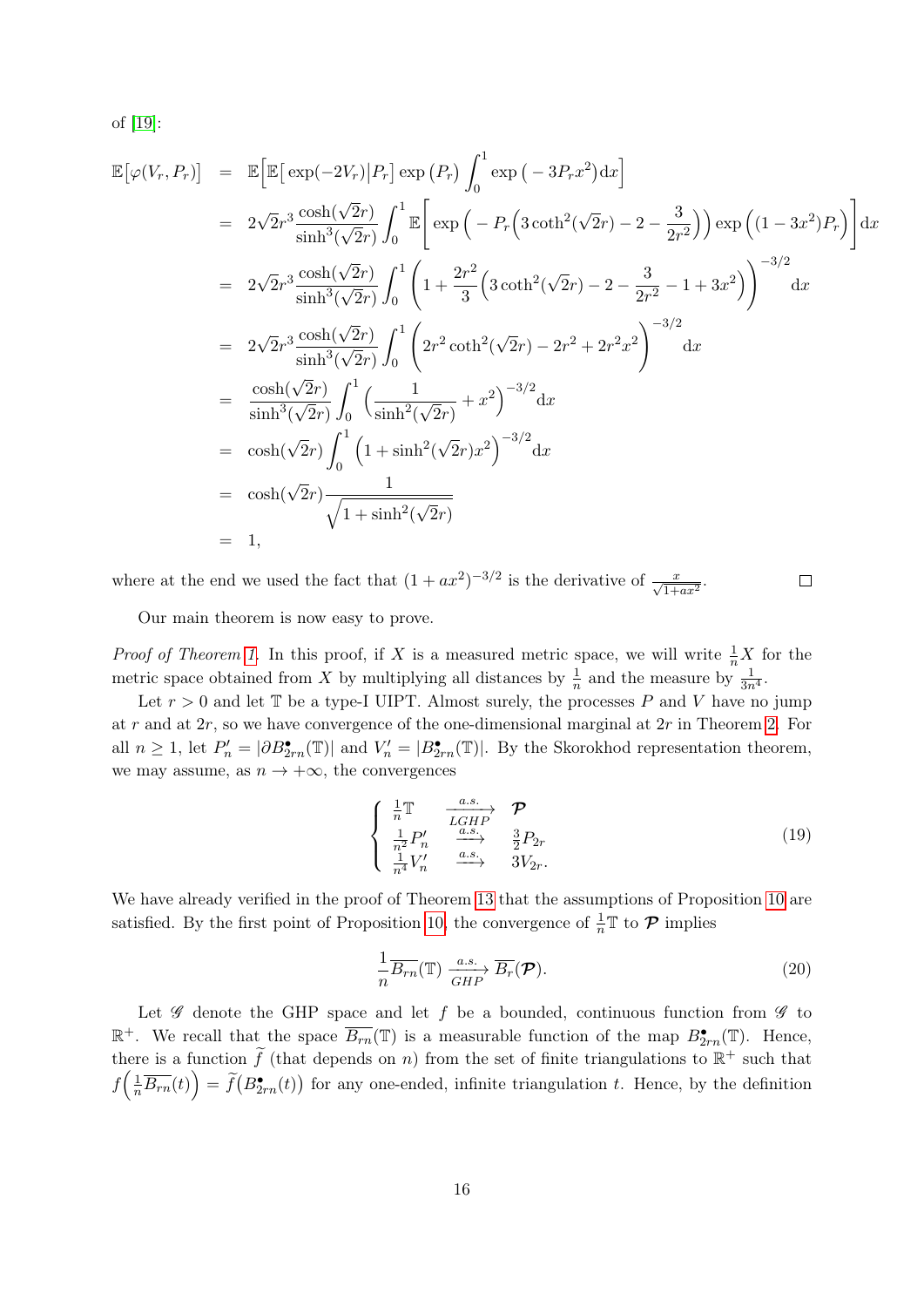of [19]:

$$
\begin{aligned}
\mathbb{E}\big[\varphi(V_r,P_r)\big] &= \mathbb{E}\Big[\mathbb{E}\big[\exp(-2V_r)\big|P_r\big]\exp\left(P_r\right)\int_0^1 \exp\left(-3P_r x^2\right)\mathrm{d}x\Big]\\
&= 2\sqrt{2}r^3\frac{\cosh(\sqrt{2}r)}{\sinh^3(\sqrt{2}r)}\int_0^1 \mathbb{E}\left[\exp\Big(-P_r\Big(3\coth^2(\sqrt{2}r)-2-\frac{3}{2r^2}\Big)\Big)\exp\Big((1-3x^2)P_r\Big)\right]\mathrm{d}x\\
&= 2\sqrt{2}r^3\frac{\cosh(\sqrt{2}r)}{\sinh^3(\sqrt{2}r)}\int_0^1\left(1+\frac{2r^2}{3}\Big(3\coth^2(\sqrt{2}r)-2-\frac{3}{2r^2}-1+3x^2\Big)\right)^{-3/2}\mathrm{d}x\\
&= 2\sqrt{2}r^3\frac{\cosh(\sqrt{2}r)}{\sinh^3(\sqrt{2}r)}\int_0^1\left(2r^2\coth^2(\sqrt{2}r)-2r^2+2r^2x^2\right)^{-3/2}\mathrm{d}x\\
&= \frac{\cosh(\sqrt{2}r)}{\sinh^3(\sqrt{2}r)}\int_0^1\Big(\frac{1}{\sinh^2(\sqrt{2}r)}+x^2\Big)^{-3/2}\mathrm{d}x\\
&= \cosh(\sqrt{2}r)\int_0^1\Big(1+\sinh^2(\sqrt{2}r)x^2\Big)^{-3/2}\mathrm{d}x\\
&= \cosh(\sqrt{2}r)\frac{1}{\sqrt{1+\sinh^2(\sqrt{2}r)}}\\
&= 1,
\end{aligned}
$$

where at the end we used the fact that $(1+ax^2)^{-3/2}$ is the derivative of $\frac{x}{\sqrt{1+ax^2}}$. □

Our main theorem is now easy to prove.

*Proof of Theorem 1.* In this proof, if $X$ is a measured metric space, we will write $\frac{1}{n}X$ for the metric space obtained from $X$ by multiplying all distances by $\frac{1}{n}$ and the measure by $\frac{1}{3n^4}$.

Let $r>0$ and let $\mathbb{T}$ be a type-I UIPT. Almost surely, the processes $P$ and $V$ have no jump at $r$ and at $2r$, so we have convergence of the one-dimensional marginal at $2r$ in Theorem 2. For all $n\geq 1$, let $P'_n=|\partial B^\bullet_{2rn}(\mathbb{T})|$ and $V'_n=|B^\bullet_{2rn}(\mathbb{T})|$. By the Skorokhod representation theorem, we may assume, as $n\to+\infty$, the convergences

$$
\begin{cases}
\frac{1}{n}\mathbb{T} \xrightarrow[LGHP]{a.s.} \boldsymbol{\mathcal{P}}\\
\frac{1}{n^2}P'_n \xrightarrow{a.s.} \frac{3}{2}P_{2r}\\
\frac{1}{n^4}V'_n \xrightarrow{a.s.} 3V_{2r}.
\end{cases}
\tag{19}
$$

We have already verified in the proof of Theorem 13 that the assumptions of Proposition 10 are satisfied. By the first point of Proposition 10, the convergence of $\frac{1}{n}\mathbb{T}$ to $\boldsymbol{\mathcal{P}}$ implies

$$
\frac{1}{n}\overline{B_{rn}}(\mathbb{T}) \xrightarrow[GHP]{a.s.} \overline{B_r}(\boldsymbol{\mathcal{P}}).
\tag{20}
$$

Let $\mathscr{G}$ denote the GHP space and let $f$ be a bounded, continuous function from $\mathscr{G}$ to $\mathbb{R}^+$. We recall that the space $\overline{B_{rn}}(\mathbb{T})$ is a measurable function of the map $B^\bullet_{2rn}(\mathbb{T})$. Hence, there is a function $\widetilde{f}$ (that depends on $n$) from the set of finite triangulations to $\mathbb{R}^+$ such that $f\Big(\frac{1}{n}\overline{B_{rn}}(t)\Big)=\widetilde{f}\big(B^\bullet_{2rn}(t)\big)$ for any one-ended, infinite triangulation $t$. Hence, by the definition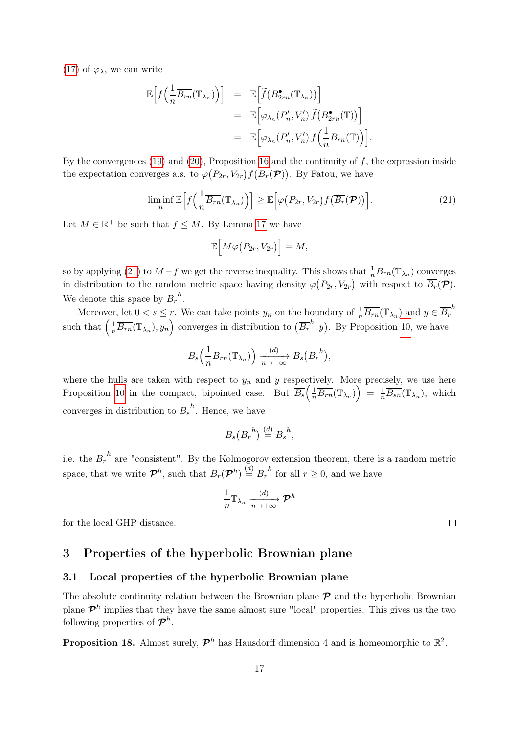(17) of $\varphi_\lambda$, we can write

$$
\begin{aligned}
\mathbb{E}\Big[f\Big(\frac{1}{n}\overline{B_{rn}}(\mathbb{T}_{\lambda_n})\Big)\Big] &= \mathbb{E}\Big[\widetilde{f}\big(B^\bullet_{2rn}(\mathbb{T}_{\lambda_n})\big)\Big] \\
&= \mathbb{E}\Big[\varphi_{\lambda_n}(P'_n, V'_n)\,\widetilde{f}\big(B^\bullet_{2rn}(\mathbb{T})\big)\Big] \\
&= \mathbb{E}\Big[\varphi_{\lambda_n}(P'_n, V'_n)\,f\Big(\frac{1}{n}\overline{B_{rn}}(\mathbb{T})\Big)\Big].
\end{aligned}
$$

By the convergences (19) and (20), Proposition 16 and the continuity of $f$, the expression inside the expectation converges a.s. to $\varphi\big(P_{2r}, V_{2r}\big)\,f\big(\overline{B_r}(\boldsymbol{\mathcal{P}})\big)$. By Fatou, we have

$$
\liminf_n \mathbb{E}\Big[f\Big(\frac{1}{n}\overline{B_{rn}}(\mathbb{T}_{\lambda_n})\Big)\Big] \geq \mathbb{E}\Big[\varphi\big(P_{2r}, V_{2r}\big)\,f\big(\overline{B_r}(\boldsymbol{\mathcal{P}})\big)\Big]. \tag{21}
$$

Let $M \in \mathbb{R}^+$ be such that $f \leq M$. By Lemma 17 we have

$$
\mathbb{E}\Big[M\varphi\big(P_{2r}, V_{2r}\big)\Big] = M,
$$

so by applying (21) to $M-f$ we get the reverse inequality. This shows that $\frac{1}{n}\overline{B_{rn}}(\mathbb{T}_{\lambda_n})$ converges in distribution to the random metric space having density $\varphi\big(P_{2r}, V_{2r}\big)$ with respect to $\overline{B_r}(\boldsymbol{\mathcal{P}})$. We denote this space by $\overline{B_r}^h$.

Moreover, let $0 < s \leq r$. We can take points $y_n$ on the boundary of $\frac{1}{n}\overline{B_{rn}}(\mathbb{T}_{\lambda_n})$ and $y \in \overline{B_r}^h$ such that $\Big(\frac{1}{n}\overline{B_{rn}}(\mathbb{T}_{\lambda_n}), y_n\Big)$ converges in distribution to $\big(\overline{B_r}^h, y\big)$. By Proposition 10, we have

$$
\overline{B_s}\Big(\frac{1}{n}\overline{B_{rn}}(\mathbb{T}_{\lambda_n})\Big) \xrightarrow[n\to+\infty]{(d)} \overline{B_s}\big(\overline{B_r}^h\big),
$$

where the hulls are taken with respect to $y_n$ and $y$ respectively. More precisely, we use here Proposition 10 in the compact, bipointed case. But $\overline{B_s}\Big(\frac{1}{n}\overline{B_{rn}}(\mathbb{T}_{\lambda_n})\Big) = \frac{1}{n}\overline{B_{sn}}(\mathbb{T}_{\lambda_n})$, which converges in distribution to $\overline{B_s}^h$. Hence, we have

$$
\overline{B_s}\big(\overline{B_r}^h\big) \overset{(d)}{=} \overline{B_s}^h,
$$

i.e. the $\overline{B_r}^h$ are "consistent". By the Kolmogorov extension theorem, there is a random metric space, that we write $\boldsymbol{\mathcal{P}}^h$, such that $\overline{B_r}(\boldsymbol{\mathcal{P}}^h) \overset{(d)}{=} \overline{B_r}^h$ for all $r \geq 0$, and we have

$$
\frac{1}{n}\mathbb{T}_{\lambda_n} \xrightarrow[n\to+\infty]{(d)} \boldsymbol{\mathcal{P}}^h
$$

for the local GHP distance. □

# 3 Properties of the hyperbolic Brownian plane

## 3.1 Local properties of the hyperbolic Brownian plane

The absolute continuity relation between the Brownian plane $\boldsymbol{\mathcal{P}}$ and the hyperbolic Brownian plane $\boldsymbol{\mathcal{P}}^h$ implies that they have the same almost sure "local" properties. This gives us the two following properties of $\boldsymbol{\mathcal{P}}^h$.

**Proposition 18.** Almost surely, $\boldsymbol{\mathcal{P}}^h$ has Hausdorff dimension 4 and is homeomorphic to $\mathbb{R}^2$.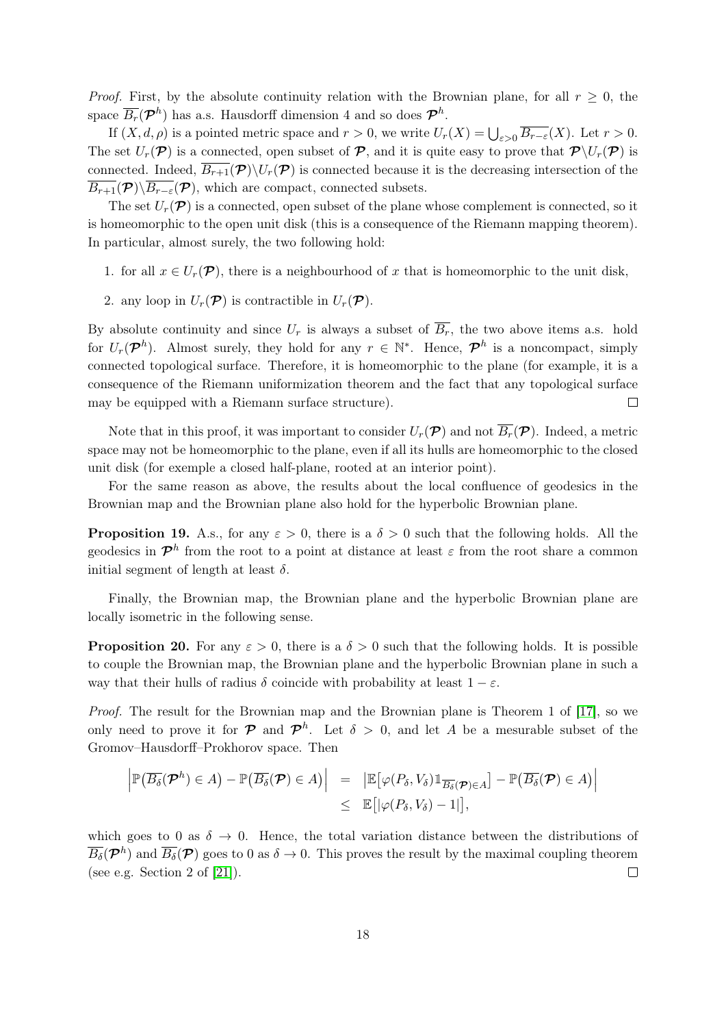*Proof.* First, by the absolute continuity relation with the Brownian plane, for all $r \geq 0$, the space $\overline{B_r}(\boldsymbol{\mathcal{P}}^h)$ has a.s. Hausdorff dimension 4 and so does $\boldsymbol{\mathcal{P}}^h$.

If $(X, d, \rho)$ is a pointed metric space and $r > 0$, we write $U_r(X) = \bigcup_{\varepsilon > 0} \overline{B_{r-\varepsilon}}(X)$. Let $r > 0$. The set $U_r(\boldsymbol{\mathcal{P}})$ is a connected, open subset of $\boldsymbol{\mathcal{P}}$, and it is quite easy to prove that $\boldsymbol{\mathcal{P}} \backslash U_r(\boldsymbol{\mathcal{P}})$ is connected. Indeed, $\overline{B_{r+1}}(\boldsymbol{\mathcal{P}}) \backslash U_r(\boldsymbol{\mathcal{P}})$ is connected because it is the decreasing intersection of the $\overline{B_{r+1}}(\boldsymbol{\mathcal{P}}) \backslash \overline{B_{r-\varepsilon}}(\boldsymbol{\mathcal{P}})$, which are compact, connected subsets.

The set $U_r(\boldsymbol{\mathcal{P}})$ is a connected, open subset of the plane whose complement is connected, so it is homeomorphic to the open unit disk (this is a consequence of the Riemann mapping theorem). In particular, almost surely, the two following hold:

1. for all $x \in U_r(\boldsymbol{\mathcal{P}})$, there is a neighbourhood of $x$ that is homeomorphic to the unit disk,
2. any loop in $U_r(\boldsymbol{\mathcal{P}})$ is contractible in $U_r(\boldsymbol{\mathcal{P}})$.

By absolute continuity and since $U_r$ is always a subset of $\overline{B_r}$, the two above items a.s. hold for $U_r(\boldsymbol{\mathcal{P}}^h)$. Almost surely, they hold for any $r \in \mathbb{N}^*$. Hence, $\boldsymbol{\mathcal{P}}^h$ is a noncompact, simply connected topological surface. Therefore, it is homeomorphic to the plane (for example, it is a consequence of the Riemann uniformization theorem and the fact that any topological surface may be equipped with a Riemann surface structure). $\square$

Note that in this proof, it was important to consider $U_r(\boldsymbol{\mathcal{P}})$ and not $\overline{B_r}(\boldsymbol{\mathcal{P}})$. Indeed, a metric space may not be homeomorphic to the plane, even if all its hulls are homeomorphic to the closed unit disk (for exemple a closed half-plane, rooted at an interior point).

For the same reason as above, the results about the local confluence of geodesics in the Brownian map and the Brownian plane also hold for the hyperbolic Brownian plane.

**Proposition 19.** A.s., for any $\varepsilon > 0$, there is a $\delta > 0$ such that the following holds. All the geodesics in $\boldsymbol{\mathcal{P}}^h$ from the root to a point at distance at least $\varepsilon$ from the root share a common initial segment of length at least $\delta$.

Finally, the Brownian map, the Brownian plane and the hyperbolic Brownian plane are locally isometric in the following sense.

**Proposition 20.** For any $\varepsilon > 0$, there is a $\delta > 0$ such that the following holds. It is possible to couple the Brownian map, the Brownian plane and the hyperbolic Brownian plane in such a way that their hulls of radius $\delta$ coincide with probability at least $1 - \varepsilon$.

*Proof.* The result for the Brownian map and the Brownian plane is Theorem 1 of [17], so we only need to prove it for $\boldsymbol{\mathcal{P}}$ and $\boldsymbol{\mathcal{P}}^h$. Let $\delta > 0$, and let $A$ be a mesurable subset of the Gromov–Hausdorff–Prokhorov space. Then

$$\begin{aligned}\left|\mathbb{P}\big(\overline{B_\delta}(\boldsymbol{\mathcal{P}}^h) \in A\big) - \mathbb{P}\big(\overline{B_\delta}(\boldsymbol{\mathcal{P}}) \in A\big)\right| &= \left|\mathbb{E}\big[\varphi(P_\delta, V_\delta) \mathbb{1}_{\overline{B_\delta}(\boldsymbol{\mathcal{P}}) \in A}\big] - \mathbb{P}\big(\overline{B_\delta}(\boldsymbol{\mathcal{P}}) \in A\big)\right| \\ &\leq \mathbb{E}\big[|\varphi(P_\delta, V_\delta) - 1|\big],\end{aligned}$$

which goes to 0 as $\delta \to 0$. Hence, the total variation distance between the distributions of $\overline{B_\delta}(\boldsymbol{\mathcal{P}}^h)$ and $\overline{B_\delta}(\boldsymbol{\mathcal{P}})$ goes to 0 as $\delta \to 0$. This proves the result by the maximal coupling theorem (see e.g. Section 2 of [21]). $\square$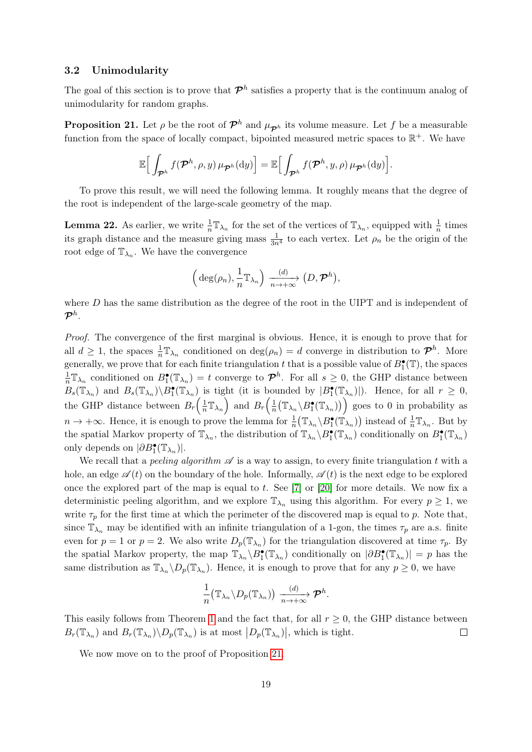### 3.2 Unimodularity

The goal of this section is to prove that $\boldsymbol{\mathcal{P}}^h$ satisfies a property that is the continuum analog of unimodularity for random graphs.

**Proposition 21.** Let $\rho$ be the root of $\boldsymbol{\mathcal{P}}^h$ and $\mu_{\boldsymbol{\mathcal{P}}^h}$ its volume measure. Let $f$ be a measurable function from the space of locally compact, bipointed measured metric spaces to $\mathbb{R}^+$. We have

$$\mathbb{E}\Big[\int_{\boldsymbol{\mathcal{P}}^h} f(\boldsymbol{\mathcal{P}}^h,\rho,y)\,\mu_{\boldsymbol{\mathcal{P}}^h}(\mathrm{d}y)\Big] = \mathbb{E}\Big[\int_{\boldsymbol{\mathcal{P}}^h} f(\boldsymbol{\mathcal{P}}^h,y,\rho)\,\mu_{\boldsymbol{\mathcal{P}}^h}(\mathrm{d}y)\Big].$$

To prove this result, we will need the following lemma. It roughly means that the degree of the root is independent of the large-scale geometry of the map.

**Lemma 22.** As earlier, we write $\frac{1}{n}\mathbb{T}_{\lambda_n}$ for the set of the vertices of $\mathbb{T}_{\lambda_n}$, equipped with $\frac{1}{n}$ times its graph distance and the measure giving mass $\frac{1}{3n^4}$ to each vertex. Let $\rho_n$ be the origin of the root edge of $\mathbb{T}_{\lambda_n}$. We have the convergence

$$\Big(\deg(\rho_n), \frac{1}{n}\mathbb{T}_{\lambda_n}\Big) \xrightarrow[n\to+\infty]{(d)} \big(D, \boldsymbol{\mathcal{P}}^h\big),$$

where $D$ has the same distribution as the degree of the root in the UIPT and is independent of $\boldsymbol{\mathcal{P}}^h$.

*Proof.* The convergence of the first marginal is obvious. Hence, it is enough to prove that for all $d \geq 1$, the spaces $\frac{1}{n}\mathbb{T}_{\lambda_n}$ conditioned on $\deg(\rho_n) = d$ converge in distribution to $\boldsymbol{\mathcal{P}}^h$. More generally, we prove that for each finite triangulation $t$ that is a possible value of $B_1^\bullet(\mathbb{T})$, the spaces $\frac{1}{n}\mathbb{T}_{\lambda_n}$ conditioned on $B_1^\bullet(\mathbb{T}_{\lambda_n}) = t$ converge to $\boldsymbol{\mathcal{P}}^h$. For all $s \geq 0$, the GHP distance between $B_s(\mathbb{T}_{\lambda_n})$ and $B_s(\mathbb{T}_{\lambda_n})\backslash B_1^\bullet(\mathbb{T}_{\lambda_n})$ is tight (it is bounded by $|B_1^\bullet(\mathbb{T}_{\lambda_n})|$). Hence, for all $r \geq 0$, the GHP distance between $B_r\Big(\frac{1}{n}\mathbb{T}_{\lambda_n}\Big)$ and $B_r\Big(\frac{1}{n}\big(\mathbb{T}_{\lambda_n}\backslash B_1^\bullet(\mathbb{T}_{\lambda_n})\big)\Big)$ goes to 0 in probability as $n \to +\infty$. Hence, it is enough to prove the lemma for $\frac{1}{n}\big(\mathbb{T}_{\lambda_n}\backslash B_1^\bullet(\mathbb{T}_{\lambda_n})\big)$ instead of $\frac{1}{n}\mathbb{T}_{\lambda_n}$. But by the spatial Markov property of $\mathbb{T}_{\lambda_n}$, the distribution of $\mathbb{T}_{\lambda_n}\backslash B_1^\bullet(\mathbb{T}_{\lambda_n})$ conditionally on $B_1^\bullet(\mathbb{T}_{\lambda_n})$ only depends on $|\partial B_1^\bullet(\mathbb{T}_{\lambda_n})|$.

We recall that a *peeling algorithm* $\mathscr{A}$ is a way to assign, to every finite triangulation $t$ with a hole, an edge $\mathscr{A}(t)$ on the boundary of the hole. Informally, $\mathscr{A}(t)$ is the next edge to be explored once the explored part of the map is equal to $t$. See [7] or [20] for more details. We now fix a deterministic peeling algorithm, and we explore $\mathbb{T}_{\lambda_n}$ using this algorithm. For every $p \geq 1$, we write $\tau_p$ for the first time at which the perimeter of the discovered map is equal to $p$. Note that, since $\mathbb{T}_{\lambda_n}$ may be identified with an infinite triangulation of a 1-gon, the times $\tau_p$ are a.s. finite even for $p = 1$ or $p = 2$. We also write $D_p(\mathbb{T}_{\lambda_n})$ for the triangulation discovered at time $\tau_p$. By the spatial Markov property, the map $\mathbb{T}_{\lambda_n}\backslash B_1^\bullet(\mathbb{T}_{\lambda_n})$ conditionally on $|\partial B_1^\bullet(\mathbb{T}_{\lambda_n})| = p$ has the same distribution as $\mathbb{T}_{\lambda_n}\backslash D_p(\mathbb{T}_{\lambda_n})$. Hence, it is enough to prove that for any $p \geq 0$, we have

$$\frac{1}{n}\big(\mathbb{T}_{\lambda_n}\backslash D_p(\mathbb{T}_{\lambda_n})\big) \xrightarrow[n\to+\infty]{(d)} \boldsymbol{\mathcal{P}}^h.$$

This easily follows from Theorem 1 and the fact that, for all $r \geq 0$, the GHP distance between $B_r(\mathbb{T}_{\lambda_n})$ and $B_r(\mathbb{T}_{\lambda_n})\backslash D_p(\mathbb{T}_{\lambda_n})$ is at most $\big|D_p(\mathbb{T}_{\lambda_n})\big|$, which is tight. $\square$

We now move on to the proof of Proposition 21.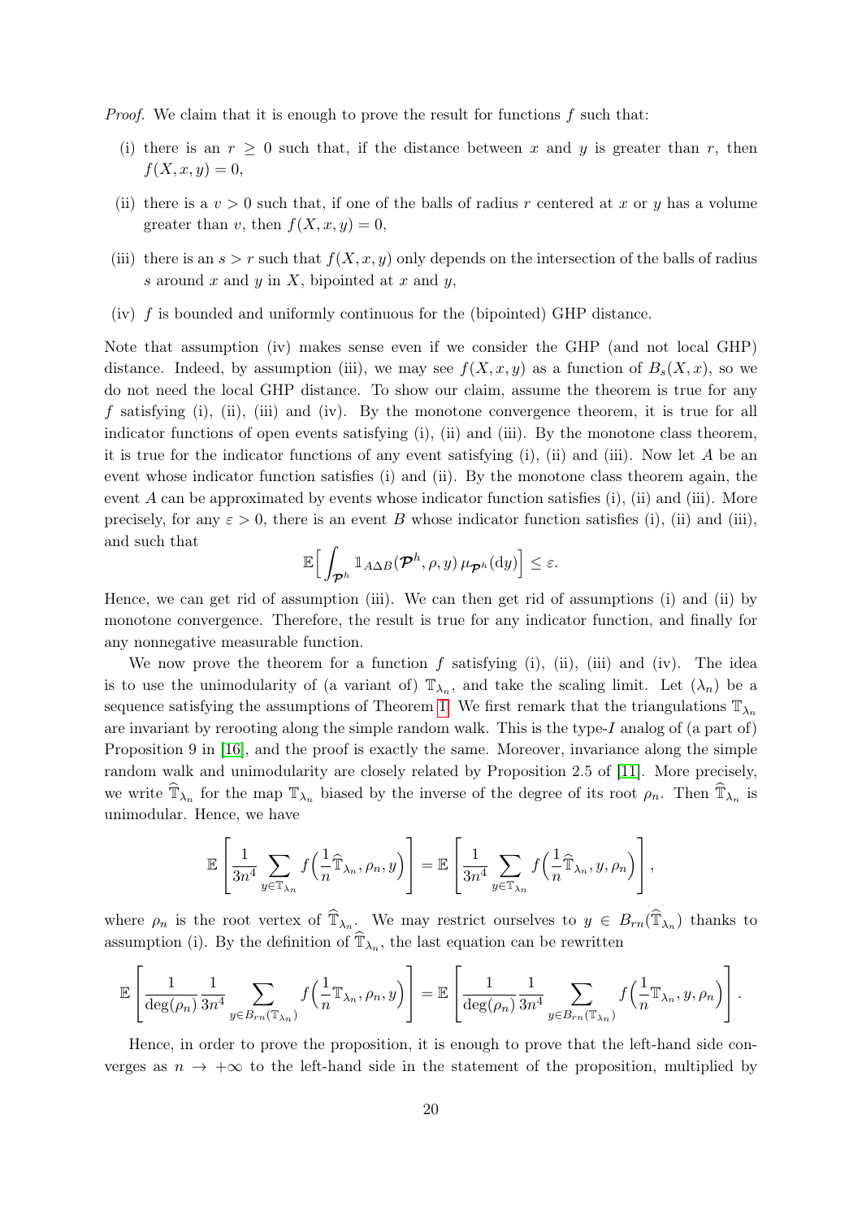*Proof.* We claim that it is enough to prove the result for functions $f$ such that:

(i) there is an $r \geq 0$ such that, if the distance between $x$ and $y$ is greater than $r$, then $f(X, x, y) = 0$,

(ii) there is a $v > 0$ such that, if one of the balls of radius $r$ centered at $x$ or $y$ has a volume greater than $v$, then $f(X, x, y) = 0$,

(iii) there is an $s > r$ such that $f(X, x, y)$ only depends on the intersection of the balls of radius $s$ around $x$ and $y$ in $X$, bipointed at $x$ and $y$,

(iv) $f$ is bounded and uniformly continuous for the (bipointed) GHP distance.

Note that assumption (iv) makes sense even if we consider the GHP (and not local GHP) distance. Indeed, by assumption (iii), we may see $f(X, x, y)$ as a function of $B_s(X, x)$, so we do not need the local GHP distance. To show our claim, assume the theorem is true for any $f$ satisfying (i), (ii), (iii) and (iv). By the monotone convergence theorem, it is true for all indicator functions of open events satisfying (i), (ii) and (iii). By the monotone class theorem, it is true for the indicator functions of any event satisfying (i), (ii) and (iii). Now let $A$ be an event whose indicator function satisfies (i) and (ii). By the monotone class theorem again, the event $A$ can be approximated by events whose indicator function satisfies (i), (ii) and (iii). More precisely, for any $\varepsilon > 0$, there is an event $B$ whose indicator function satisfies (i), (ii) and (iii), and such that

$$\mathbb{E}\Big[\int_{\boldsymbol{\mathcal{P}}^h} \mathbb{1}_{A \Delta B}(\boldsymbol{\mathcal{P}}^h, \rho, y)\, \mu_{\boldsymbol{\mathcal{P}}^h}(\mathrm{d}y)\Big] \leq \varepsilon.$$

Hence, we can get rid of assumption (iii). We can then get rid of assumptions (i) and (ii) by monotone convergence. Therefore, the result is true for any indicator function, and finally for any nonnegative measurable function.

We now prove the theorem for a function $f$ satisfying (i), (ii), (iii) and (iv). The idea is to use the unimodularity of (a variant of) $\mathbb{T}_{\lambda_n}$, and take the scaling limit. Let $(\lambda_n)$ be a sequence satisfying the assumptions of Theorem 1. We first remark that the triangulations $\mathbb{T}_{\lambda_n}$ are invariant by rerooting along the simple random walk. This is the type-$I$ analog of (a part of) Proposition 9 in [16], and the proof is exactly the same. Moreover, invariance along the simple random walk and unimodularity are closely related by Proposition 2.5 of [11]. More precisely, we write $\widehat{\mathbb{T}}_{\lambda_n}$ for the map $\mathbb{T}_{\lambda_n}$ biased by the inverse of the degree of its root $\rho_n$. Then $\widehat{\mathbb{T}}_{\lambda_n}$ is unimodular. Hence, we have

$$\mathbb{E}\left[\frac{1}{3n^4}\sum_{y \in \mathbb{T}_{\lambda_n}} f\Big(\frac{1}{n}\widehat{\mathbb{T}}_{\lambda_n}, \rho_n, y\Big)\right] = \mathbb{E}\left[\frac{1}{3n^4}\sum_{y \in \mathbb{T}_{\lambda_n}} f\Big(\frac{1}{n}\widehat{\mathbb{T}}_{\lambda_n}, y, \rho_n\Big)\right],$$

where $\rho_n$ is the root vertex of $\widehat{\mathbb{T}}_{\lambda_n}$. We may restrict ourselves to $y \in B_{rn}(\widehat{\mathbb{T}}_{\lambda_n})$ thanks to assumption (i). By the definition of $\widehat{\mathbb{T}}_{\lambda_n}$, the last equation can be rewritten

$$\mathbb{E}\left[\frac{1}{\deg(\rho_n)}\frac{1}{3n^4}\sum_{y \in B_{rn}(\mathbb{T}_{\lambda_n})} f\Big(\frac{1}{n}\mathbb{T}_{\lambda_n}, \rho_n, y\Big)\right] = \mathbb{E}\left[\frac{1}{\deg(\rho_n)}\frac{1}{3n^4}\sum_{y \in B_{rn}(\mathbb{T}_{\lambda_n})} f\Big(\frac{1}{n}\mathbb{T}_{\lambda_n}, y, \rho_n\Big)\right].$$

Hence, in order to prove the proposition, it is enough to prove that the left-hand side converges as $n \to +\infty$ to the left-hand side in the statement of the proposition, multiplied by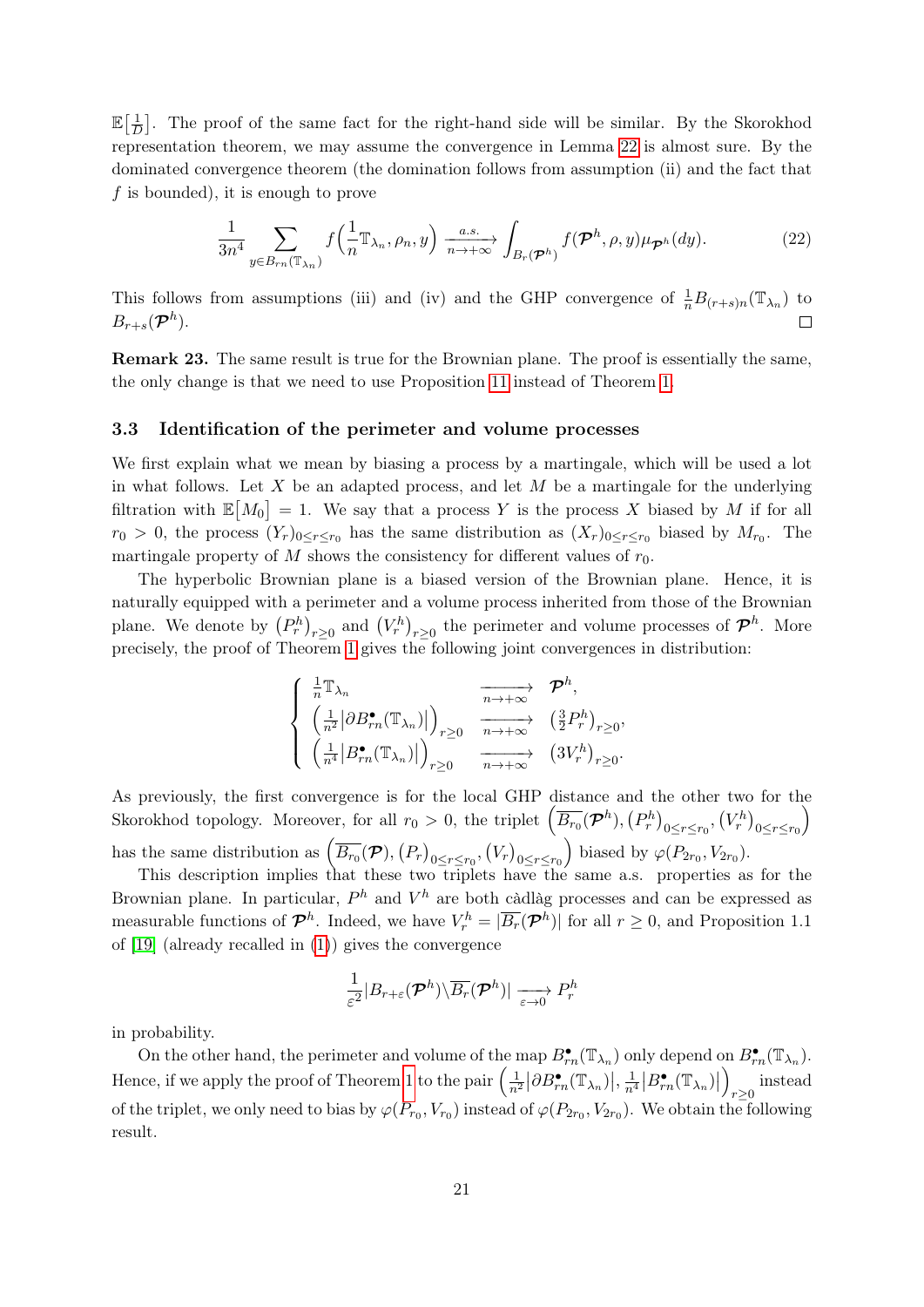$\mathbb{E}\left[\frac{1}{D}\right]$. The proof of the same fact for the right-hand side will be similar. By the Skorokhod representation theorem, we may assume the convergence in Lemma 22 is almost sure. By the dominated convergence theorem (the domination follows from assumption (ii) and the fact that $f$ is bounded), it is enough to prove

$$\frac{1}{3n^4} \sum_{y \in B_{rn}(\mathbb{T}_{\lambda_n})} f\Big(\frac{1}{n}\mathbb{T}_{\lambda_n}, \rho_n, y\Big) \xrightarrow[n\to+\infty]{a.s.} \int_{B_r(\boldsymbol{\mathcal{P}}^h)} f(\boldsymbol{\mathcal{P}}^h, \rho, y) \mu_{\boldsymbol{\mathcal{P}}^h}(dy). \tag{22}$$

This follows from assumptions (iii) and (iv) and the GHP convergence of $\frac{1}{n}B_{(r+s)n}(\mathbb{T}_{\lambda_n})$ to $B_{r+s}(\boldsymbol{\mathcal{P}}^h)$. $\square$

**Remark 23.** The same result is true for the Brownian plane. The proof is essentially the same, the only change is that we need to use Proposition 11 instead of Theorem 1.

### 3.3 Identification of the perimeter and volume processes

We first explain what we mean by biasing a process by a martingale, which will be used a lot in what follows. Let $X$ be an adapted process, and let $M$ be a martingale for the underlying filtration with $\mathbb{E}[M_0] = 1$. We say that a process $Y$ is the process $X$ biased by $M$ if for all $r_0 > 0$, the process $(Y_r)_{0 \le r \le r_0}$ has the same distribution as $(X_r)_{0 \le r \le r_0}$ biased by $M_{r_0}$. The martingale property of $M$ shows the consistency for different values of $r_0$.

The hyperbolic Brownian plane is a biased version of the Brownian plane. Hence, it is naturally equipped with a perimeter and a volume process inherited from those of the Brownian plane. We denote by $\left(P^h_r\right)_{r\ge0}$ and $\left(V^h_r\right)_{r\ge0}$ the perimeter and volume processes of $\boldsymbol{\mathcal{P}}^h$. More precisely, the proof of Theorem 1 gives the following joint convergences in distribution:

$$\begin{cases} \frac{1}{n}\mathbb{T}_{\lambda_n} & \xrightarrow[n\to+\infty]{} \quad \boldsymbol{\mathcal{P}}^h, \\ \left(\frac{1}{n^2}|\partial B^\bullet_{rn}(\mathbb{T}_{\lambda_n})|\right)_{r\ge0} & \xrightarrow[n\to+\infty]{} \quad \left(\frac{3}{2}P^h_r\right)_{r\ge0}, \\ \left(\frac{1}{n^4}|B^\bullet_{rn}(\mathbb{T}_{\lambda_n})|\right)_{r\ge0} & \xrightarrow[n\to+\infty]{} \quad \left(3V^h_r\right)_{r\ge0}. \end{cases}$$

As previously, the first convergence is for the local GHP distance and the other two for the Skorokhod topology. Moreover, for all $r_0 > 0$, the triplet $\left(\overline{B_{r_0}}(\boldsymbol{\mathcal{P}}^h), \left(P^h_r\right)_{0\le r\le r_0}, \left(V^h_r\right)_{0\le r\le r_0}\right)$ has the same distribution as $\left(\overline{B_{r_0}}(\boldsymbol{\mathcal{P}}), \left(P_r\right)_{0\le r\le r_0}, \left(V_r\right)_{0\le r\le r_0}\right)$ biased by $\varphi(P_{2r_0}, V_{2r_0})$.

This description implies that these two triplets have the same a.s. properties as for the Brownian plane. In particular, $P^h$ and $V^h$ are both càdlàg processes and can be expressed as measurable functions of $\boldsymbol{\mathcal{P}}^h$. Indeed, we have $V^h_r = |\overline{B_r}(\boldsymbol{\mathcal{P}}^h)|$ for all $r \ge 0$, and Proposition 1.1 of [19] (already recalled in (1)) gives the convergence

$$\frac{1}{\varepsilon^2}|B_{r+\varepsilon}(\boldsymbol{\mathcal{P}}^h)\backslash\overline{B_r}(\boldsymbol{\mathcal{P}}^h)| \xrightarrow[\varepsilon\to0]{} P^h_r$$

in probability.

On the other hand, the perimeter and volume of the map $B^\bullet_{rn}(\mathbb{T}_{\lambda_n})$ only depend on $B^\bullet_{rn}(\mathbb{T}_{\lambda_n})$. Hence, if we apply the proof of Theorem 1 to the pair $\left(\frac{1}{n^2}|\partial B^\bullet_{rn}(\mathbb{T}_{\lambda_n})|, \frac{1}{n^4}|B^\bullet_{rn}(\mathbb{T}_{\lambda_n})|\right)_{r\ge0}$ instead of the triplet, we only need to bias by $\varphi(P_{r_0}, V_{r_0})$ instead of $\varphi(P_{2r_0}, V_{2r_0})$. We obtain the following result.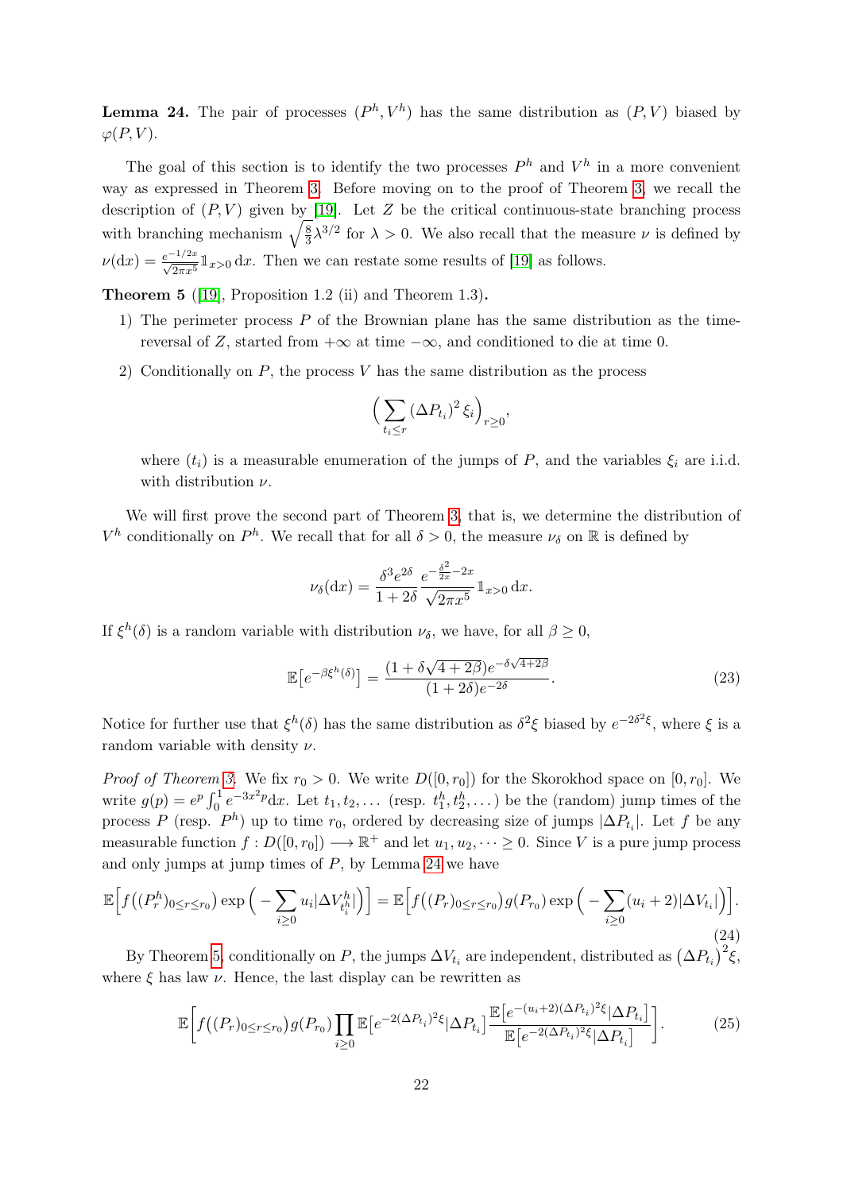**Lemma 24.** The pair of processes $(P^h, V^h)$ has the same distribution as $(P, V)$ biased by $\varphi(P, V)$.

The goal of this section is to identify the two processes $P^h$ and $V^h$ in a more convenient way as expressed in Theorem 3. Before moving on to the proof of Theorem 3, we recall the description of $(P, V)$ given by [19]. Let $Z$ be the critical continuous-state branching process with branching mechanism $\sqrt{\frac{8}{3}}\lambda^{3/2}$ for $\lambda > 0$. We also recall that the measure $\nu$ is defined by $\nu(\mathrm{d}x) = \frac{e^{-1/2x}}{\sqrt{2\pi x^5}}\mathbb{1}_{x>0}\,\mathrm{d}x$. Then we can restate some results of [19] as follows.

**Theorem 5** ([19], Proposition 1.2 (ii) and Theorem 1.3)**.**

1) The perimeter process $P$ of the Brownian plane has the same distribution as the time-reversal of $Z$, started from $+\infty$ at time $-\infty$, and conditioned to die at time 0.

2) Conditionally on $P$, the process $V$ has the same distribution as the process

$$\Big(\sum_{t_i \leq r} (\Delta P_{t_i})^2\, \xi_i\Big)_{r\geq 0},$$

where $(t_i)$ is a measurable enumeration of the jumps of $P$, and the variables $\xi_i$ are i.i.d. with distribution $\nu$.

We will first prove the second part of Theorem 3, that is, we determine the distribution of $V^h$ conditionally on $P^h$. We recall that for all $\delta > 0$, the measure $\nu_\delta$ on $\mathbb{R}$ is defined by

$$\nu_\delta(\mathrm{d}x) = \frac{\delta^3 e^{2\delta}}{1+2\delta}\frac{e^{-\frac{\delta^2}{2x}-2x}}{\sqrt{2\pi x^5}}\mathbb{1}_{x>0}\,\mathrm{d}x.$$

If $\xi^h(\delta)$ is a random variable with distribution $\nu_\delta$, we have, for all $\beta \geq 0$,

$$\mathbb{E}\big[e^{-\beta\xi^h(\delta)}\big] = \frac{(1+\delta\sqrt{4+2\beta})e^{-\delta\sqrt{4+2\beta}}}{(1+2\delta)e^{-2\delta}}. \tag{23}$$

Notice for further use that $\xi^h(\delta)$ has the same distribution as $\delta^2\xi$ biased by $e^{-2\delta^2\xi}$, where $\xi$ is a random variable with density $\nu$.

*Proof of Theorem 3.* We fix $r_0 > 0$. We write $D([0, r_0])$ for the Skorokhod space on $[0, r_0]$. We write $g(p) = e^p\int_0^1 e^{-3x^2p}\mathrm{d}x$. Let $t_1, t_2, \dots$ (resp. $t_1^h, t_2^h, \dots$) be the (random) jump times of the process $P$ (resp. $P^h$) up to time $r_0$, ordered by decreasing size of jumps $|\Delta P_{t_i}|$. Let $f$ be any measurable function $f : D([0, r_0]) \longrightarrow \mathbb{R}^+$ and let $u_1, u_2, \dots \geq 0$. Since $V$ is a pure jump process and only jumps at jump times of $P$, by Lemma 24 we have

$$\mathbb{E}\Big[f\big((P_r^h)_{0\leq r\leq r_0}\big)\exp\Big(-\sum_{i\geq 0}u_i|\Delta V^h_{t_i^h}|\Big)\Big] = \mathbb{E}\Big[f\big((P_r)_{0\leq r\leq r_0}\big)g(P_{r_0})\exp\Big(-\sum_{i\geq 0}(u_i+2)|\Delta V_{t_i}|\Big)\Big]. \tag{24}$$

By Theorem 5, conditionally on $P$, the jumps $\Delta V_{t_i}$ are independent, distributed as $\big(\Delta P_{t_i}\big)^2\xi$, where $\xi$ has law $\nu$. Hence, the last display can be rewritten as

$$\mathbb{E}\bigg[f\big((P_r)_{0\leq r\leq r_0}\big)g(P_{r_0})\prod_{i\geq 0}\mathbb{E}\big[e^{-2(\Delta P_{t_i})^2\xi}|\Delta P_{t_i}\big]\frac{\mathbb{E}\big[e^{-(u_i+2)(\Delta P_{t_i})^2\xi}|\Delta P_{t_i}\big]}{\mathbb{E}\big[e^{-2(\Delta P_{t_i})^2\xi}|\Delta P_{t_i}\big]}\bigg]. \tag{25}$$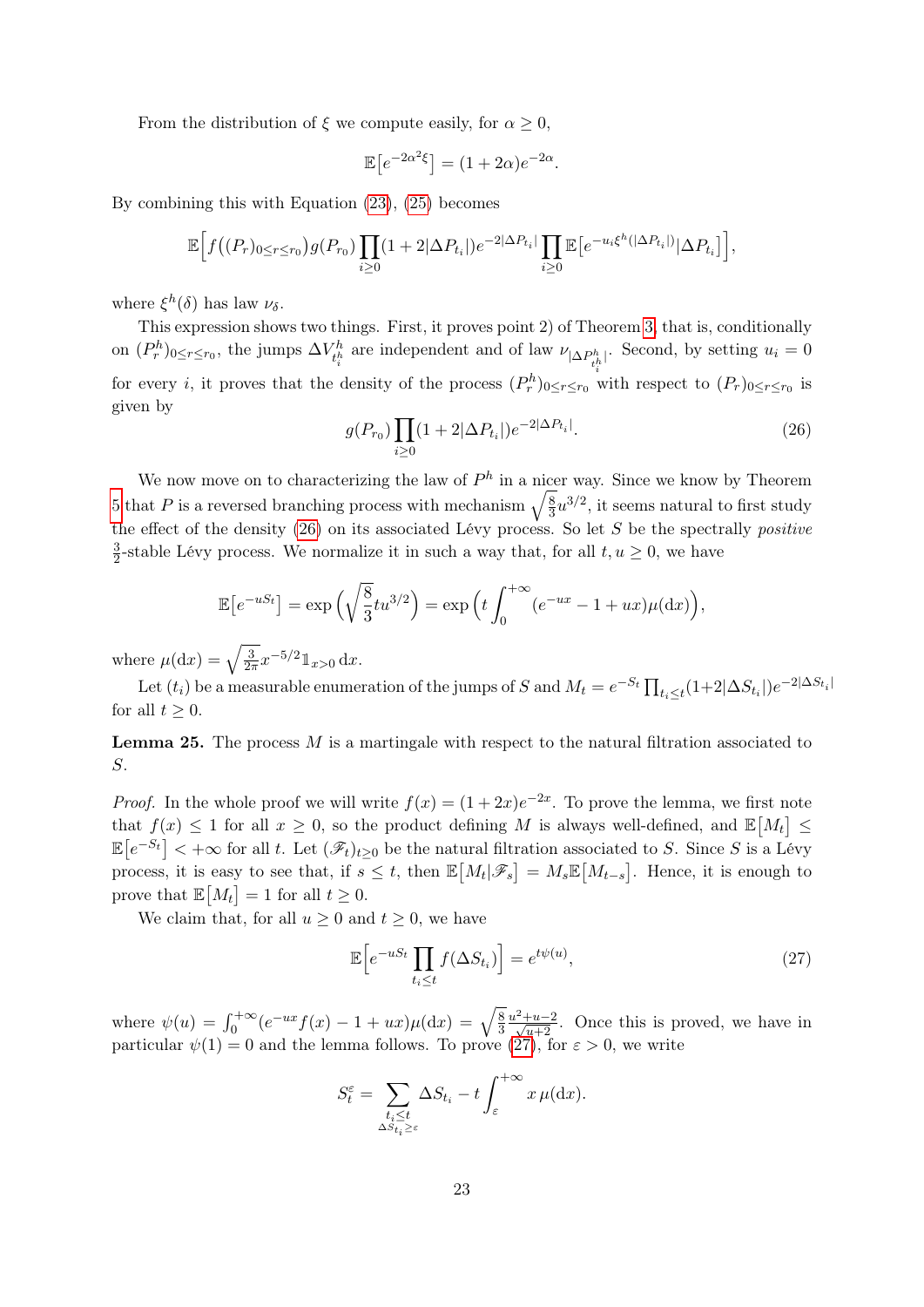From the distribution of $\xi$ we compute easily, for $\alpha \geq 0$,

$$\mathbb{E}\big[e^{-2\alpha^2 \xi}\big] = (1+2\alpha)e^{-2\alpha}.$$

By combining this with Equation (23), (25) becomes

$$\mathbb{E}\Big[f\big((P_r)_{0\leq r\leq r_0}\big)g(P_{r_0})\prod_{i\geq 0}(1+2|\Delta P_{t_i}|)e^{-2|\Delta P_{t_i}|}\prod_{i\geq 0}\mathbb{E}\big[e^{-u_i\xi^h(|\Delta P_{t_i}|)}|\Delta P_{t_i}\big]\Big],$$

where $\xi^h(\delta)$ has law $\nu_\delta$.

This expression shows two things. First, it proves point 2) of Theorem 3, that is, conditionally on $(P^h_r)_{0\leq r\leq r_0}$, the jumps $\Delta V^h_{t^h_i}$ are independent and of law $\nu_{|\Delta P^h_{t^h_i}|}$. Second, by setting $u_i = 0$ for every $i$, it proves that the density of the process $(P^h_r)_{0\leq r\leq r_0}$ with respect to $(P_r)_{0\leq r\leq r_0}$ is given by

$$g(P_{r_0})\prod_{i\geq 0}(1+2|\Delta P_{t_i}|)e^{-2|\Delta P_{t_i}|}. \tag{26}$$

We now move on to characterizing the law of $P^h$ in a nicer way. Since we know by Theorem 5 that $P$ is a reversed branching process with mechanism $\sqrt{\frac{8}{3}}u^{3/2}$, it seems natural to first study the effect of the density (26) on its associated Lévy process. So let $S$ be the spectrally *positive* $\frac{3}{2}$-stable Lévy process. We normalize it in such a way that, for all $t, u \geq 0$, we have

$$\mathbb{E}\big[e^{-uS_t}\big] = \exp\Big(\sqrt{\frac{8}{3}}tu^{3/2}\Big) = \exp\Big(t\int_0^{+\infty}(e^{-ux}-1+ux)\mu(\mathrm{d}x)\Big),$$

where $\mu(\mathrm{d}x) = \sqrt{\frac{3}{2\pi}}x^{-5/2}\mathbb{1}_{x>0}\,\mathrm{d}x$.

Let $(t_i)$ be a measurable enumeration of the jumps of $S$ and $M_t = e^{-S_t}\prod_{t_i\leq t}(1+2|\Delta S_{t_i}|)e^{-2|\Delta S_{t_i}|}$ for all $t \geq 0$.

**Lemma 25.** The process $M$ is a martingale with respect to the natural filtration associated to $S$.

*Proof.* In the whole proof we will write $f(x) = (1+2x)e^{-2x}$. To prove the lemma, we first note that $f(x) \leq 1$ for all $x \geq 0$, so the product defining $M$ is always well-defined, and $\mathbb{E}\big[M_t\big] \leq \mathbb{E}\big[e^{-S_t}\big] < +\infty$ for all $t$. Let $(\mathscr{F}_t)_{t\geq 0}$ be the natural filtration associated to $S$. Since $S$ is a Lévy process, it is easy to see that, if $s \leq t$, then $\mathbb{E}\big[M_t|\mathscr{F}_s\big] = M_s\mathbb{E}\big[M_{t-s}\big]$. Hence, it is enough to prove that $\mathbb{E}\big[M_t\big] = 1$ for all $t \geq 0$.

We claim that, for all $u \geq 0$ and $t \geq 0$, we have

$$\mathbb{E}\Big[e^{-uS_t}\prod_{t_i\leq t}f(\Delta S_{t_i})\Big] = e^{t\psi(u)}, \tag{27}$$

where $\psi(u) = \int_0^{+\infty}(e^{-ux}f(x)-1+ux)\mu(\mathrm{d}x) = \sqrt{\frac{8}{3}}\frac{u^2+u-2}{\sqrt{u+2}}$. Once this is proved, we have in particular $\psi(1) = 0$ and the lemma follows. To prove (27), for $\varepsilon > 0$, we write

$$S^\varepsilon_t = \sum_{\substack{t_i\leq t\\ \Delta S_{t_i}\geq\varepsilon}}\Delta S_{t_i} - t\int_\varepsilon^{+\infty}x\,\mu(\mathrm{d}x).$$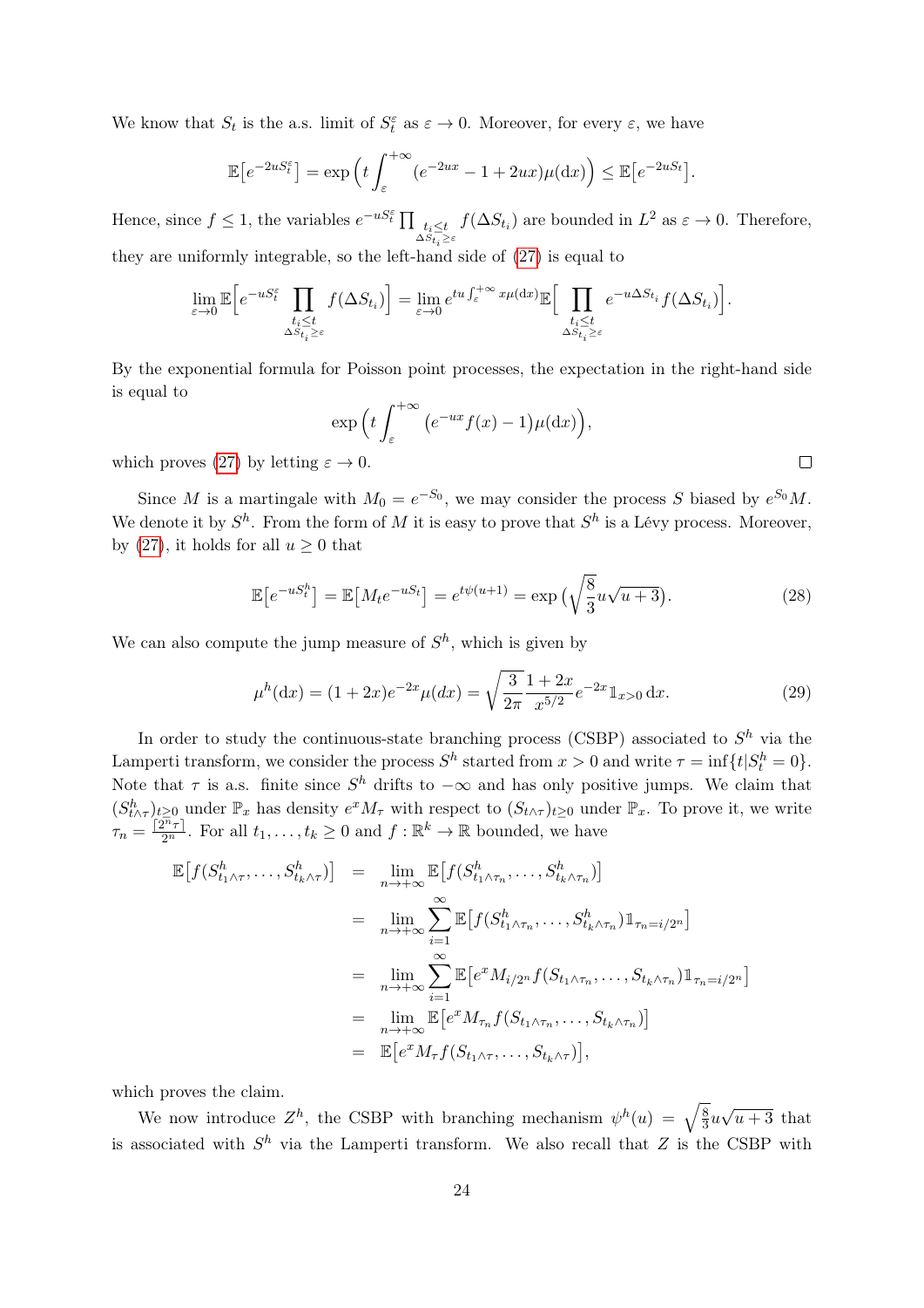We know that $S_t$ is the a.s. limit of $S_t^\varepsilon$ as $\varepsilon \to 0$. Moreover, for every $\varepsilon$, we have

$$\mathbb{E}\big[e^{-2uS_t^\varepsilon}\big] = \exp\Big(t\int_\varepsilon^{+\infty}(e^{-2ux}-1+2ux)\mu(\mathrm{d}x)\Big) \le \mathbb{E}\big[e^{-2uS_t}\big].$$

Hence, since $f \le 1$, the variables $e^{-uS_t^\varepsilon}\prod_{\substack{t_i\le t\\ \Delta S_{t_i}\ge\varepsilon}} f(\Delta S_{t_i})$ are bounded in $L^2$ as $\varepsilon \to 0$. Therefore, they are uniformly integrable, so the left-hand side of (27) is equal to

$$\lim_{\varepsilon\to 0}\mathbb{E}\Big[e^{-uS_t^\varepsilon}\prod_{\substack{t_i\le t\\ \Delta S_{t_i}\ge\varepsilon}} f(\Delta S_{t_i})\Big] = \lim_{\varepsilon\to 0} e^{tu\int_\varepsilon^{+\infty}x\mu(\mathrm{d}x)}\mathbb{E}\Big[\prod_{\substack{t_i\le t\\ \Delta S_{t_i}\ge\varepsilon}} e^{-u\Delta S_{t_i}}f(\Delta S_{t_i})\Big].$$

By the exponential formula for Poisson point processes, the expectation in the right-hand side is equal to

$$\exp\Big(t\int_\varepsilon^{+\infty}\big(e^{-ux}f(x)-1\big)\mu(\mathrm{d}x)\Big),$$

which proves (27) by letting $\varepsilon \to 0$. $\square$

Since $M$ is a martingale with $M_0 = e^{-S_0}$, we may consider the process $S$ biased by $e^{S_0}M$. We denote it by $S^h$. From the form of $M$ it is easy to prove that $S^h$ is a Lévy process. Moreover, by (27), it holds for all $u \ge 0$ that

$$\mathbb{E}\big[e^{-uS_t^h}\big] = \mathbb{E}\big[M_t e^{-uS_t}\big] = e^{t\psi(u+1)} = \exp\Big(\sqrt{\frac{8}{3}}u\sqrt{u+3}\Big). \tag{28}$$

We can also compute the jump measure of $S^h$, which is given by

$$\mu^h(\mathrm{d}x) = (1+2x)e^{-2x}\mu(dx) = \sqrt{\frac{3}{2\pi}}\frac{1+2x}{x^{5/2}}e^{-2x}\mathbb{1}_{x>0}\,\mathrm{d}x. \tag{29}$$

In order to study the continuous-state branching process (CSBP) associated to $S^h$ via the Lamperti transform, we consider the process $S^h$ started from $x > 0$ and write $\tau = \inf\{t|S_t^h = 0\}$. Note that $\tau$ is a.s. finite since $S^h$ drifts to $-\infty$ and has only positive jumps. We claim that $(S^h_{t\wedge\tau})_{t\ge 0}$ under $\mathbb{P}_x$ has density $e^x M_\tau$ with respect to $(S_{t\wedge\tau})_{t\ge0}$ under $\mathbb{P}_x$. To prove it, we write $\tau_n = \frac{\lceil 2^n\tau\rceil}{2^n}$. For all $t_1, \dots, t_k \ge 0$ and $f : \mathbb{R}^k \to \mathbb{R}$ bounded, we have

$$\begin{aligned}
\mathbb{E}\big[f(S^h_{t_1\wedge\tau},\dots,S^h_{t_k\wedge\tau})\big] &= \lim_{n\to+\infty}\mathbb{E}\big[f(S^h_{t_1\wedge\tau_n},\dots,S^h_{t_k\wedge\tau_n})\big]\\
&= \lim_{n\to+\infty}\sum_{i=1}^\infty \mathbb{E}\big[f(S^h_{t_1\wedge\tau_n},\dots,S^h_{t_k\wedge\tau_n})\mathbb{1}_{\tau_n=i/2^n}\big]\\
&= \lim_{n\to+\infty}\sum_{i=1}^\infty \mathbb{E}\big[e^x M_{i/2^n} f(S_{t_1\wedge\tau_n},\dots,S_{t_k\wedge\tau_n})\mathbb{1}_{\tau_n=i/2^n}\big]\\
&= \lim_{n\to+\infty}\mathbb{E}\big[e^x M_{\tau_n} f(S_{t_1\wedge\tau_n},\dots,S_{t_k\wedge\tau_n})\big]\\
&= \mathbb{E}\big[e^x M_\tau f(S_{t_1\wedge\tau},\dots,S_{t_k\wedge\tau})\big],
\end{aligned}$$

which proves the claim.

We now introduce $Z^h$, the CSBP with branching mechanism $\psi^h(u) = \sqrt{\frac{8}{3}}u\sqrt{u+3}$ that is associated with $S^h$ via the Lamperti transform. We also recall that $Z$ is the CSBP with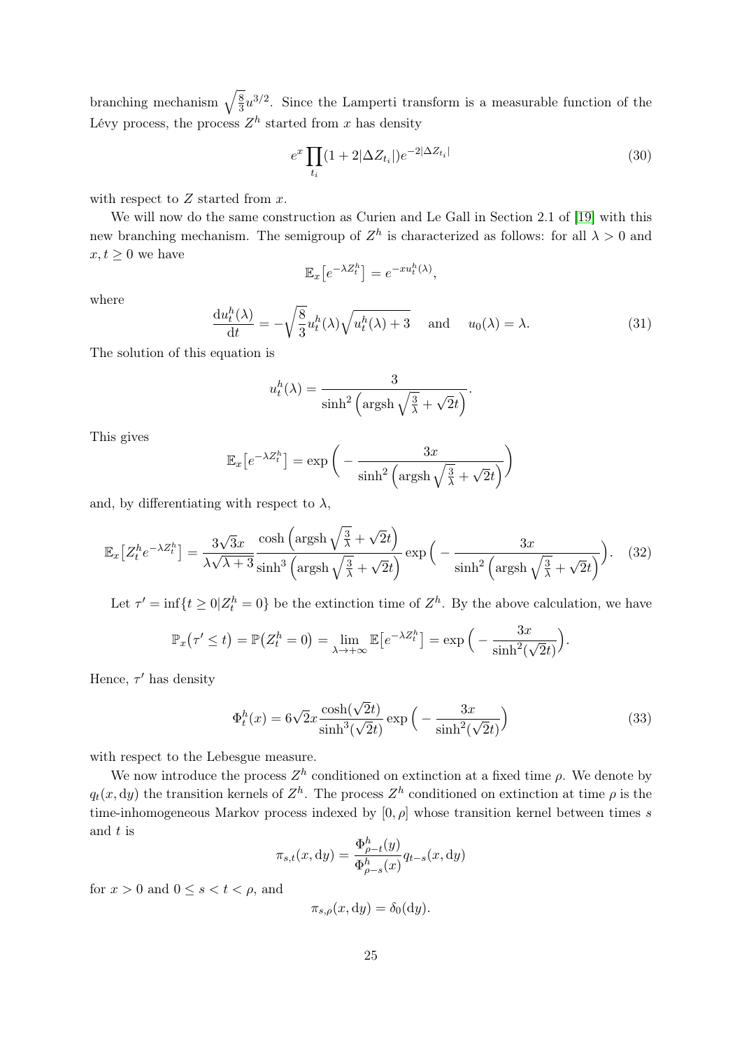branching mechanism $\sqrt{\frac{8}{3}}u^{3/2}$. Since the Lamperti transform is a measurable function of the Lévy process, the process $Z^h$ started from $x$ has density

$$e^x \prod_{t_i} (1 + 2|\Delta Z_{t_i}|) e^{-2|\Delta Z_{t_i}|} \tag{30}$$

with respect to $Z$ started from $x$.

We will now do the same construction as Curien and Le Gall in Section 2.1 of [19] with this new branching mechanism. The semigroup of $Z^h$ is characterized as follows: for all $\lambda > 0$ and $x, t \geq 0$ we have

$$\mathbb{E}_x\big[e^{-\lambda Z^h_t}\big] = e^{-x u^h_t(\lambda)},$$

where

$$\frac{\mathrm{d}u^h_t(\lambda)}{\mathrm{d}t} = -\sqrt{\frac{8}{3}} u^h_t(\lambda) \sqrt{u^h_t(\lambda) + 3} \quad \text{ and } \quad u_0(\lambda) = \lambda. \tag{31}$$

The solution of this equation is

$$u^h_t(\lambda) = \frac{3}{\sinh^2\Big(\operatorname{argsh}\sqrt{\frac{3}{\lambda}} + \sqrt{2}t\Big)}.$$

This gives

$$\mathbb{E}_x\big[e^{-\lambda Z^h_t}\big] = \exp\bigg(-\frac{3x}{\sinh^2\Big(\operatorname{argsh}\sqrt{\frac{3}{\lambda}} + \sqrt{2}t\Big)}\bigg)$$

and, by differentiating with respect to $\lambda$,

$$\mathbb{E}_x\big[Z^h_t e^{-\lambda Z^h_t}\big] = \frac{3\sqrt{3}x}{\lambda\sqrt{\lambda+3}} \frac{\cosh\Big(\operatorname{argsh}\sqrt{\frac{3}{\lambda}} + \sqrt{2}t\Big)}{\sinh^3\Big(\operatorname{argsh}\sqrt{\frac{3}{\lambda}} + \sqrt{2}t\Big)} \exp\Big(-\frac{3x}{\sinh^2\Big(\operatorname{argsh}\sqrt{\frac{3}{\lambda}} + \sqrt{2}t\Big)}\Big). \tag{32}$$

Let $\tau' = \inf\{t \geq 0 | Z^h_t = 0\}$ be the extinction time of $Z^h$. By the above calculation, we have

$$\mathbb{P}_x\big(\tau' \leq t\big) = \mathbb{P}\big(Z^h_t = 0\big) = \lim_{\lambda \to +\infty} \mathbb{E}\big[e^{-\lambda Z^h_t}\big] = \exp\Big(-\frac{3x}{\sinh^2(\sqrt{2}t)}\Big).$$

Hence, $\tau'$ has density

$$\Phi^h_t(x) = 6\sqrt{2}x \frac{\cosh(\sqrt{2}t)}{\sinh^3(\sqrt{2}t)} \exp\Big(-\frac{3x}{\sinh^2(\sqrt{2}t)}\Big) \tag{33}$$

with respect to the Lebesgue measure.

We now introduce the process $Z^h$ conditioned on extinction at a fixed time $\rho$. We denote by $q_t(x, \mathrm{d}y)$ the transition kernels of $Z^h$. The process $Z^h$ conditioned on extinction at time $\rho$ is the time-inhomogeneous Markov process indexed by $[0, \rho]$ whose transition kernel between times $s$ and $t$ is

$$\pi_{s,t}(x, \mathrm{d}y) = \frac{\Phi^h_{\rho - t}(y)}{\Phi^h_{\rho - s}(x)} q_{t-s}(x, \mathrm{d}y)$$

for $x > 0$ and $0 \leq s < t < \rho$, and

$$\pi_{s,\rho}(x, \mathrm{d}y) = \delta_0(\mathrm{d}y).$$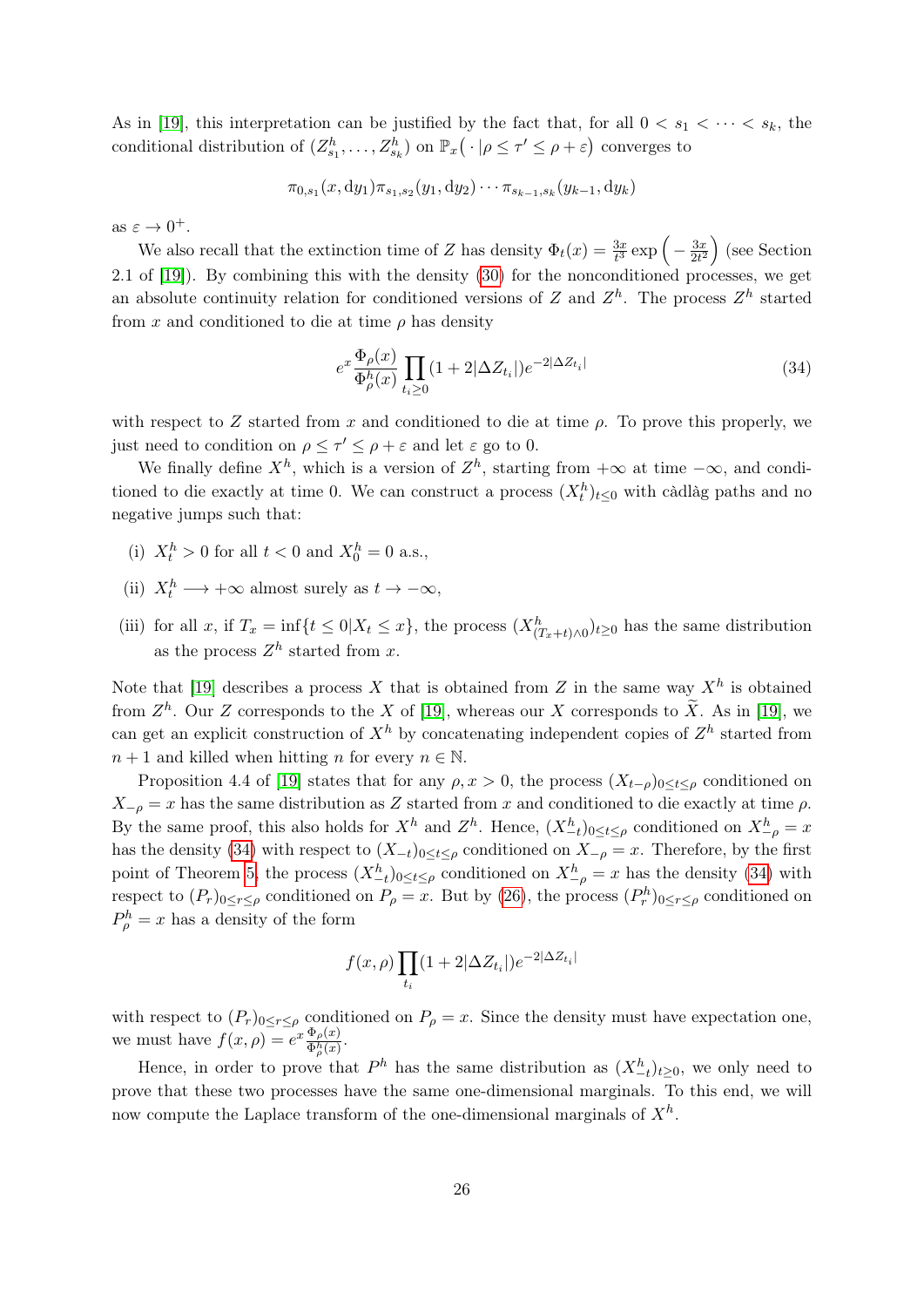As in [19], this interpretation can be justified by the fact that, for all $0 < s_1 < \cdots < s_k$, the conditional distribution of $(Z^h_{s_1}, \ldots, Z^h_{s_k})$ on $\mathbb{P}_x\big(\cdot\,|\rho \le \tau' \le \rho + \varepsilon\big)$ converges to

$$\pi_{0,s_1}(x, \mathrm{d}y_1)\pi_{s_1,s_2}(y_1, \mathrm{d}y_2)\cdots\pi_{s_{k-1},s_k}(y_{k-1}, \mathrm{d}y_k)$$

as $\varepsilon \to 0^+$.

We also recall that the extinction time of $Z$ has density $\Phi_t(x) = \frac{3x}{t^3}\exp\Big(-\frac{3x}{2t^2}\Big)$ (see Section 2.1 of [19]). By combining this with the density (30) for the nonconditioned processes, we get an absolute continuity relation for conditioned versions of $Z$ and $Z^h$. The process $Z^h$ started from $x$ and conditioned to die at time $\rho$ has density

$$e^x \frac{\Phi_\rho(x)}{\Phi^h_\rho(x)} \prod_{t_i \ge 0} (1 + 2|\Delta Z_{t_i}|)e^{-2|\Delta Z_{t_i}|} \tag{34}$$

with respect to $Z$ started from $x$ and conditioned to die at time $\rho$. To prove this properly, we just need to condition on $\rho \le \tau' \le \rho + \varepsilon$ and let $\varepsilon$ go to 0.

We finally define $X^h$, which is a version of $Z^h$, starting from $+\infty$ at time $-\infty$, and conditioned to die exactly at time 0. We can construct a process $(X^h_t)_{t\le 0}$ with càdlàg paths and no negative jumps such that:

(i) $X^h_t > 0$ for all $t < 0$ and $X^h_0 = 0$ a.s.,

(ii) $X^h_t \longrightarrow +\infty$ almost surely as $t \to -\infty$,

(iii) for all $x$, if $T_x = \inf\{t \le 0 | X_t \le x\}$, the process $(X^h_{(T_x+t)\wedge 0})_{t\ge 0}$ has the same distribution as the process $Z^h$ started from $x$.

Note that [19] describes a process $X$ that is obtained from $Z$ in the same way $X^h$ is obtained from $Z^h$. Our $Z$ corresponds to the $X$ of [19], whereas our $X$ corresponds to $\widetilde{X}$. As in [19], we can get an explicit construction of $X^h$ by concatenating independent copies of $Z^h$ started from $n+1$ and killed when hitting $n$ for every $n \in \mathbb{N}$.

Proposition 4.4 of [19] states that for any $\rho, x > 0$, the process $(X_{t-\rho})_{0\le t\le \rho}$ conditioned on $X_{-\rho} = x$ has the same distribution as $Z$ started from $x$ and conditioned to die exactly at time $\rho$. By the same proof, this also holds for $X^h$ and $Z^h$. Hence, $(X^h_{-t})_{0\le t\le\rho}$ conditioned on $X^h_{-\rho} = x$ has the density (34) with respect to $(X_{-t})_{0\le t\le \rho}$ conditioned on $X_{-\rho} = x$. Therefore, by the first point of Theorem 5, the process $(X^h_{-t})_{0\le t\le\rho}$ conditioned on $X^h_{-\rho} = x$ has the density (34) with respect to $(P_r)_{0\le r\le\rho}$ conditioned on $P_\rho = x$. But by (26), the process $(P^h_r)_{0\le r\le \rho}$ conditioned on $P^h_\rho = x$ has a density of the form

$$f(x, \rho) \prod_{t_i} (1 + 2|\Delta Z_{t_i}|)e^{-2|\Delta Z_{t_i}|}$$

with respect to $(P_r)_{0\le r\le\rho}$ conditioned on $P_\rho = x$. Since the density must have expectation one, we must have $f(x, \rho) = e^x \frac{\Phi_\rho(x)}{\Phi^h_\rho(x)}$.

Hence, in order to prove that $P^h$ has the same distribution as $(X^h_{-t})_{t\ge 0}$, we only need to prove that these two processes have the same one-dimensional marginals. To this end, we will now compute the Laplace transform of the one-dimensional marginals of $X^h$.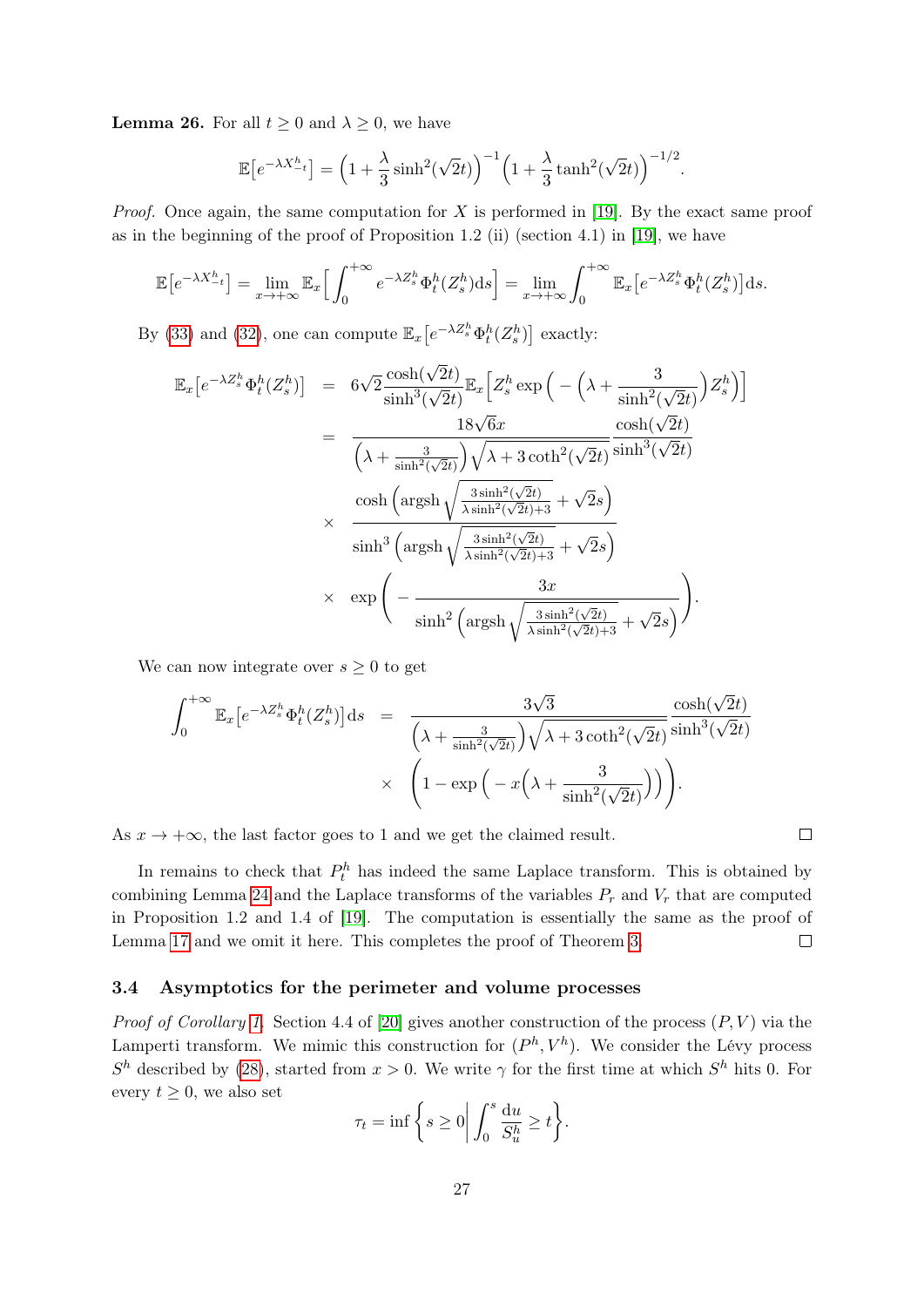**Lemma 26.** For all $t \geq 0$ and $\lambda \geq 0$, we have

$$\mathbb{E}\big[e^{-\lambda X^h_{-t}}\big] = \Big(1 + \frac{\lambda}{3}\sinh^2(\sqrt{2}t)\Big)^{-1}\Big(1 + \frac{\lambda}{3}\tanh^2(\sqrt{2}t)\Big)^{-1/2}.$$

*Proof.* Once again, the same computation for $X$ is performed in [19]. By the exact same proof as in the beginning of the proof of Proposition 1.2 (ii) (section 4.1) in [19], we have

$$\mathbb{E}\big[e^{-\lambda X^h_{-t}}\big] = \lim_{x\to+\infty} \mathbb{E}_x\Big[\int_0^{+\infty} e^{-\lambda Z^h_s}\Phi^h_t(Z^h_s)\mathrm{d}s\Big] = \lim_{x\to+\infty}\int_0^{+\infty} \mathbb{E}_x\big[e^{-\lambda Z^h_s}\Phi^h_t(Z^h_s)\big]\mathrm{d}s.$$

By (33) and (32), one can compute $\mathbb{E}_x\big[e^{-\lambda Z^h_s}\Phi^h_t(Z^h_s)\big]$ exactly:

$$\begin{aligned}
\mathbb{E}_x\big[e^{-\lambda Z^h_s}\Phi^h_t(Z^h_s)\big] &= 6\sqrt{2}\frac{\cosh(\sqrt{2}t)}{\sinh^3(\sqrt{2}t)}\mathbb{E}_x\Big[Z^h_s \exp\Big(-\Big(\lambda + \frac{3}{\sinh^2(\sqrt{2}t)}\Big)Z^h_s\Big)\Big] \\
&= \frac{18\sqrt{6}x}{\Big(\lambda + \frac{3}{\sinh^2(\sqrt{2}t)}\Big)\sqrt{\lambda + 3\coth^2(\sqrt{2}t)}}\frac{\cosh(\sqrt{2}t)}{\sinh^3(\sqrt{2}t)} \\
&\quad\times \frac{\cosh\Big(\operatorname{argsh}\sqrt{\frac{3\sinh^2(\sqrt{2}t)}{\lambda\sinh^2(\sqrt{2}t)+3}} + \sqrt{2}s\Big)}{\sinh^3\Big(\operatorname{argsh}\sqrt{\frac{3\sinh^2(\sqrt{2}t)}{\lambda\sinh^2(\sqrt{2}t)+3}} + \sqrt{2}s\Big)} \\
&\quad\times \exp\left(-\frac{3x}{\sinh^2\Big(\operatorname{argsh}\sqrt{\frac{3\sinh^2(\sqrt{2}t)}{\lambda\sinh^2(\sqrt{2}t)+3}} + \sqrt{2}s\Big)}\right).
\end{aligned}$$

We can now integrate over $s \geq 0$ to get

$$\begin{aligned}
\int_0^{+\infty}\mathbb{E}_x\big[e^{-\lambda Z^h_s}\Phi^h_t(Z^h_s)\big]\mathrm{d}s &= \frac{3\sqrt{3}}{\Big(\lambda + \frac{3}{\sinh^2(\sqrt{2}t)}\Big)\sqrt{\lambda + 3\coth^2(\sqrt{2}t)}}\frac{\cosh(\sqrt{2}t)}{\sinh^3(\sqrt{2}t)} \\
&\quad\times \left(1 - \exp\Big(-x\Big(\lambda + \frac{3}{\sinh^2(\sqrt{2}t)}\Big)\Big)\right).
\end{aligned}$$

As $x \to +\infty$, the last factor goes to 1 and we get the claimed result. ∎

In remains to check that $P^h_t$ has indeed the same Laplace transform. This is obtained by combining Lemma 24 and the Laplace transforms of the variables $P_r$ and $V_r$ that are computed in Proposition 1.2 and 1.4 of [19]. The computation is essentially the same as the proof of Lemma 17 and we omit it here. This completes the proof of Theorem 3. ∎

### 3.4 Asymptotics for the perimeter and volume processes

*Proof of Corollary 1.* Section 4.4 of [20] gives another construction of the process $(P, V)$ via the Lamperti transform. We mimic this construction for $(P^h, V^h)$. We consider the Lévy process $S^h$ described by (28), started from $x > 0$. We write $\gamma$ for the first time at which $S^h$ hits 0. For every $t \geq 0$, we also set

$$\tau_t = \inf\left\{s \geq 0 \,\middle|\, \int_0^s \frac{\mathrm{d}u}{S^h_u} \geq t\right\}.$$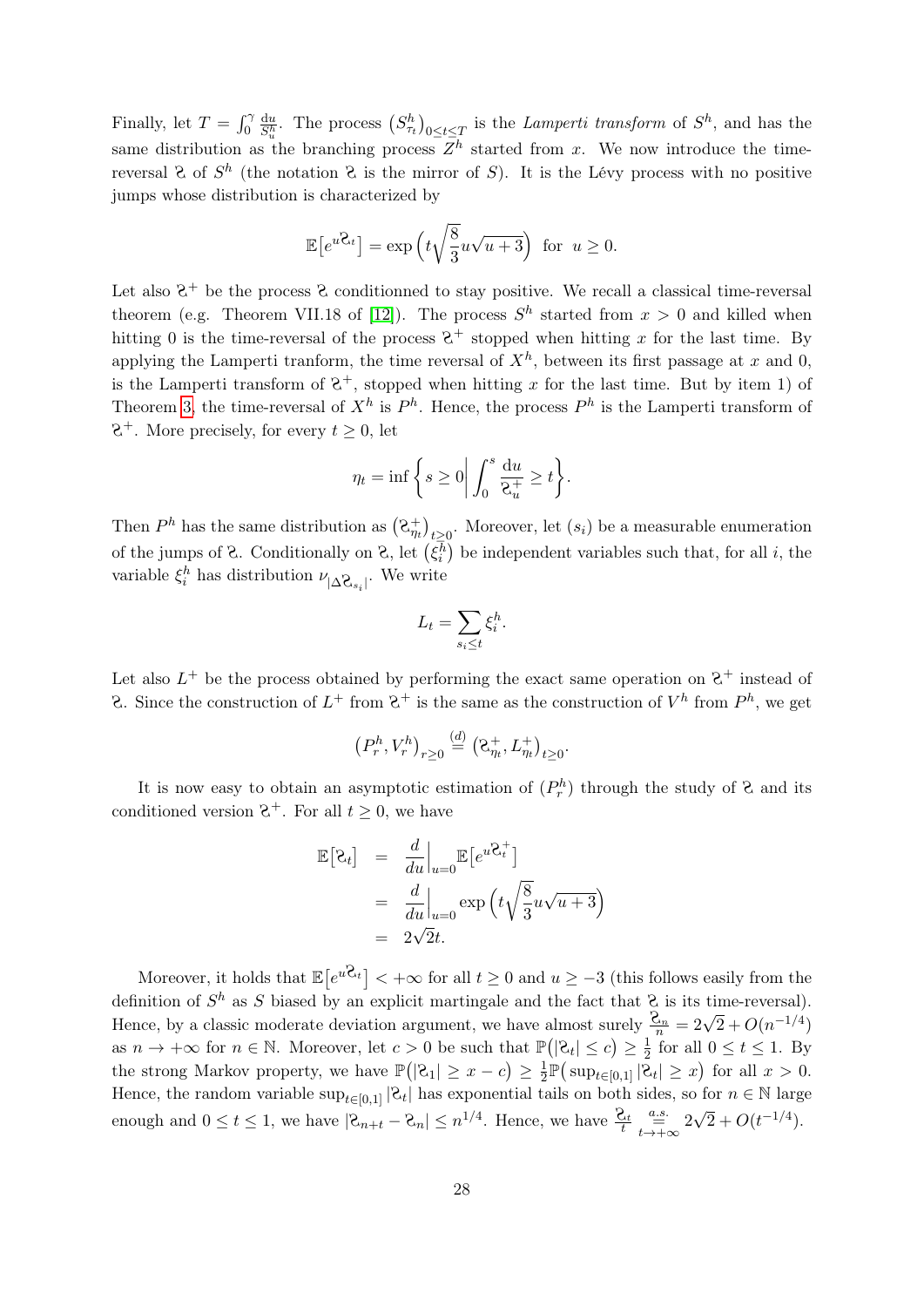Finally, let $T = \int_0^\gamma \frac{\mathrm{d}u}{S_u^h}$. The process $\left(S^h_{\tau_t}\right)_{0\le t\le T}$ is the *Lamperti transform* of $S^h$, and has the same distribution as the branching process $Z^h$ started from $x$. We now introduce the time-reversal $\mathcal{Z}$ of $S^h$ (the notation $\mathcal{Z}$ is the mirror of $S$). It is the Lévy process with no positive jumps whose distribution is characterized by

$$\mathbb{E}\big[e^{u\mathcal{Z}_t}\big] = \exp\Big(t\sqrt{\frac{8}{3}}u\sqrt{u+3}\Big) \;\text{ for }\; u\ge 0.$$

Let also $\mathcal{Z}^+$ be the process $\mathcal{Z}$ conditionned to stay positive. We recall a classical time-reversal theorem (e.g. Theorem VII.18 of [12]). The process $S^h$ started from $x>0$ and killed when hitting 0 is the time-reversal of the process $\mathcal{Z}^+$ stopped when hitting $x$ for the last time. By applying the Lamperti tranform, the time reversal of $X^h$, between its first passage at $x$ and 0, is the Lamperti transform of $\mathcal{Z}^+$, stopped when hitting $x$ for the last time. But by item 1) of Theorem 3, the time-reversal of $X^h$ is $P^h$. Hence, the process $P^h$ is the Lamperti transform of $\mathcal{Z}^+$. More precisely, for every $t\ge 0$, let

$$\eta_t = \inf\left\{ s\ge 0 \,\middle|\, \int_0^s \frac{\mathrm{d}u}{\mathcal{Z}^+_u} \ge t\right\}.$$

Then $P^h$ has the same distribution as $\left(\mathcal{Z}^+_{\eta_t}\right)_{t\ge 0}$. Moreover, let $(s_i)$ be a measurable enumeration of the jumps of $\mathcal{Z}$. Conditionally on $\mathcal{Z}$, let $\left(\xi_i^h\right)$ be independent variables such that, for all $i$, the variable $\xi_i^h$ has distribution $\nu_{|\Delta\mathcal{Z}_{s_i}|}$. We write

$$L_t = \sum_{s_i\le t} \xi_i^h.$$

Let also $L^+$ be the process obtained by performing the exact same operation on $\mathcal{Z}^+$ instead of $\mathcal{Z}$. Since the construction of $L^+$ from $\mathcal{Z}^+$ is the same as the construction of $V^h$ from $P^h$, we get

$$\left(P^h_r, V^h_r\right)_{r\ge 0} \overset{(d)}{=} \left(\mathcal{Z}^+_{\eta_t}, L^+_{\eta_t}\right)_{t\ge 0}.$$

It is now easy to obtain an asymptotic estimation of $(P^h_r)$ through the study of $\mathcal{Z}$ and its conditioned version $\mathcal{Z}^+$. For all $t\ge 0$, we have

$$\begin{aligned}
\mathbb{E}\big[\mathcal{Z}_t\big] &= \frac{d}{du}\Big|_{u=0} \mathbb{E}\big[e^{u\mathcal{Z}^+_t}\big] \\
&= \frac{d}{du}\Big|_{u=0} \exp\Big(t\sqrt{\frac{8}{3}}u\sqrt{u+3}\Big) \\
&= 2\sqrt{2}t.
\end{aligned}$$

Moreover, it holds that $\mathbb{E}\big[e^{u\mathcal{Z}_t}\big]<+\infty$ for all $t\ge 0$ and $u\ge -3$ (this follows easily from the definition of $S^h$ as $S$ biased by an explicit martingale and the fact that $\mathcal{Z}$ is its time-reversal). Hence, by a classic moderate deviation argument, we have almost surely $\frac{\mathcal{Z}_n}{n} = 2\sqrt{2}+O(n^{-1/4})$ as $n\to+\infty$ for $n\in\mathbb{N}$. Moreover, let $c>0$ be such that $\mathbb{P}\big(|\mathcal{Z}_t|\le c\big)\ge \frac{1}{2}$ for all $0\le t\le 1$. By the strong Markov property, we have $\mathbb{P}\big(|\mathcal{Z}_1|\ge x-c\big)\ge \frac{1}{2}\mathbb{P}\big(\sup_{t\in[0,1]}|\mathcal{Z}_t|\ge x\big)$ for all $x>0$. Hence, the random variable $\sup_{t\in[0,1]}|\mathcal{Z}_t|$ has exponential tails on both sides, so for $n\in\mathbb{N}$ large enough and $0\le t\le 1$, we have $|\mathcal{Z}_{n+t}-\mathcal{Z}_n|\le n^{1/4}$. Hence, we have $\frac{\mathcal{Z}_t}{t} \underset{t\to+\infty}{\overset{a.s.}{=}} 2\sqrt{2}+O(t^{-1/4})$.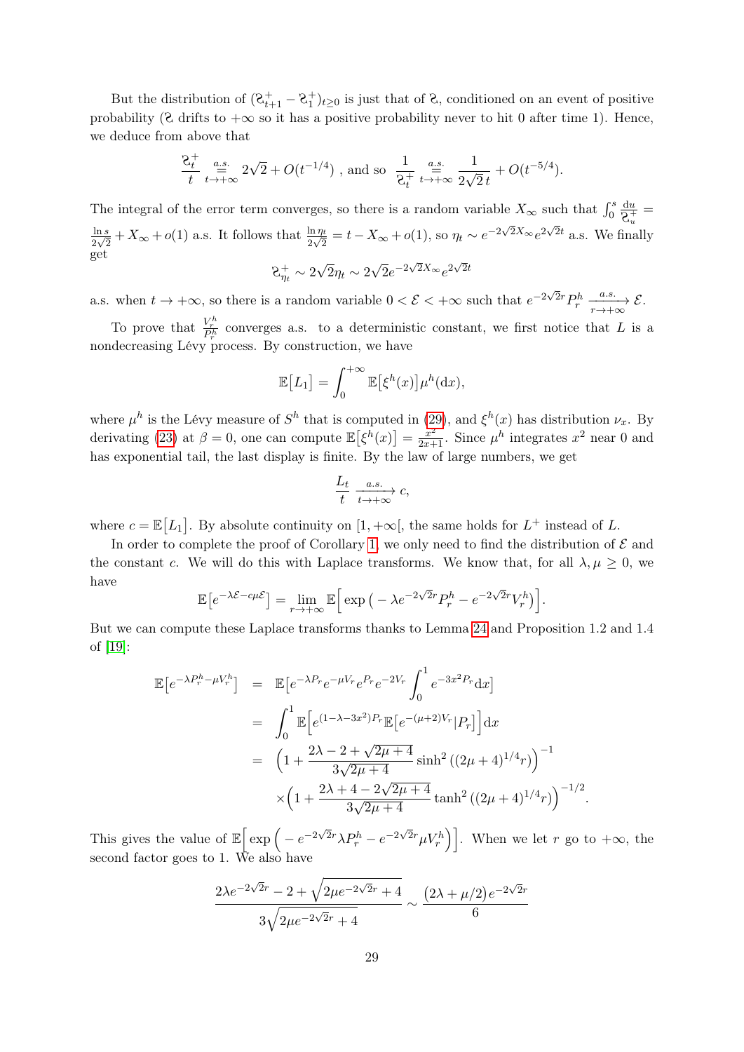But the distribution of $(\mathfrak{d}^+_{t+1} - \mathfrak{d}^+_1)_{t\geq 0}$ is just that of $\mathfrak{d}$, conditioned on an event of positive probability ($\mathfrak{d}$ drifts to $+\infty$ so it has a positive probability never to hit 0 after time 1). Hence, we deduce from above that

$$\frac{\mathfrak{d}^+_t}{t} \underset{t\to+\infty}{\overset{a.s.}{=}} 2\sqrt{2} + O(t^{-1/4}) \text{ , and so } \frac{1}{\mathfrak{d}^+_t} \underset{t\to+\infty}{\overset{a.s.}{=}} \frac{1}{2\sqrt{2}\,t} + O(t^{-5/4}).$$

The integral of the error term converges, so there is a random variable $X_\infty$ such that $\int_0^s \frac{\mathrm{d}u}{\mathfrak{d}^+_u} = \frac{\ln s}{2\sqrt{2}} + X_\infty + o(1)$ a.s. It follows that $\frac{\ln \eta_t}{2\sqrt{2}} = t - X_\infty + o(1)$, so $\eta_t \sim e^{-2\sqrt{2}X_\infty} e^{2\sqrt{2}t}$ a.s. We finally get

$$\mathfrak{d}^+_{\eta_t} \sim 2\sqrt{2}\eta_t \sim 2\sqrt{2} e^{-2\sqrt{2}X_\infty} e^{2\sqrt{2}t}$$

a.s. when $t \to +\infty$, so there is a random variable $0 < \mathcal{E} < +\infty$ such that $e^{-2\sqrt{2}r} P^h_r \xrightarrow[r\to+\infty]{a.s.} \mathcal{E}$.

To prove that $\frac{V^h_r}{P^h_r}$ converges a.s. to a deterministic constant, we first notice that $L$ is a nondecreasing Lévy process. By construction, we have

$$\mathbb{E}\big[L_1\big] = \int_0^{+\infty} \mathbb{E}\big[\xi^h(x)\big] \mu^h(\mathrm{d}x),$$

where $\mu^h$ is the Lévy measure of $S^h$ that is computed in (29), and $\xi^h(x)$ has distribution $\nu_x$. By derivating (23) at $\beta = 0$, one can compute $\mathbb{E}\big[\xi^h(x)\big] = \frac{x^2}{2x+1}$. Since $\mu^h$ integrates $x^2$ near 0 and has exponential tail, the last display is finite. By the law of large numbers, we get

$$\frac{L_t}{t} \xrightarrow[t\to+\infty]{a.s.} c,$$

where $c = \mathbb{E}\big[L_1\big]$. By absolute continuity on $[1, +\infty[$, the same holds for $L^+$ instead of $L$.

In order to complete the proof of Corollary 1, we only need to find the distribution of $\mathcal{E}$ and the constant $c$. We will do this with Laplace transforms. We know that, for all $\lambda, \mu \geq 0$, we have

$$\mathbb{E}\big[e^{-\lambda\mathcal{E} - c\mu\mathcal{E}}\big] = \lim_{r\to+\infty} \mathbb{E}\Big[\exp\big(-\lambda e^{-2\sqrt{2}r} P^h_r - e^{-2\sqrt{2}r} V^h_r\big)\Big].$$

But we can compute these Laplace transforms thanks to Lemma 24 and Proposition 1.2 and 1.4 of [19]:

$$\begin{aligned}
\mathbb{E}\big[e^{-\lambda P^h_r - \mu V^h_r}\big] &= \mathbb{E}\big[e^{-\lambda P_r} e^{-\mu V_r} e^{P_r} e^{-2V_r} \int_0^1 e^{-3x^2 P_r} \mathrm{d}x\big] \\
&= \int_0^1 \mathbb{E}\Big[e^{(1-\lambda-3x^2)P_r} \mathbb{E}\big[e^{-(\mu+2)V_r} | P_r\big]\Big] \mathrm{d}x \\
&= \Big(1 + \frac{2\lambda - 2 + \sqrt{2\mu+4}}{3\sqrt{2\mu+4}} \sinh^2\big((2\mu+4)^{1/4} r\big)\Big)^{-1} \\
&\quad \times \Big(1 + \frac{2\lambda + 4 - 2\sqrt{2\mu+4}}{3\sqrt{2\mu+4}} \tanh^2\big((2\mu+4)^{1/4} r\big)\Big)^{-1/2}.
\end{aligned}$$

This gives the value of $\mathbb{E}\Big[\exp\Big(-e^{-2\sqrt{2}r}\lambda P^h_r - e^{-2\sqrt{2}r}\mu V^h_r\Big)\Big]$. When we let $r$ go to $+\infty$, the second factor goes to 1. We also have

$$\frac{2\lambda e^{-2\sqrt{2}r} - 2 + \sqrt{2\mu e^{-2\sqrt{2}r} + 4}}{3\sqrt{2\mu e^{-2\sqrt{2}r} + 4}} \sim \frac{\big(2\lambda + \mu/2\big)e^{-2\sqrt{2}r}}{6}$$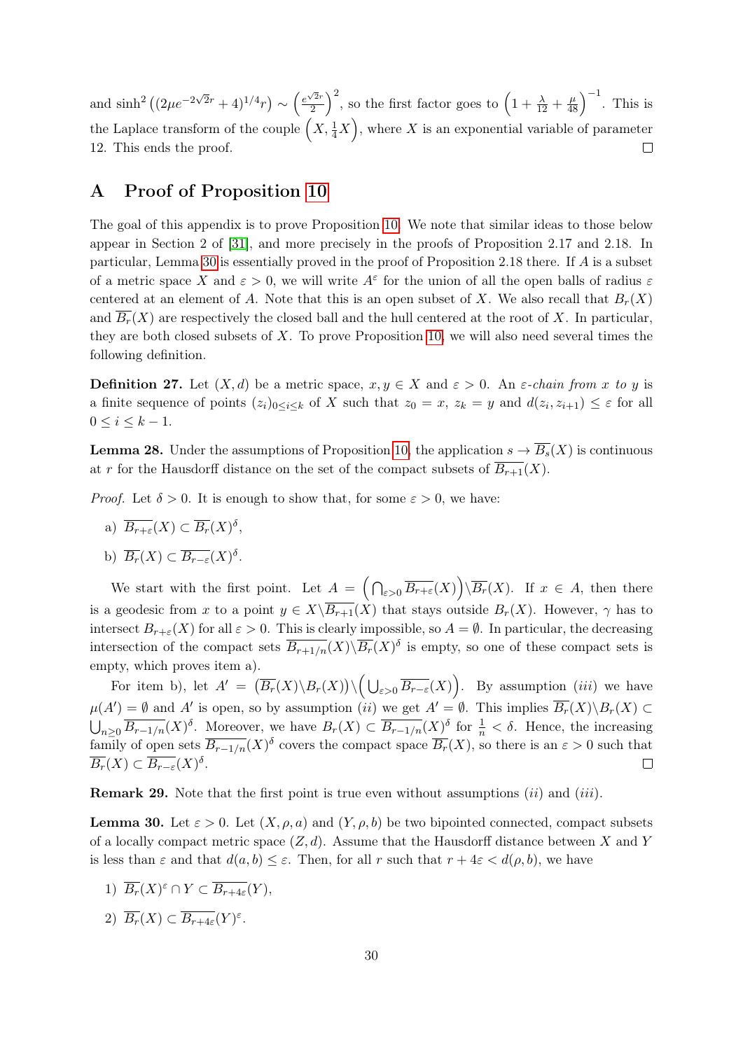and $\sinh^2\left((2\mu e^{-2\sqrt{2}r}+4)^{1/4}r\right) \sim \left(\frac{e^{\sqrt{2}r}}{2}\right)^2$, so the first factor goes to $\left(1+\frac{\lambda}{12}+\frac{\mu}{48}\right)^{-1}$. This is the Laplace transform of the couple $\left(X, \frac{1}{4}X\right)$, where $X$ is an exponential variable of parameter 12. This ends the proof. ◻

# A Proof of Proposition 10

The goal of this appendix is to prove Proposition 10. We note that similar ideas to those below appear in Section 2 of [31], and more precisely in the proofs of Proposition 2.17 and 2.18. In particular, Lemma 30 is essentially proved in the proof of Proposition 2.18 there. If $A$ is a subset of a metric space $X$ and $\varepsilon > 0$, we will write $A^\varepsilon$ for the union of all the open balls of radius $\varepsilon$ centered at an element of $A$. Note that this is an open subset of $X$. We also recall that $B_r(X)$ and $\overline{B_r}(X)$ are respectively the closed ball and the hull centered at the root of $X$. In particular, they are both closed subsets of $X$. To prove Proposition 10, we will also need several times the following definition.

**Definition 27.** Let $(X,d)$ be a metric space, $x, y \in X$ and $\varepsilon > 0$. An *$\varepsilon$-chain from $x$ to $y$* is a finite sequence of points $(z_i)_{0 \le i \le k}$ of $X$ such that $z_0 = x$, $z_k = y$ and $d(z_i, z_{i+1}) \le \varepsilon$ for all $0 \le i \le k-1$.

**Lemma 28.** Under the assumptions of Proposition 10, the application $s \to \overline{B_s}(X)$ is continuous at $r$ for the Hausdorff distance on the set of the compact subsets of $\overline{B_{r+1}}(X)$.

*Proof.* Let $\delta > 0$. It is enough to show that, for some $\varepsilon > 0$, we have:

a) $\overline{B_{r+\varepsilon}}(X) \subset \overline{B_r}(X)^\delta$,

b) $\overline{B_r}(X) \subset \overline{B_{r-\varepsilon}}(X)^\delta$.

We start with the first point. Let $A = \left(\bigcap_{\varepsilon>0} \overline{B_{r+\varepsilon}}(X)\right) \backslash \overline{B_r}(X)$. If $x \in A$, then there is a geodesic from $x$ to a point $y \in X \backslash \overline{B_{r+1}}(X)$ that stays outside $B_r(X)$. However, $\gamma$ has to intersect $B_{r+\varepsilon}(X)$ for all $\varepsilon > 0$. This is clearly impossible, so $A = \emptyset$. In particular, the decreasing intersection of the compact sets $\overline{B_{r+1/n}}(X) \backslash \overline{B_r}(X)^\delta$ is empty, so one of these compact sets is empty, which proves item a).

For item b), let $A' = \left(\overline{B_r}(X) \backslash B_r(X)\right) \backslash \left(\bigcup_{\varepsilon>0} \overline{B_{r-\varepsilon}}(X)\right)$. By assumption $(iii)$ we have $\mu(A') = \emptyset$ and $A'$ is open, so by assumption $(ii)$ we get $A' = \emptyset$. This implies $\overline{B_r}(X) \backslash B_r(X) \subset \bigcup_{n \ge 0} \overline{B_{r-1/n}}(X)^\delta$. Moreover, we have $B_r(X) \subset \overline{B_{r-1/n}}(X)^\delta$ for $\frac{1}{n} < \delta$. Hence, the increasing family of open sets $\overline{B_{r-1/n}}(X)^\delta$ covers the compact space $\overline{B_r}(X)$, so there is an $\varepsilon > 0$ such that $\overline{B_r}(X) \subset \overline{B_{r-\varepsilon}}(X)^\delta$. ◻

**Remark 29.** Note that the first point is true even without assumptions $(ii)$ and $(iii)$.

**Lemma 30.** Let $\varepsilon > 0$. Let $(X, \rho, a)$ and $(Y, \rho, b)$ be two bipointed connected, compact subsets of a locally compact metric space $(Z, d)$. Assume that the Hausdorff distance between $X$ and $Y$ is less than $\varepsilon$ and that $d(a, b) \le \varepsilon$. Then, for all $r$ such that $r + 4\varepsilon < d(\rho, b)$, we have

1) $\overline{B_r}(X)^\varepsilon \cap Y \subset \overline{B_{r+4\varepsilon}}(Y)$,

2) $\overline{B_r}(X) \subset \overline{B_{r+4\varepsilon}}(Y)^\varepsilon$.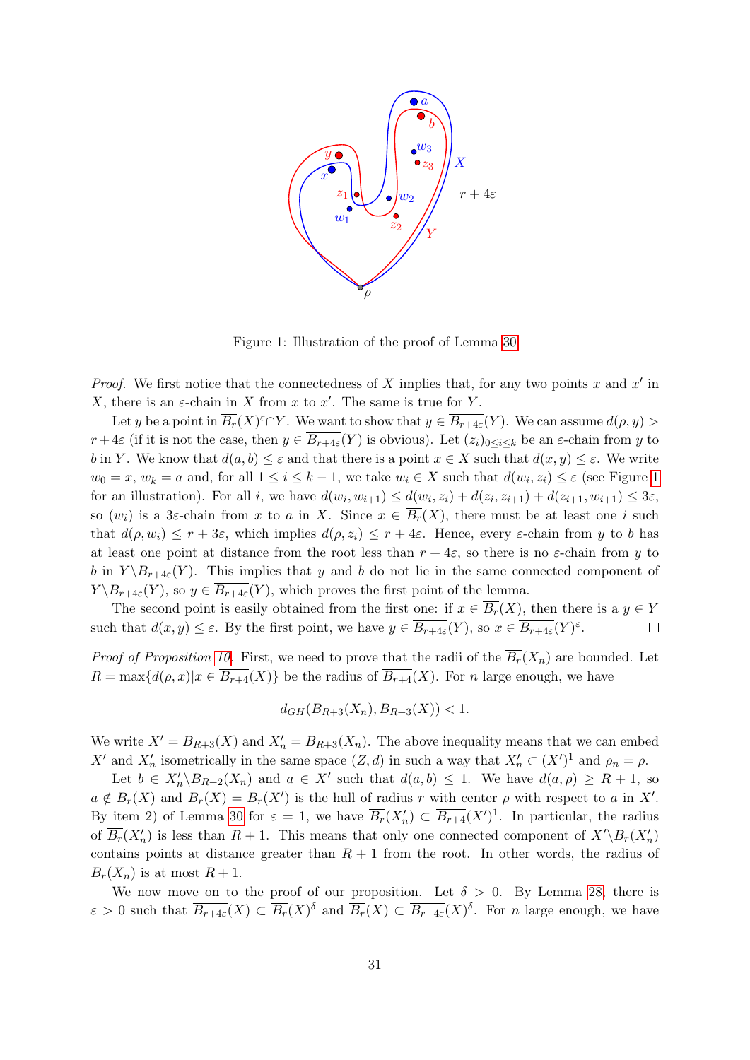Figure 1: Illustration of the proof of Lemma 30

*Proof.* We first notice that the connectedness of $X$ implies that, for any two points $x$ and $x'$ in $X$, there is an $\varepsilon$-chain in $X$ from $x$ to $x'$. The same is true for $Y$.

Let $y$ be a point in $\overline{B_r}(X)^\varepsilon \cap Y$. We want to show that $y \in \overline{B_{r+4\varepsilon}}(Y)$. We can assume $d(\rho, y) > r + 4\varepsilon$ (if it is not the case, then $y \in \overline{B_{r+4\varepsilon}}(Y)$ is obvious). Let $(z_i)_{0 \le i \le k}$ be an $\varepsilon$-chain from $y$ to $b$ in $Y$. We know that $d(a, b) \le \varepsilon$ and that there is a point $x \in X$ such that $d(x, y) \le \varepsilon$. We write $w_0 = x$, $w_k = a$ and, for all $1 \le i \le k-1$, we take $w_i \in X$ such that $d(w_i, z_i) \le \varepsilon$ (see Figure 1 for an illustration). For all $i$, we have $d(w_i, w_{i+1}) \le d(w_i, z_i) + d(z_i, z_{i+1}) + d(z_{i+1}, w_{i+1}) \le 3\varepsilon$, so $(w_i)$ is a $3\varepsilon$-chain from $x$ to $a$ in $X$. Since $x \in \overline{B_r}(X)$, there must be at least one $i$ such that $d(\rho, w_i) \le r + 3\varepsilon$, which implies $d(\rho, z_i) \le r + 4\varepsilon$. Hence, every $\varepsilon$-chain from $y$ to $b$ has at least one point at distance from the root less than $r + 4\varepsilon$, so there is no $\varepsilon$-chain from $y$ to $b$ in $Y \backslash B_{r+4\varepsilon}(Y)$. This implies that $y$ and $b$ do not lie in the same connected component of $Y \backslash B_{r+4\varepsilon}(Y)$, so $y \in \overline{B_{r+4\varepsilon}}(Y)$, which proves the first point of the lemma.

The second point is easily obtained from the first one: if $x \in \overline{B_r}(X)$, then there is a $y \in Y$ such that $d(x, y) \le \varepsilon$. By the first point, we have $y \in \overline{B_{r+4\varepsilon}}(Y)$, so $x \in \overline{B_{r+4\varepsilon}}(Y)^\varepsilon$. $\square$

*Proof of Proposition 10.* First, we need to prove that the radii of the $\overline{B_r}(X_n)$ are bounded. Let $R = \max\{d(\rho, x) | x \in \overline{B_{r+4}}(X)\}$ be the radius of $\overline{B_{r+4}}(X)$. For $n$ large enough, we have

$$d_{GH}(B_{R+3}(X_n), B_{R+3}(X)) < 1.$$

We write $X' = B_{R+3}(X)$ and $X'_n = B_{R+3}(X_n)$. The above inequality means that we can embed $X'$ and $X'_n$ isometrically in the same space $(Z, d)$ in such a way that $X'_n \subset (X')^1$ and $\rho_n = \rho$.

Let $b \in X'_n \backslash B_{R+2}(X_n)$ and $a \in X'$ such that $d(a, b) \le 1$. We have $d(a, \rho) \ge R + 1$, so $a \notin \overline{B_r}(X)$ and $\overline{B_r}(X) = \overline{B_r}(X')$ is the hull of radius $r$ with center $\rho$ with respect to $a$ in $X'$. By item 2) of Lemma 30 for $\varepsilon = 1$, we have $\overline{B_r}(X'_n) \subset \overline{B_{r+4}}(X')^1$. In particular, the radius of $\overline{B_r}(X'_n)$ is less than $R + 1$. This means that only one connected component of $X' \backslash B_r(X'_n)$ contains points at distance greater than $R + 1$ from the root. In other words, the radius of $\overline{B_r}(X_n)$ is at most $R + 1$.

We now move on to the proof of our proposition. Let $\delta > 0$. By Lemma 28, there is $\varepsilon > 0$ such that $\overline{B_{r+4\varepsilon}}(X) \subset \overline{B_r}(X)^\delta$ and $\overline{B_r}(X) \subset \overline{B_{r-4\varepsilon}}(X)^\delta$. For $n$ large enough, we have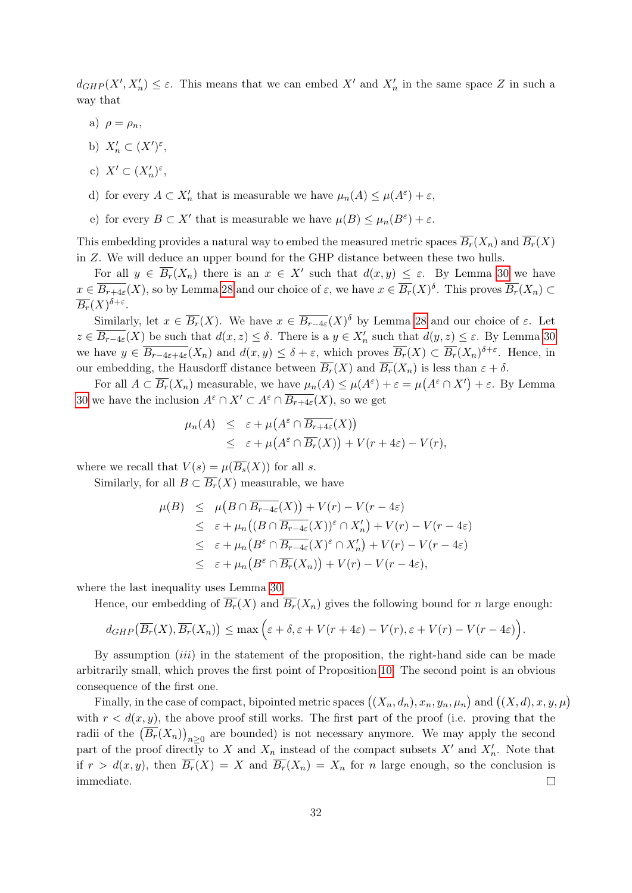$d_{GHP}(X', X'_n) \leq \varepsilon$. This means that we can embed $X'$ and $X'_n$ in the same space $Z$ in such a way that

a) $\rho = \rho_n$,

b) $X'_n \subset (X')^\varepsilon$,

c) $X' \subset (X'_n)^\varepsilon$,

d) for every $A \subset X'_n$ that is measurable we have $\mu_n(A) \leq \mu(A^\varepsilon) + \varepsilon$,

e) for every $B \subset X'$ that is measurable we have $\mu(B) \leq \mu_n(B^\varepsilon) + \varepsilon$.

This embedding provides a natural way to embed the measured metric spaces $\overline{B_r}(X_n)$ and $\overline{B_r}(X)$ in $Z$. We will deduce an upper bound for the GHP distance between these two hulls.

For all $y \in \overline{B_r}(X_n)$ there is an $x \in X'$ such that $d(x, y) \leq \varepsilon$. By Lemma 30 we have $x \in \overline{B_{r+4\varepsilon}}(X)$, so by Lemma 28 and our choice of $\varepsilon$, we have $x \in \overline{B_r}(X)^\delta$. This proves $\overline{B_r}(X_n) \subset \overline{B_r}(X)^{\delta+\varepsilon}$.

Similarly, let $x \in \overline{B_r}(X)$. We have $x \in \overline{B_{r-4\varepsilon}}(X)^\delta$ by Lemma 28 and our choice of $\varepsilon$. Let $z \in \overline{B_{r-4\varepsilon}}(X)$ be such that $d(x, z) \leq \delta$. There is a $y \in X'_n$ such that $d(y, z) \leq \varepsilon$. By Lemma 30 we have $y \in \overline{B_{r-4\varepsilon+4\varepsilon}}(X_n)$ and $d(x, y) \leq \delta + \varepsilon$, which proves $\overline{B_r}(X) \subset \overline{B_r}(X_n)^{\delta+\varepsilon}$. Hence, in our embedding, the Hausdorff distance between $\overline{B_r}(X)$ and $\overline{B_r}(X_n)$ is less than $\varepsilon + \delta$.

For all $A \subset \overline{B_r}(X_n)$ measurable, we have $\mu_n(A) \leq \mu(A^\varepsilon) + \varepsilon = \mu\big(A^\varepsilon \cap X'\big) + \varepsilon$. By Lemma 30 we have the inclusion $A^\varepsilon \cap X' \subset A^\varepsilon \cap \overline{B_{r+4\varepsilon}}(X)$, so we get

$$
\begin{aligned}
\mu_n(A) &\leq \varepsilon + \mu\big(A^\varepsilon \cap \overline{B_{r+4\varepsilon}}(X)\big) \\
&\leq \varepsilon + \mu\big(A^\varepsilon \cap \overline{B_r}(X)\big) + V(r+4\varepsilon) - V(r),
\end{aligned}
$$

where we recall that $V(s) = \mu(\overline{B_s}(X))$ for all $s$.

Similarly, for all $B \subset \overline{B_r}(X)$ measurable, we have

$$
\begin{aligned}
\mu(B) &\leq \mu\big(B \cap \overline{B_{r-4\varepsilon}}(X)\big) + V(r) - V(r-4\varepsilon) \\
&\leq \varepsilon + \mu_n\big((B \cap \overline{B_{r-4\varepsilon}}(X))^\varepsilon \cap X'_n\big) + V(r) - V(r-4\varepsilon) \\
&\leq \varepsilon + \mu_n\big(B^\varepsilon \cap \overline{B_{r-4\varepsilon}}(X)^\varepsilon \cap X'_n\big) + V(r) - V(r-4\varepsilon) \\
&\leq \varepsilon + \mu_n\big(B^\varepsilon \cap \overline{B_r}(X_n)\big) + V(r) - V(r-4\varepsilon),
\end{aligned}
$$

where the last inequality uses Lemma 30.

Hence, our embedding of $\overline{B_r}(X)$ and $\overline{B_r}(X_n)$ gives the following bound for $n$ large enough:

$$
d_{GHP}\big(\overline{B_r}(X), \overline{B_r}(X_n)\big) \leq \max\Big(\varepsilon + \delta, \varepsilon + V(r+4\varepsilon) - V(r), \varepsilon + V(r) - V(r-4\varepsilon)\Big).
$$

By assumption $(iii)$ in the statement of the proposition, the right-hand side can be made arbitrarily small, which proves the first point of Proposition 10. The second point is an obvious consequence of the first one.

Finally, in the case of compact, bipointed metric spaces $\big((X_n, d_n), x_n, y_n, \mu_n\big)$ and $\big((X, d), x, y, \mu\big)$ with $r < d(x, y)$, the above proof still works. The first part of the proof (i.e. proving that the radii of the $\big(\overline{B_r}(X_n)\big)_{n \geq 0}$ are bounded) is not necessary anymore. We may apply the second part of the proof directly to $X$ and $X_n$ instead of the compact subsets $X'$ and $X'_n$. Note that if $r > d(x, y)$, then $\overline{B_r}(X) = X$ and $\overline{B_r}(X_n) = X_n$ for $n$ large enough, so the conclusion is immediate. $\square$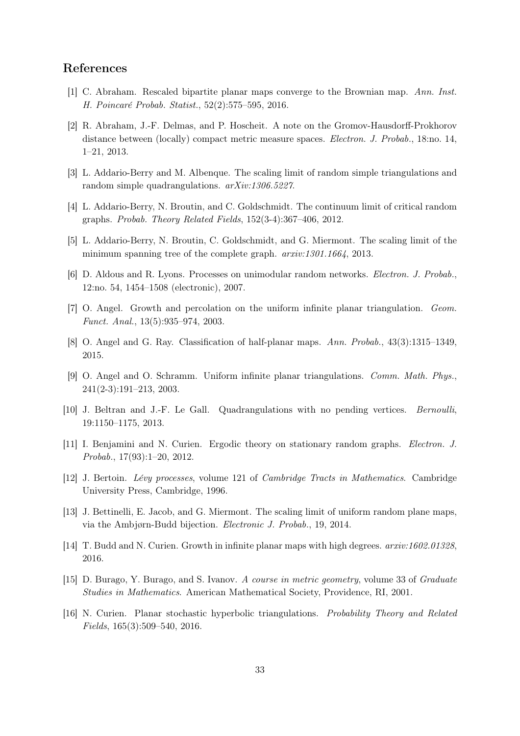## References

[1] C. Abraham. Rescaled bipartite planar maps converge to the Brownian map. *Ann. Inst. H. Poincaré Probab. Statist.*, 52(2):575–595, 2016.

[2] R. Abraham, J.-F. Delmas, and P. Hoscheit. A note on the Gromov-Hausdorff-Prokhorov distance between (locally) compact metric measure spaces. *Electron. J. Probab.*, 18:no. 14, 1–21, 2013.

[3] L. Addario-Berry and M. Albenque. The scaling limit of random simple triangulations and random simple quadrangulations. *arXiv:1306.5227*.

[4] L. Addario-Berry, N. Broutin, and C. Goldschmidt. The continuum limit of critical random graphs. *Probab. Theory Related Fields*, 152(3-4):367–406, 2012.

[5] L. Addario-Berry, N. Broutin, C. Goldschmidt, and G. Miermont. The scaling limit of the minimum spanning tree of the complete graph. *arxiv:1301.1664*, 2013.

[6] D. Aldous and R. Lyons. Processes on unimodular random networks. *Electron. J. Probab.*, 12:no. 54, 1454–1508 (electronic), 2007.

[7] O. Angel. Growth and percolation on the uniform infinite planar triangulation. *Geom. Funct. Anal.*, 13(5):935–974, 2003.

[8] O. Angel and G. Ray. Classification of half-planar maps. *Ann. Probab.*, 43(3):1315–1349, 2015.

[9] O. Angel and O. Schramm. Uniform infinite planar triangulations. *Comm. Math. Phys.*, 241(2-3):191–213, 2003.

[10] J. Beltran and J.-F. Le Gall. Quadrangulations with no pending vertices. *Bernoulli*, 19:1150–1175, 2013.

[11] I. Benjamini and N. Curien. Ergodic theory on stationary random graphs. *Electron. J. Probab.*, 17(93):1–20, 2012.

[12] J. Bertoin. *Lévy processes*, volume 121 of *Cambridge Tracts in Mathematics*. Cambridge University Press, Cambridge, 1996.

[13] J. Bettinelli, E. Jacob, and G. Miermont. The scaling limit of uniform random plane maps, via the Ambjørn-Budd bijection. *Electronic J. Probab.*, 19, 2014.

[14] T. Budd and N. Curien. Growth in infinite planar maps with high degrees. *arxiv:1602.01328*, 2016.

[15] D. Burago, Y. Burago, and S. Ivanov. *A course in metric geometry*, volume 33 of *Graduate Studies in Mathematics*. American Mathematical Society, Providence, RI, 2001.

[16] N. Curien. Planar stochastic hyperbolic triangulations. *Probability Theory and Related Fields*, 165(3):509–540, 2016.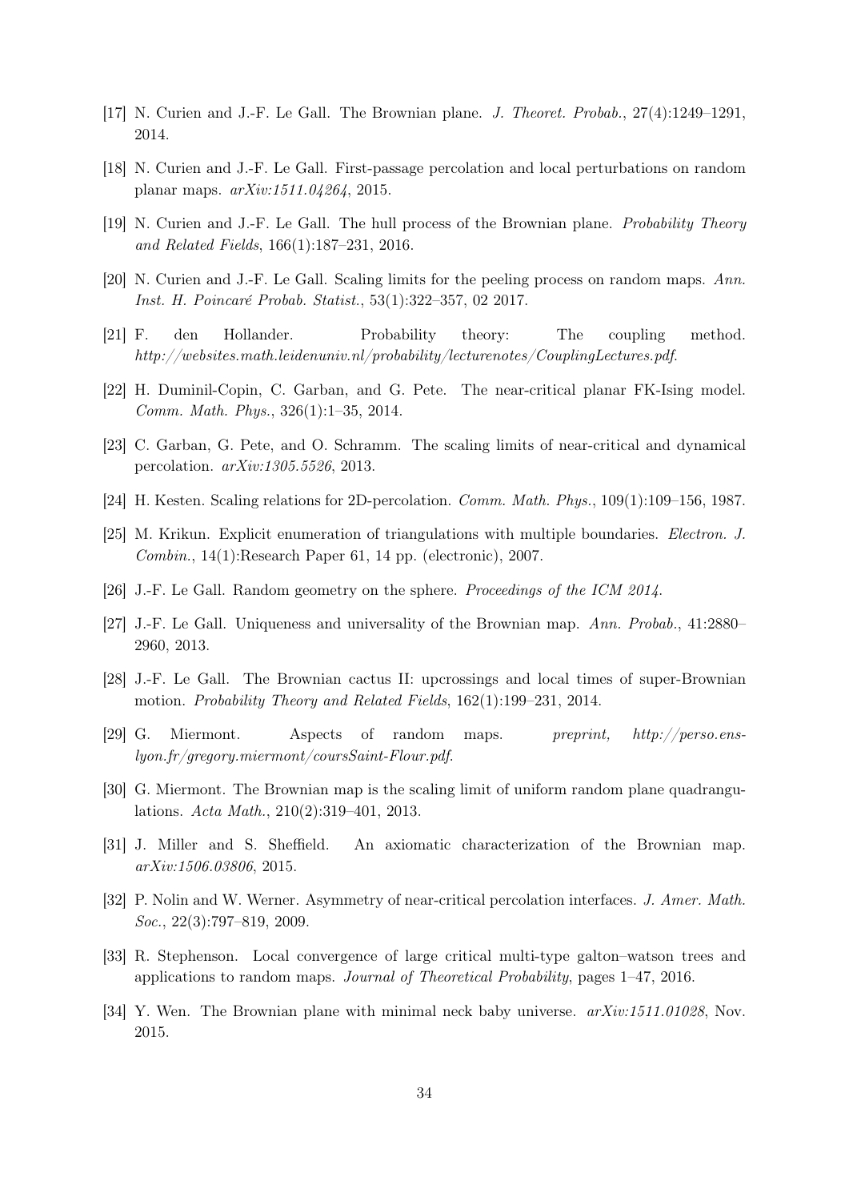[17] N. Curien and J.-F. Le Gall. The Brownian plane. *J. Theoret. Probab.*, 27(4):1249–1291, 2014.

[18] N. Curien and J.-F. Le Gall. First-passage percolation and local perturbations on random planar maps. *arXiv:1511.04264*, 2015.

[19] N. Curien and J.-F. Le Gall. The hull process of the Brownian plane. *Probability Theory and Related Fields*, 166(1):187–231, 2016.

[20] N. Curien and J.-F. Le Gall. Scaling limits for the peeling process on random maps. *Ann. Inst. H. Poincaré Probab. Statist.*, 53(1):322–357, 02 2017.

[21] F. den Hollander. Probability theory: The coupling method. *http://websites.math.leidenuniv.nl/probability/lecturenotes/CouplingLectures.pdf*.

[22] H. Duminil-Copin, C. Garban, and G. Pete. The near-critical planar FK-Ising model. *Comm. Math. Phys.*, 326(1):1–35, 2014.

[23] C. Garban, G. Pete, and O. Schramm. The scaling limits of near-critical and dynamical percolation. *arXiv:1305.5526*, 2013.

[24] H. Kesten. Scaling relations for 2D-percolation. *Comm. Math. Phys.*, 109(1):109–156, 1987.

[25] M. Krikun. Explicit enumeration of triangulations with multiple boundaries. *Electron. J. Combin.*, 14(1):Research Paper 61, 14 pp. (electronic), 2007.

[26] J.-F. Le Gall. Random geometry on the sphere. *Proceedings of the ICM 2014*.

[27] J.-F. Le Gall. Uniqueness and universality of the Brownian map. *Ann. Probab.*, 41:2880–2960, 2013.

[28] J.-F. Le Gall. The Brownian cactus II: upcrossings and local times of super-Brownian motion. *Probability Theory and Related Fields*, 162(1):199–231, 2014.

[29] G. Miermont. Aspects of random maps. *preprint, http://perso.ens-lyon.fr/gregory.miermont/coursSaint-Flour.pdf*.

[30] G. Miermont. The Brownian map is the scaling limit of uniform random plane quadrangulations. *Acta Math.*, 210(2):319–401, 2013.

[31] J. Miller and S. Sheffield. An axiomatic characterization of the Brownian map. *arXiv:1506.03806*, 2015.

[32] P. Nolin and W. Werner. Asymmetry of near-critical percolation interfaces. *J. Amer. Math. Soc.*, 22(3):797–819, 2009.

[33] R. Stephenson. Local convergence of large critical multi-type galton–watson trees and applications to random maps. *Journal of Theoretical Probability*, pages 1–47, 2016.

[34] Y. Wen. The Brownian plane with minimal neck baby universe. *arXiv:1511.01028*, Nov. 2015.